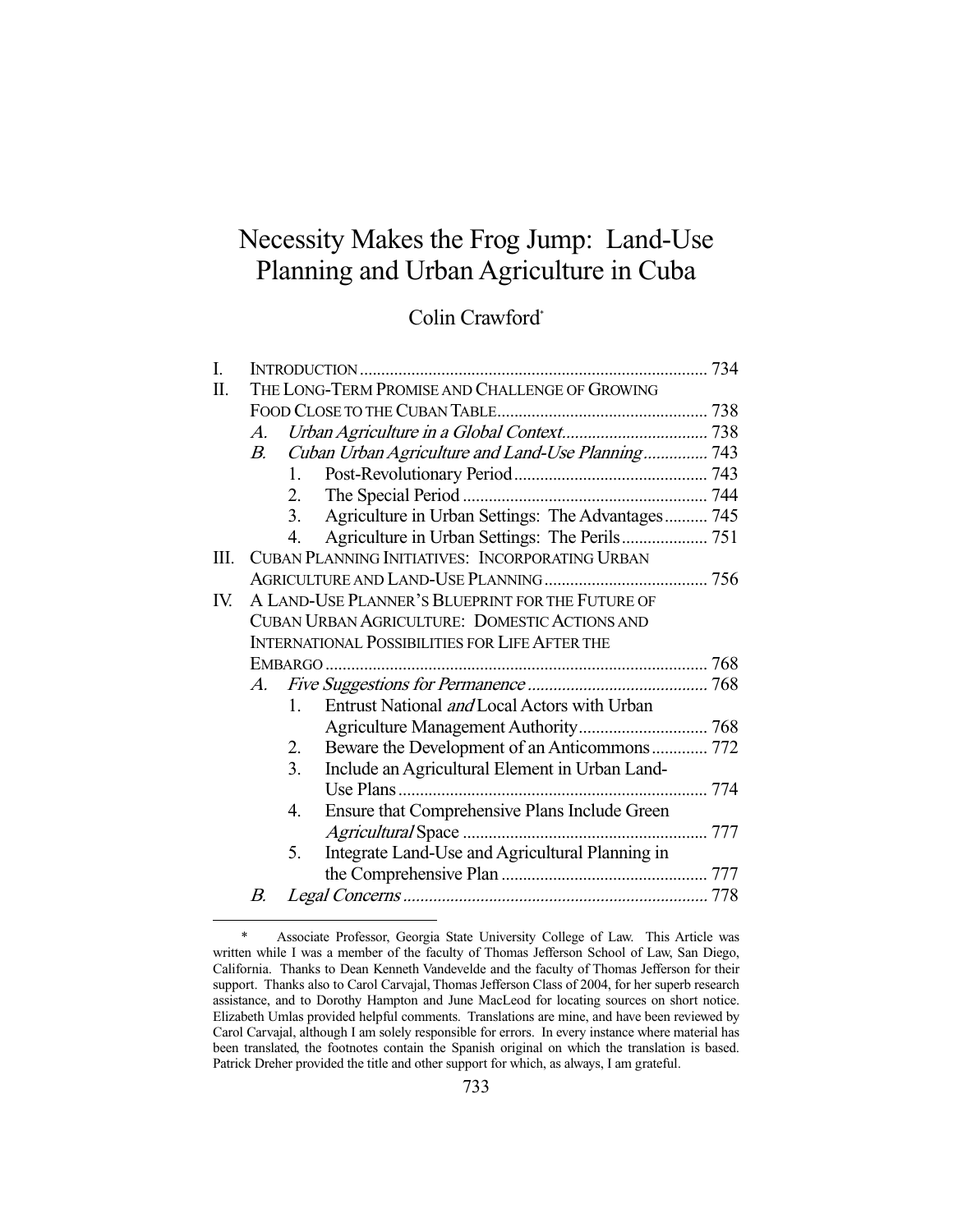# Necessity Makes the Frog Jump: Land-Use Planning and Urban Agriculture in Cuba

Colin Crawford*

| | | | | |
|---|---|---|---|---|
| I. | INTRODUCTION | | | 734 |
| II. | THE LONG-TERM PROMISE AND CHALLENGE OF GROWING FOOD CLOSE TO THE CUBAN TABLE | | | 738 |
| | A. | *Urban Agriculture in a Global Context* | | 738 |
| | B. | *Cuban Urban Agriculture and Land-Use Planning* | | 743 |
| | | 1. | Post-Revolutionary Period | 743 |
| | | 2. | The Special Period | 744 |
| | | 3. | Agriculture in Urban Settings: The Advantages | 745 |
| | | 4. | Agriculture in Urban Settings: The Perils | 751 |
| III. | CUBAN PLANNING INITIATIVES: INCORPORATING URBAN AGRICULTURE AND LAND-USE PLANNING | | | 756 |
| IV. | A LAND-USE PLANNER'S BLUEPRINT FOR THE FUTURE OF CUBAN URBAN AGRICULTURE: DOMESTIC ACTIONS AND INTERNATIONAL POSSIBILITIES FOR LIFE AFTER THE EMBARGO | | | 768 |
| | A. | *Five Suggestions for Permanence* | | 768 |
| | | 1. | Entrust National *and* Local Actors with Urban Agriculture Management Authority | 768 |
| | | 2. | Beware the Development of an Anticommons | 772 |
| | | 3. | Include an Agricultural Element in Urban Land-Use Plans | 774 |
| | | 4. | Ensure that Comprehensive Plans Include Green *Agricultural* Space | 777 |
| | | 5. | Integrate Land-Use and Agricultural Planning in the Comprehensive Plan | 777 |
| | B. | *Legal Concerns* | | 778 |

\* Associate Professor, Georgia State University College of Law. This Article was written while I was a member of the faculty of Thomas Jefferson School of Law, San Diego, California. Thanks to Dean Kenneth Vandevelde and the faculty of Thomas Jefferson for their support. Thanks also to Carol Carvajal, Thomas Jefferson Class of 2004, for her superb research assistance, and to Dorothy Hampton and June MacLeod for locating sources on short notice. Elizabeth Umlas provided helpful comments. Translations are mine, and have been reviewed by Carol Carvajal, although I am solely responsible for errors. In every instance where material has been translated, the footnotes contain the Spanish original on which the translation is based. Patrick Dreher provided the title and other support for which, as always, I am grateful.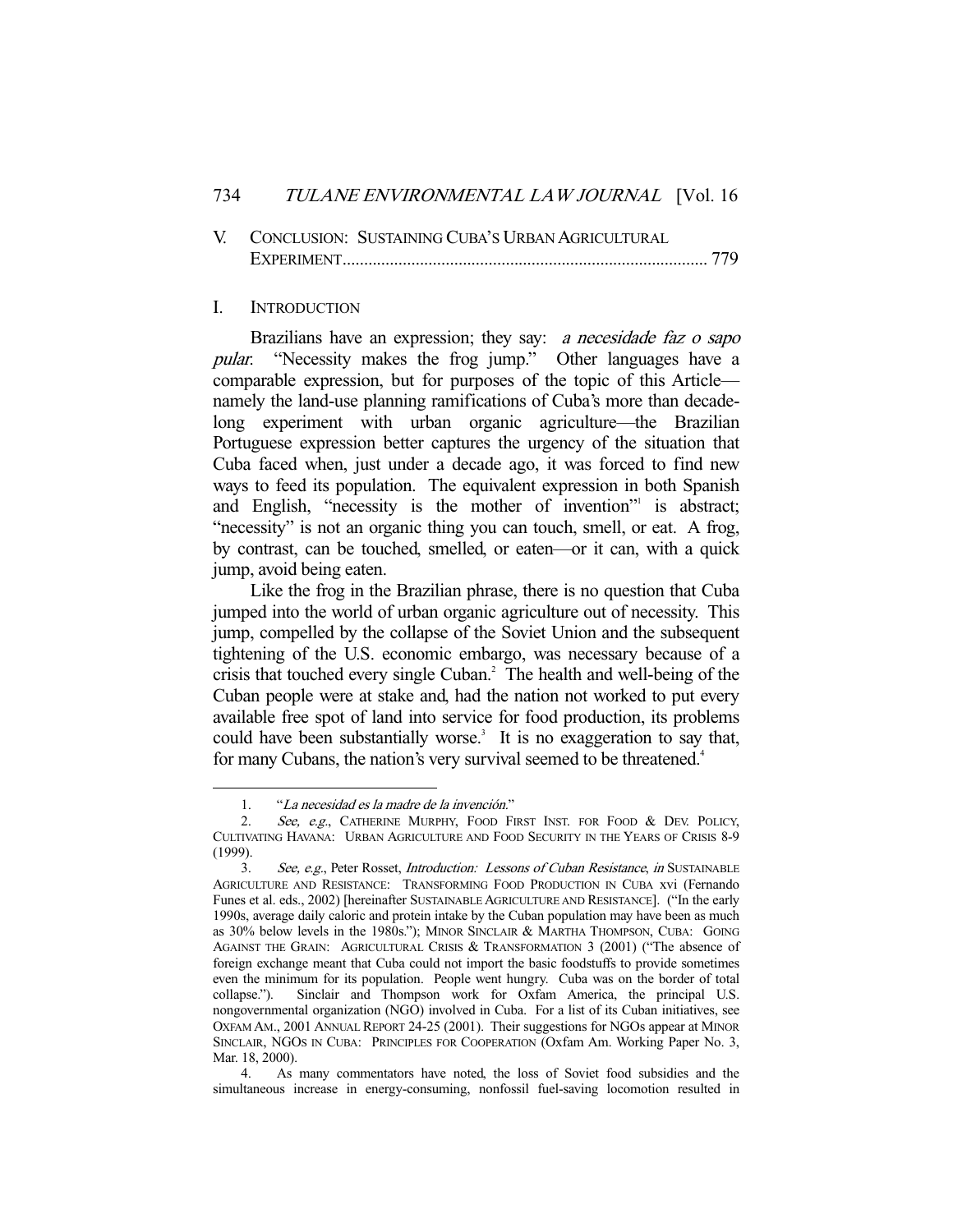V. CONCLUSION: SUSTAINING CUBA'S URBAN AGRICULTURAL EXPERIMENT .................................................................................... 779

## I. INTRODUCTION

Brazilians have an expression; they say: *a necesidade faz o sapo pular*. "Necessity makes the frog jump." Other languages have a comparable expression, but for purposes of the topic of this Article—namely the land-use planning ramifications of Cuba's more than decade-long experiment with urban organic agriculture—the Brazilian Portuguese expression better captures the urgency of the situation that Cuba faced when, just under a decade ago, it was forced to find new ways to feed its population. The equivalent expression in both Spanish and English, "necessity is the mother of invention"[1] is abstract; "necessity" is not an organic thing you can touch, smell, or eat. A frog, by contrast, can be touched, smelled, or eaten—or it can, with a quick jump, avoid being eaten.

Like the frog in the Brazilian phrase, there is no question that Cuba jumped into the world of urban organic agriculture out of necessity. This jump, compelled by the collapse of the Soviet Union and the subsequent tightening of the U.S. economic embargo, was necessary because of a crisis that touched every single Cuban.[2] The health and well-being of the Cuban people were at stake and, had the nation not worked to put every available free spot of land into service for food production, its problems could have been substantially worse.[3] It is no exaggeration to say that, for many Cubans, the nation's very survival seemed to be threatened.[4]

---

1. "*La necesidad es la madre de la invención*."

2. *See, e.g.*, CATHERINE MURPHY, FOOD FIRST INST. FOR FOOD & DEV. POLICY, CULTIVATING HAVANA: URBAN AGRICULTURE AND FOOD SECURITY IN THE YEARS OF CRISIS 8-9 (1999).

3. *See, e.g.*, Peter Rosset, *Introduction: Lessons of Cuban Resistance*, *in* SUSTAINABLE AGRICULTURE AND RESISTANCE: TRANSFORMING FOOD PRODUCTION IN CUBA xvi (Fernando Funes et al. eds., 2002) [hereinafter SUSTAINABLE AGRICULTURE AND RESISTANCE]. ("In the early 1990s, average daily caloric and protein intake by the Cuban population may have been as much as 30% below levels in the 1980s."); MINOR SINCLAIR & MARTHA THOMPSON, CUBA: GOING AGAINST THE GRAIN: AGRICULTURAL CRISIS & TRANSFORMATION 3 (2001) ("The absence of foreign exchange meant that Cuba could not import the basic foodstuffs to provide sometimes even the minimum for its population. People went hungry. Cuba was on the border of total collapse."). Sinclair and Thompson work for Oxfam America, the principal U.S. nongovernmental organization (NGO) involved in Cuba. For a list of its Cuban initiatives, see OXFAM AM., 2001 ANNUAL REPORT 24-25 (2001). Their suggestions for NGOs appear at MINOR SINCLAIR, NGOS IN CUBA: PRINCIPLES FOR COOPERATION (Oxfam Am. Working Paper No. 3, Mar. 18, 2000).

4. As many commentators have noted, the loss of Soviet food subsidies and the simultaneous increase in energy-consuming, nonfossil fuel-saving locomotion resulted in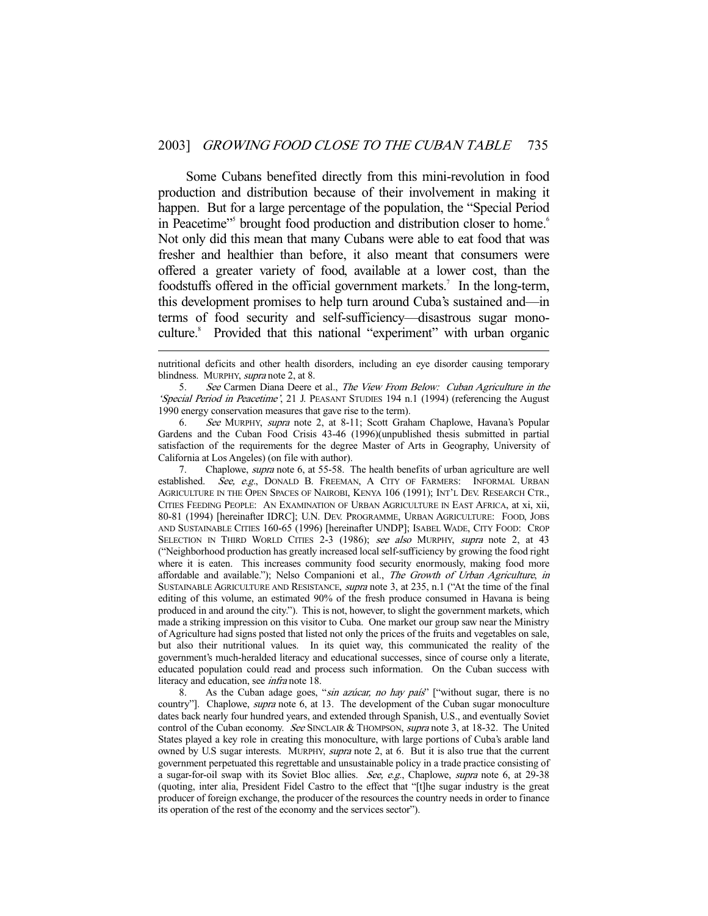Some Cubans benefited directly from this mini-revolution in food production and distribution because of their involvement in making it happen. But for a large percentage of the population, the "Special Period in Peacetime"[5] brought food production and distribution closer to home.[6] Not only did this mean that many Cubans were able to eat food that was fresher and healthier than before, it also meant that consumers were offered a greater variety of food, available at a lower cost, than the foodstuffs offered in the official government markets.[7] In the long-term, this development promises to help turn around Cuba's sustained and—in terms of food security and self-sufficiency—disastrous sugar monoculture.[8] Provided that this national "experiment" with urban organic

---

nutritional deficits and other health disorders, including an eye disorder causing temporary blindness. MURPHY, *supra* note 2, at 8.

5. *See* Carmen Diana Deere et al., *The View From Below: Cuban Agriculture in the 'Special Period in Peacetime'*, 21 J. PEASANT STUDIES 194 n.1 (1994) (referencing the August 1990 energy conservation measures that gave rise to the term).

6. *See* MURPHY, *supra* note 2, at 8-11; Scott Graham Chaplowe, Havana's Popular Gardens and the Cuban Food Crisis 43-46 (1996)(unpublished thesis submitted in partial satisfaction of the requirements for the degree Master of Arts in Geography, University of California at Los Angeles) (on file with author).

7. Chaplowe, *supra* note 6, at 55-58. The health benefits of urban agriculture are well established. *See, e.g.*, DONALD B. FREEMAN, A CITY OF FARMERS: INFORMAL URBAN AGRICULTURE IN THE OPEN SPACES OF NAIROBI, KENYA 106 (1991); INT'L DEV. RESEARCH CTR., CITIES FEEDING PEOPLE: AN EXAMINATION OF URBAN AGRICULTURE IN EAST AFRICA, at xi, xii, 80-81 (1994) [hereinafter IDRC]; U.N. DEV. PROGRAMME, URBAN AGRICULTURE: FOOD, JOBS AND SUSTAINABLE CITIES 160-65 (1996) [hereinafter UNDP]; ISABEL WADE, CITY FOOD: CROP SELECTION IN THIRD WORLD CITIES 2-3 (1986); *see also* MURPHY, *supra* note 2, at 43 ("Neighborhood production has greatly increased local self-sufficiency by growing the food right where it is eaten. This increases community food security enormously, making food more affordable and available."); Nelso Companioni et al., *The Growth of Urban Agriculture*, *in* SUSTAINABLE AGRICULTURE AND RESISTANCE, *supra* note 3, at 235, n.1 ("At the time of the final editing of this volume, an estimated 90% of the fresh produce consumed in Havana is being produced in and around the city."). This is not, however, to slight the government markets, which made a striking impression on this visitor to Cuba. One market our group saw near the Ministry of Agriculture had signs posted that listed not only the prices of the fruits and vegetables on sale, but also their nutritional values. In its quiet way, this communicated the reality of the government's much-heralded literacy and educational successes, since of course only a literate, educated population could read and process such information. On the Cuban success with literacy and education, see *infra* note 18.

8. As the Cuban adage goes, "*sin azúcar, no hay país*" ["without sugar, there is no country"]. Chaplowe, *supra* note 6, at 13. The development of the Cuban sugar monoculture dates back nearly four hundred years, and extended through Spanish, U.S., and eventually Soviet control of the Cuban economy. *See* SINCLAIR & THOMPSON, *supra* note 3, at 18-32. The United States played a key role in creating this monoculture, with large portions of Cuba's arable land owned by U.S sugar interests. MURPHY, *supra* note 2, at 6. But it is also true that the current government perpetuated this regrettable and unsustainable policy in a trade practice consisting of a sugar-for-oil swap with its Soviet Bloc allies. *See, e.g.*, Chaplowe, *supra* note 6, at 29-38 (quoting, inter alia, President Fidel Castro to the effect that "[t]he sugar industry is the great producer of foreign exchange, the producer of the resources the country needs in order to finance its operation of the rest of the economy and the services sector").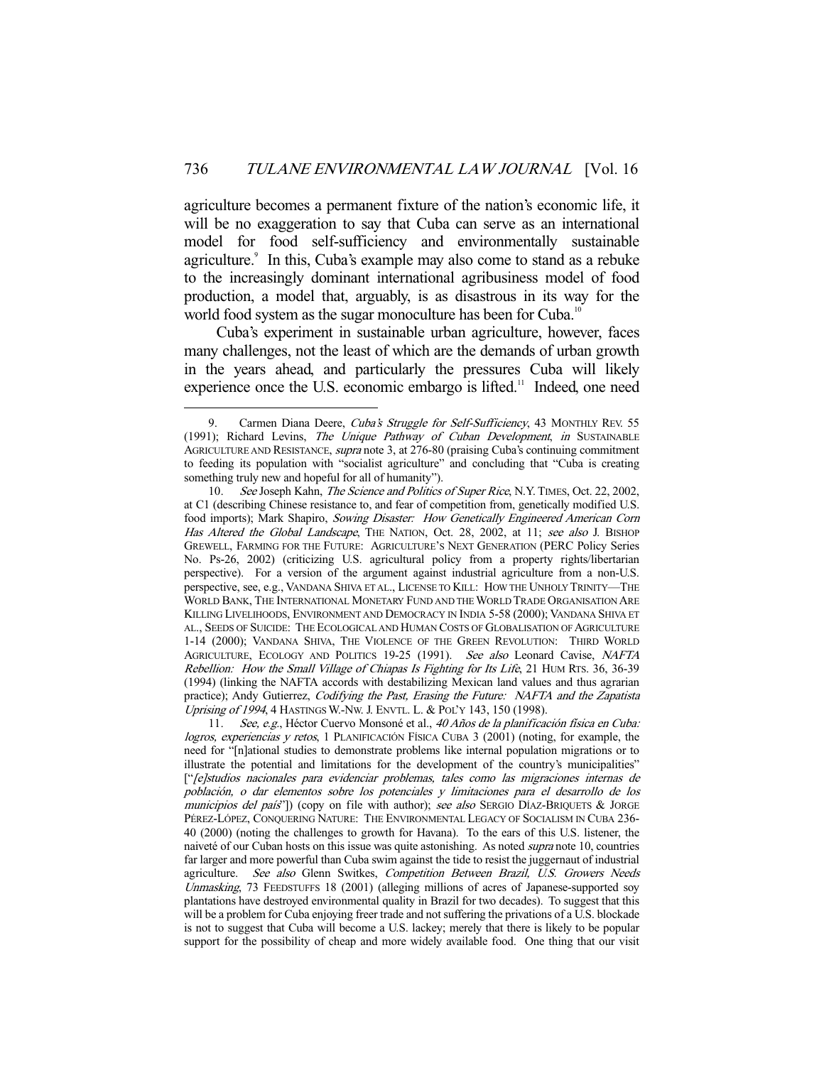agriculture becomes a permanent fixture of the nation's economic life, it will be no exaggeration to say that Cuba can serve as an international model for food self-sufficiency and environmentally sustainable agriculture.[9] In this, Cuba's example may also come to stand as a rebuke to the increasingly dominant international agribusiness model of food production, a model that, arguably, is as disastrous in its way for the world food system as the sugar monoculture has been for Cuba.[10]

Cuba's experiment in sustainable urban agriculture, however, faces many challenges, not the least of which are the demands of urban growth in the years ahead, and particularly the pressures Cuba will likely experience once the U.S. economic embargo is lifted.[11] Indeed, one need

---

9. Carmen Diana Deere, *Cuba's Struggle for Self-Sufficiency*, 43 MONTHLY REV. 55 (1991); Richard Levins, *The Unique Pathway of Cuban Development*, *in* SUSTAINABLE AGRICULTURE AND RESISTANCE, *supra* note 3, at 276-80 (praising Cuba's continuing commitment to feeding its population with "socialist agriculture" and concluding that "Cuba is creating something truly new and hopeful for all of humanity").

10. *See* Joseph Kahn, *The Science and Politics of Super Rice*, N.Y. TIMES, Oct. 22, 2002, at C1 (describing Chinese resistance to, and fear of competition from, genetically modified U.S. food imports); Mark Shapiro, *Sowing Disaster: How Genetically Engineered American Corn Has Altered the Global Landscape*, THE NATION, Oct. 28, 2002, at 11; *see also* J. BISHOP GREWELL, FARMING FOR THE FUTURE: AGRICULTURE'S NEXT GENERATION (PERC Policy Series No. Ps-26, 2002) (criticizing U.S. agricultural policy from a property rights/libertarian perspective). For a version of the argument against industrial agriculture from a non-U.S. perspective, see, e.g., VANDANA SHIVA ET AL., LICENSE TO KILL: HOW THE UNHOLY TRINITY—THE WORLD BANK, THE INTERNATIONAL MONETARY FUND AND THE WORLD TRADE ORGANISATION ARE KILLING LIVELIHOODS, ENVIRONMENT AND DEMOCRACY IN INDIA 5-58 (2000); VANDANA SHIVA ET AL., SEEDS OF SUICIDE: THE ECOLOGICAL AND HUMAN COSTS OF GLOBALISATION OF AGRICULTURE 1-14 (2000); VANDANA SHIVA, THE VIOLENCE OF THE GREEN REVOLUTION: THIRD WORLD AGRICULTURE, ECOLOGY AND POLITICS 19-25 (1991). *See also* Leonard Cavise, *NAFTA Rebellion: How the Small Village of Chiapas Is Fighting for Its Life*, 21 HUM RTS. 36, 36-39 (1994) (linking the NAFTA accords with destabilizing Mexican land values and thus agrarian practice); Andy Gutierrez, *Codifying the Past, Erasing the Future: NAFTA and the Zapatista Uprising of 1994*, 4 HASTINGS W.-NW. J. ENVTL. L. & POL'Y 143, 150 (1998).

11. *See, e.g.*, Héctor Cuervo Monsoné et al., *40 Años de la planificación física en Cuba: logros, experiencias y retos*, 1 PLANIFICACIÓN FÍSICA CUBA 3 (2001) (noting, for example, the need for "[n]ational studies to demonstrate problems like internal population migrations or to illustrate the potential and limitations for the development of the country's municipalities" ["*[e]studios nacionales para evidenciar problemas, tales como las migraciones internas de población, o dar elementos sobre los potenciales y limitaciones para el desarrollo de los municipios del país*"]) (copy on file with author); *see also* SERGIO DÍAZ-BRIQUETS & JORGE PÉREZ-LÓPEZ, CONQUERING NATURE: THE ENVIRONMENTAL LEGACY OF SOCIALISM IN CUBA 236-40 (2000) (noting the challenges to growth for Havana). To the ears of this U.S. listener, the naiveté of our Cuban hosts on this issue was quite astonishing. As noted *supra* note 10, countries far larger and more powerful than Cuba swim against the tide to resist the juggernaut of industrial agriculture. *See also* Glenn Switkes, *Competition Between Brazil, U.S. Growers Needs Unmasking*, 73 FEEDSTUFFS 18 (2001) (alleging millions of acres of Japanese-supported soy plantations have destroyed environmental quality in Brazil for two decades). To suggest that this will be a problem for Cuba enjoying freer trade and not suffering the privations of a U.S. blockade is not to suggest that Cuba will become a U.S. lackey; merely that there is likely to be popular support for the possibility of cheap and more widely available food. One thing that our visit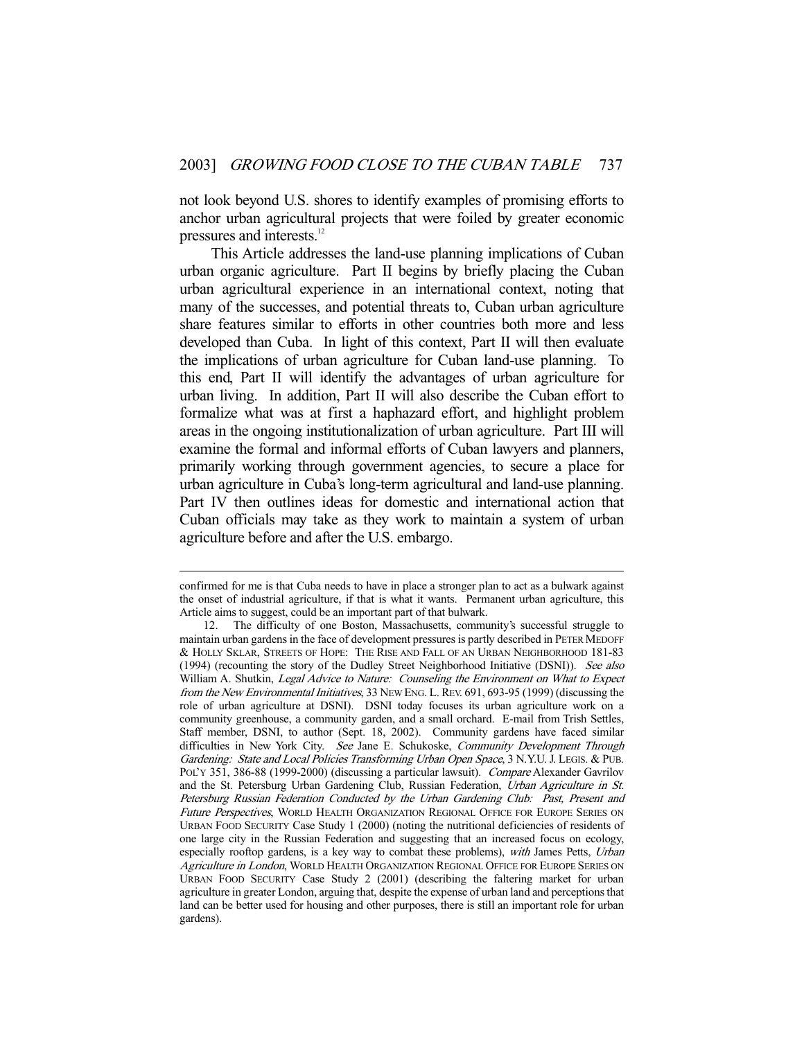not look beyond U.S. shores to identify examples of promising efforts to anchor urban agricultural projects that were foiled by greater economic pressures and interests.[12]

This Article addresses the land-use planning implications of Cuban urban organic agriculture. Part II begins by briefly placing the Cuban urban agricultural experience in an international context, noting that many of the successes, and potential threats to, Cuban urban agriculture share features similar to efforts in other countries both more and less developed than Cuba. In light of this context, Part II will then evaluate the implications of urban agriculture for Cuban land-use planning. To this end, Part II will identify the advantages of urban agriculture for urban living. In addition, Part II will also describe the Cuban effort to formalize what was at first a haphazard effort, and highlight problem areas in the ongoing institutionalization of urban agriculture. Part III will examine the formal and informal efforts of Cuban lawyers and planners, primarily working through government agencies, to secure a place for urban agriculture in Cuba's long-term agricultural and land-use planning. Part IV then outlines ideas for domestic and international action that Cuban officials may take as they work to maintain a system of urban agriculture before and after the U.S. embargo.

---

confirmed for me is that Cuba needs to have in place a stronger plan to act as a bulwark against the onset of industrial agriculture, if that is what it wants. Permanent urban agriculture, this Article aims to suggest, could be an important part of that bulwark.

12. The difficulty of one Boston, Massachusetts, community's successful struggle to maintain urban gardens in the face of development pressures is partly described in PETER MEDOFF & HOLLY SKLAR, STREETS OF HOPE: THE RISE AND FALL OF AN URBAN NEIGHBORHOOD 181-83 (1994) (recounting the story of the Dudley Street Neighborhood Initiative (DSNI)). *See also* William A. Shutkin, *Legal Advice to Nature: Counseling the Environment on What to Expect from the New Environmental Initiatives*, 33 NEW ENG. L. REV. 691, 693-95 (1999) (discussing the role of urban agriculture at DSNI). DSNI today focuses its urban agriculture work on a community greenhouse, a community garden, and a small orchard. E-mail from Trish Settles, Staff member, DSNI, to author (Sept. 18, 2002). Community gardens have faced similar difficulties in New York City. *See* Jane E. Schukoske, *Community Development Through Gardening: State and Local Policies Transforming Urban Open Space*, 3 N.Y.U. J. LEGIS. & PUB. POL'Y 351, 386-88 (1999-2000) (discussing a particular lawsuit). *Compare* Alexander Gavrilov and the St. Petersburg Urban Gardening Club, Russian Federation, *Urban Agriculture in St. Petersburg Russian Federation Conducted by the Urban Gardening Club: Past, Present and Future Perspectives*, WORLD HEALTH ORGANIZATION REGIONAL OFFICE FOR EUROPE SERIES ON URBAN FOOD SECURITY Case Study 1 (2000) (noting the nutritional deficiencies of residents of one large city in the Russian Federation and suggesting that an increased focus on ecology, especially rooftop gardens, is a key way to combat these problems), *with* James Petts, *Urban Agriculture in London*, WORLD HEALTH ORGANIZATION REGIONAL OFFICE FOR EUROPE SERIES ON URBAN FOOD SECURITY Case Study 2 (2001) (describing the faltering market for urban agriculture in greater London, arguing that, despite the expense of urban land and perceptions that land can be better used for housing and other purposes, there is still an important role for urban gardens).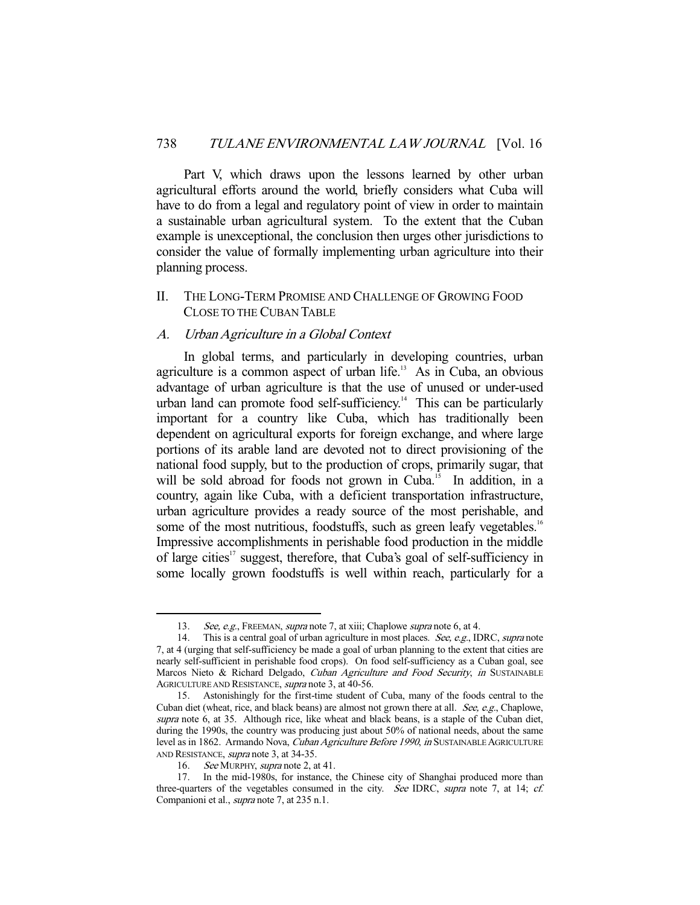Part V, which draws upon the lessons learned by other urban agricultural efforts around the world, briefly considers what Cuba will have to do from a legal and regulatory point of view in order to maintain a sustainable urban agricultural system. To the extent that the Cuban example is unexceptional, the conclusion then urges other jurisdictions to consider the value of formally implementing urban agriculture into their planning process.

## II. THE LONG-TERM PROMISE AND CHALLENGE OF GROWING FOOD CLOSE TO THE CUBAN TABLE

### *A. Urban Agriculture in a Global Context*

In global terms, and particularly in developing countries, urban agriculture is a common aspect of urban life.[13] As in Cuba, an obvious advantage of urban agriculture is that the use of unused or under-used urban land can promote food self-sufficiency.[14] This can be particularly important for a country like Cuba, which has traditionally been dependent on agricultural exports for foreign exchange, and where large portions of its arable land are devoted not to direct provisioning of the national food supply, but to the production of crops, primarily sugar, that will be sold abroad for foods not grown in Cuba.[15] In addition, in a country, again like Cuba, with a deficient transportation infrastructure, urban agriculture provides a ready source of the most perishable, and some of the most nutritious, foodstuffs, such as green leafy vegetables.[16] Impressive accomplishments in perishable food production in the middle of large cities[17] suggest, therefore, that Cuba's goal of self-sufficiency in some locally grown foodstuffs is well within reach, particularly for a

---

13. *See, e.g.*, FREEMAN, *supra* note 7, at xiii; Chaplowe *supra* note 6, at 4.

14. This is a central goal of urban agriculture in most places. *See, e.g.*, IDRC, *supra* note 7, at 4 (urging that self-sufficiency be made a goal of urban planning to the extent that cities are nearly self-sufficient in perishable food crops). On food self-sufficiency as a Cuban goal, see Marcos Nieto & Richard Delgado, *Cuban Agriculture and Food Security*, *in* SUSTAINABLE AGRICULTURE AND RESISTANCE, *supra* note 3, at 40-56.

15. Astonishingly for the first-time student of Cuba, many of the foods central to the Cuban diet (wheat, rice, and black beans) are almost not grown there at all. *See, e.g.*, Chaplowe, *supra* note 6, at 35. Although rice, like wheat and black beans, is a staple of the Cuban diet, during the 1990s, the country was producing just about 50% of national needs, about the same level as in 1862. Armando Nova, *Cuban Agriculture Before 1990*, *in* SUSTAINABLE AGRICULTURE AND RESISTANCE, *supra* note 3, at 34-35.

16. *See* MURPHY, *supra* note 2, at 41.

17. In the mid-1980s, for instance, the Chinese city of Shanghai produced more than three-quarters of the vegetables consumed in the city. *See* IDRC, *supra* note 7, at 14; *cf.* Companioni et al., *supra* note 7, at 235 n.1.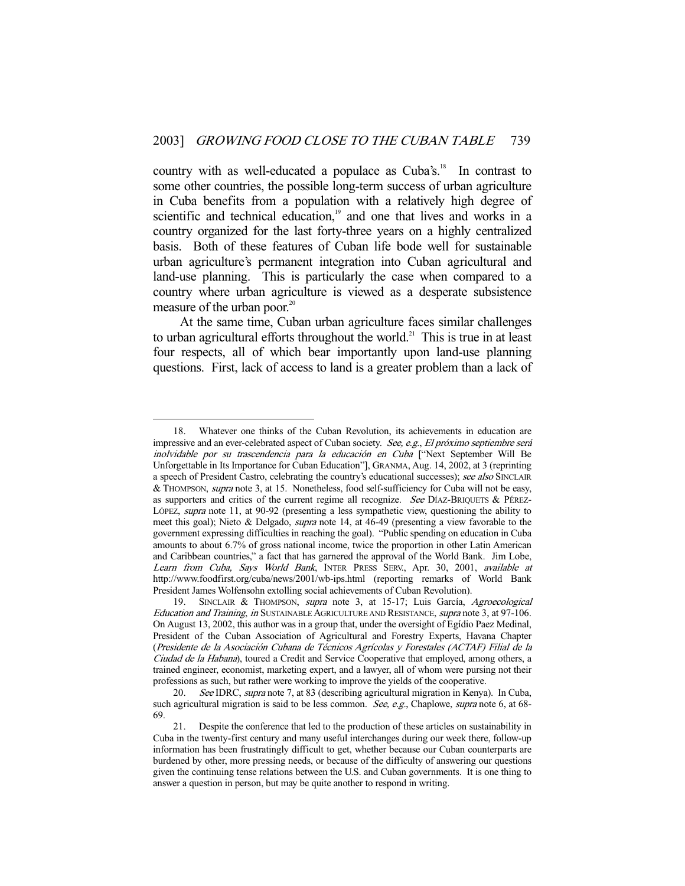country with as well-educated a populace as Cuba's.[18] In contrast to some other countries, the possible long-term success of urban agriculture in Cuba benefits from a population with a relatively high degree of scientific and technical education,[19] and one that lives and works in a country organized for the last forty-three years on a highly centralized basis. Both of these features of Cuban life bode well for sustainable urban agriculture's permanent integration into Cuban agricultural and land-use planning. This is particularly the case when compared to a country where urban agriculture is viewed as a desperate subsistence measure of the urban poor.[20]

At the same time, Cuban urban agriculture faces similar challenges to urban agricultural efforts throughout the world.[21] This is true in at least four respects, all of which bear importantly upon land-use planning questions. First, lack of access to land is a greater problem than a lack of

---

18. Whatever one thinks of the Cuban Revolution, its achievements in education are impressive and an ever-celebrated aspect of Cuban society. *See, e.g.*, *El próximo septiembre será inolvidable por su trascendencia para la educación en Cuba* ["Next September Will Be Unforgettable in Its Importance for Cuban Education"], GRANMA, Aug. 14, 2002, at 3 (reprinting a speech of President Castro, celebrating the country's educational successes); *see also* SINCLAIR & THOMPSON, *supra* note 3, at 15. Nonetheless, food self-sufficiency for Cuba will not be easy, as supporters and critics of the current regime all recognize. *See* DÍAZ-BRIQUETS & PÉREZ-LÓPEZ, *supra* note 11, at 90-92 (presenting a less sympathetic view, questioning the ability to meet this goal); Nieto & Delgado, *supra* note 14, at 46-49 (presenting a view favorable to the government expressing difficulties in reaching the goal). "Public spending on education in Cuba amounts to about 6.7% of gross national income, twice the proportion in other Latin American and Caribbean countries," a fact that has garnered the approval of the World Bank. Jim Lobe, *Learn from Cuba, Says World Bank*, INTER PRESS SERV., Apr. 30, 2001, *available at* http://www.foodfirst.org/cuba/news/2001/wb-ips.html (reporting remarks of World Bank President James Wolfensohn extolling social achievements of Cuban Revolution).

19. SINCLAIR & THOMPSON, *supra* note 3, at 15-17; Luis García, *Agroecological Education and Training*, *in* SUSTAINABLE AGRICULTURE AND RESISTANCE, *supra* note 3, at 97-106. On August 13, 2002, this author was in a group that, under the oversight of Egídio Paez Medinal, President of the Cuban Association of Agricultural and Forestry Experts, Havana Chapter (*Presidente de la Asociación Cubana de Técnicos Agrícolas y Forestales (ACTAF) Filial de la Ciudad de la Habana*), toured a Credit and Service Cooperative that employed, among others, a trained engineer, economist, marketing expert, and a lawyer, all of whom were pursing not their professions as such, but rather were working to improve the yields of the cooperative.

20. *See* IDRC, *supra* note 7, at 83 (describing agricultural migration in Kenya). In Cuba, such agricultural migration is said to be less common. *See, e.g.*, Chaplowe, *supra* note 6, at 68-69.

21. Despite the conference that led to the production of these articles on sustainability in Cuba in the twenty-first century and many useful interchanges during our week there, follow-up information has been frustratingly difficult to get, whether because our Cuban counterparts are burdened by other, more pressing needs, or because of the difficulty of answering our questions given the continuing tense relations between the U.S. and Cuban governments. It is one thing to answer a question in person, but may be quite another to respond in writing.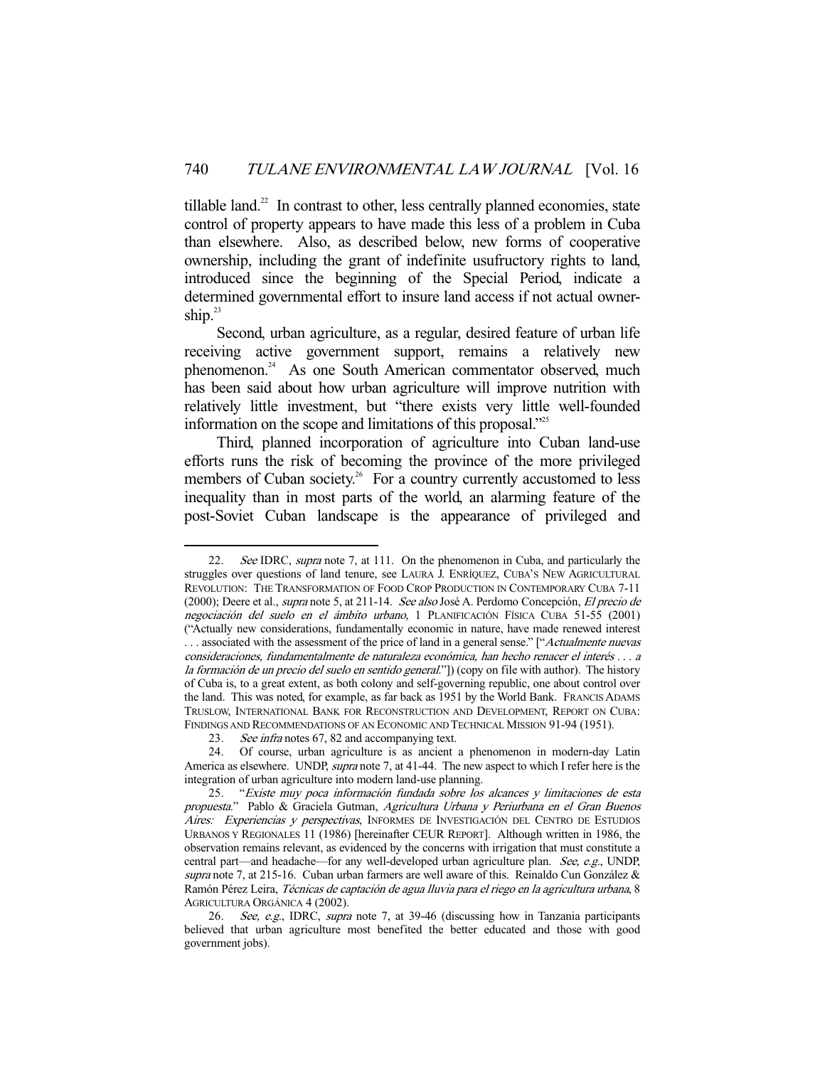tillable land.[22] In contrast to other, less centrally planned economies, state control of property appears to have made this less of a problem in Cuba than elsewhere. Also, as described below, new forms of cooperative ownership, including the grant of indefinite usufructory rights to land, introduced since the beginning of the Special Period, indicate a determined governmental effort to insure land access if not actual ownership.[23]

Second, urban agriculture, as a regular, desired feature of urban life receiving active government support, remains a relatively new phenomenon.[24] As one South American commentator observed, much has been said about how urban agriculture will improve nutrition with relatively little investment, but "there exists very little well-founded information on the scope and limitations of this proposal."[25]

Third, planned incorporation of agriculture into Cuban land-use efforts runs the risk of becoming the province of the more privileged members of Cuban society.[26] For a country currently accustomed to less inequality than in most parts of the world, an alarming feature of the post-Soviet Cuban landscape is the appearance of privileged and

---

22. *See* IDRC, *supra* note 7, at 111. On the phenomenon in Cuba, and particularly the struggles over questions of land tenure, see LAURA J. ENRÍQUEZ, CUBA'S NEW AGRICULTURAL REVOLUTION: THE TRANSFORMATION OF FOOD CROP PRODUCTION IN CONTEMPORARY CUBA 7-11 (2000); Deere et al., *supra* note 5, at 211-14. *See also* José A. Perdomo Concepción, *El precio de negociación del suelo en el ámbito urbano*, 1 PLANIFICACIÓN FÍSICA CUBA 51-55 (2001) ("Actually new considerations, fundamentally economic in nature, have made renewed interest . . . associated with the assessment of the price of land in a general sense." ["*Actualmente nuevas consideraciones, fundamentalmente de naturaleza económica, han hecho renacer el interés . . . a la formación de un precio del suelo en sentido general.*"]) (copy on file with author). The history of Cuba is, to a great extent, as both colony and self-governing republic, one about control over the land. This was noted, for example, as far back as 1951 by the World Bank. FRANCIS ADAMS TRUSLOW, INTERNATIONAL BANK FOR RECONSTRUCTION AND DEVELOPMENT, REPORT ON CUBA: FINDINGS AND RECOMMENDATIONS OF AN ECONOMIC AND TECHNICAL MISSION 91-94 (1951).

23. *See infra* notes 67, 82 and accompanying text.

24. Of course, urban agriculture is as ancient a phenomenon in modern-day Latin America as elsewhere. UNDP, *supra* note 7, at 41-44. The new aspect to which I refer here is the integration of urban agriculture into modern land-use planning.

25. "*Existe muy poca información fundada sobre los alcances y limitaciones de esta propuesta.*" Pablo & Graciela Gutman, *Agricultura Urbana y Periurbana en el Gran Buenos Aires: Experiencias y perspectivas*, INFORMES DE INVESTIGACIÓN DEL CENTRO DE ESTUDIOS URBANOS Y REGIONALES 11 (1986) [hereinafter CEUR REPORT]. Although written in 1986, the observation remains relevant, as evidenced by the concerns with irrigation that must constitute a central part—and headache—for any well-developed urban agriculture plan. *See, e.g.*, UNDP, *supra* note 7, at 215-16. Cuban urban farmers are well aware of this. Reinaldo Cun González & Ramón Pérez Leira, *Técnicas de captación de agua lluvia para el riego en la agricultura urbana*, 8 AGRICULTURA ORGÁNICA 4 (2002).

26. *See, e.g.*, IDRC, *supra* note 7, at 39-46 (discussing how in Tanzania participants believed that urban agriculture most benefited the better educated and those with good government jobs).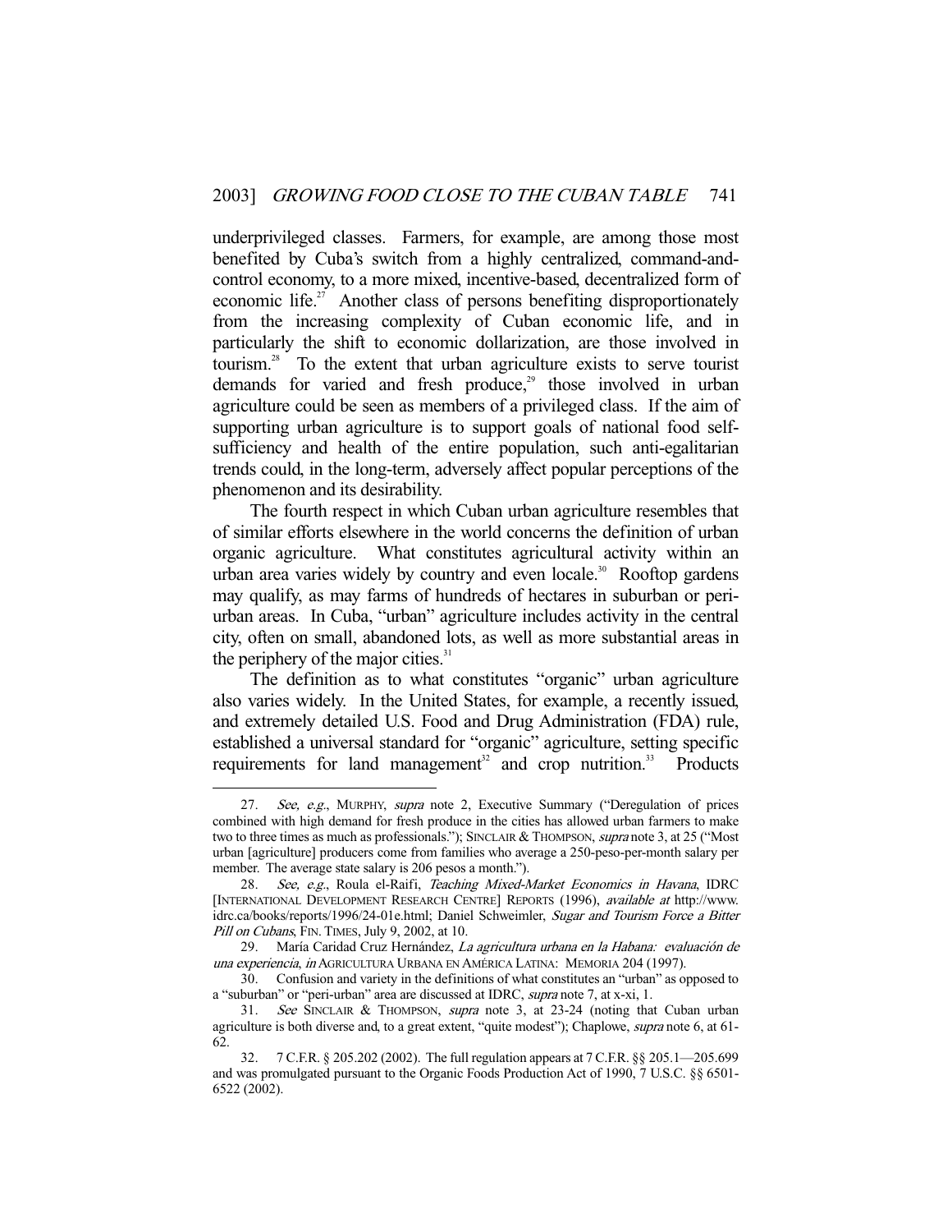underprivileged classes. Farmers, for example, are among those most benefited by Cuba's switch from a highly centralized, command-and-control economy, to a more mixed, incentive-based, decentralized form of economic life.[27] Another class of persons benefiting disproportionately from the increasing complexity of Cuban economic life, and in particularly the shift to economic dollarization, are those involved in tourism.[28] To the extent that urban agriculture exists to serve tourist demands for varied and fresh produce,[29] those involved in urban agriculture could be seen as members of a privileged class. If the aim of supporting urban agriculture is to support goals of national food self-sufficiency and health of the entire population, such anti-egalitarian trends could, in the long-term, adversely affect popular perceptions of the phenomenon and its desirability.

The fourth respect in which Cuban urban agriculture resembles that of similar efforts elsewhere in the world concerns the definition of urban organic agriculture. What constitutes agricultural activity within an urban area varies widely by country and even locale.[30] Rooftop gardens may qualify, as may farms of hundreds of hectares in suburban or peri-urban areas. In Cuba, "urban" agriculture includes activity in the central city, often on small, abandoned lots, as well as more substantial areas in the periphery of the major cities.[31]

The definition as to what constitutes "organic" urban agriculture also varies widely. In the United States, for example, a recently issued, and extremely detailed U.S. Food and Drug Administration (FDA) rule, established a universal standard for "organic" agriculture, setting specific requirements for land management[32] and crop nutrition.[33] Products

---

27. *See, e.g.*, MURPHY, *supra* note 2, Executive Summary ("Deregulation of prices combined with high demand for fresh produce in the cities has allowed urban farmers to make two to three times as much as professionals."); SINCLAIR & THOMPSON, *supra* note 3, at 25 ("Most urban [agriculture] producers come from families who average a 250-peso-per-month salary per member. The average state salary is 206 pesos a month.").

28. *See, e.g.*, Roula el-Raifi, *Teaching Mixed-Market Economics in Havana*, IDRC [INTERNATIONAL DEVELOPMENT RESEARCH CENTRE] REPORTS (1996), *available at* http://www.idrc.ca/books/reports/1996/24-01e.html; Daniel Schweimler, *Sugar and Tourism Force a Bitter Pill on Cubans*, FIN. TIMES, July 9, 2002, at 10.

29. María Caridad Cruz Hernández, *La agricultura urbana en la Habana: evaluación de una experiencia*, *in* AGRICULTURA URBANA EN AMÉRICA LATINA: MEMORIA 204 (1997).

30. Confusion and variety in the definitions of what constitutes an "urban" as opposed to a "suburban" or "peri-urban" area are discussed at IDRC, *supra* note 7, at x-xi, 1.

31. *See* SINCLAIR & THOMPSON, *supra* note 3, at 23-24 (noting that Cuban urban agriculture is both diverse and, to a great extent, "quite modest"); Chaplowe, *supra* note 6, at 61-62.

32. 7 C.F.R. § 205.202 (2002). The full regulation appears at 7 C.F.R. §§ 205.1—205.699 and was promulgated pursuant to the Organic Foods Production Act of 1990, 7 U.S.C. §§ 6501-6522 (2002).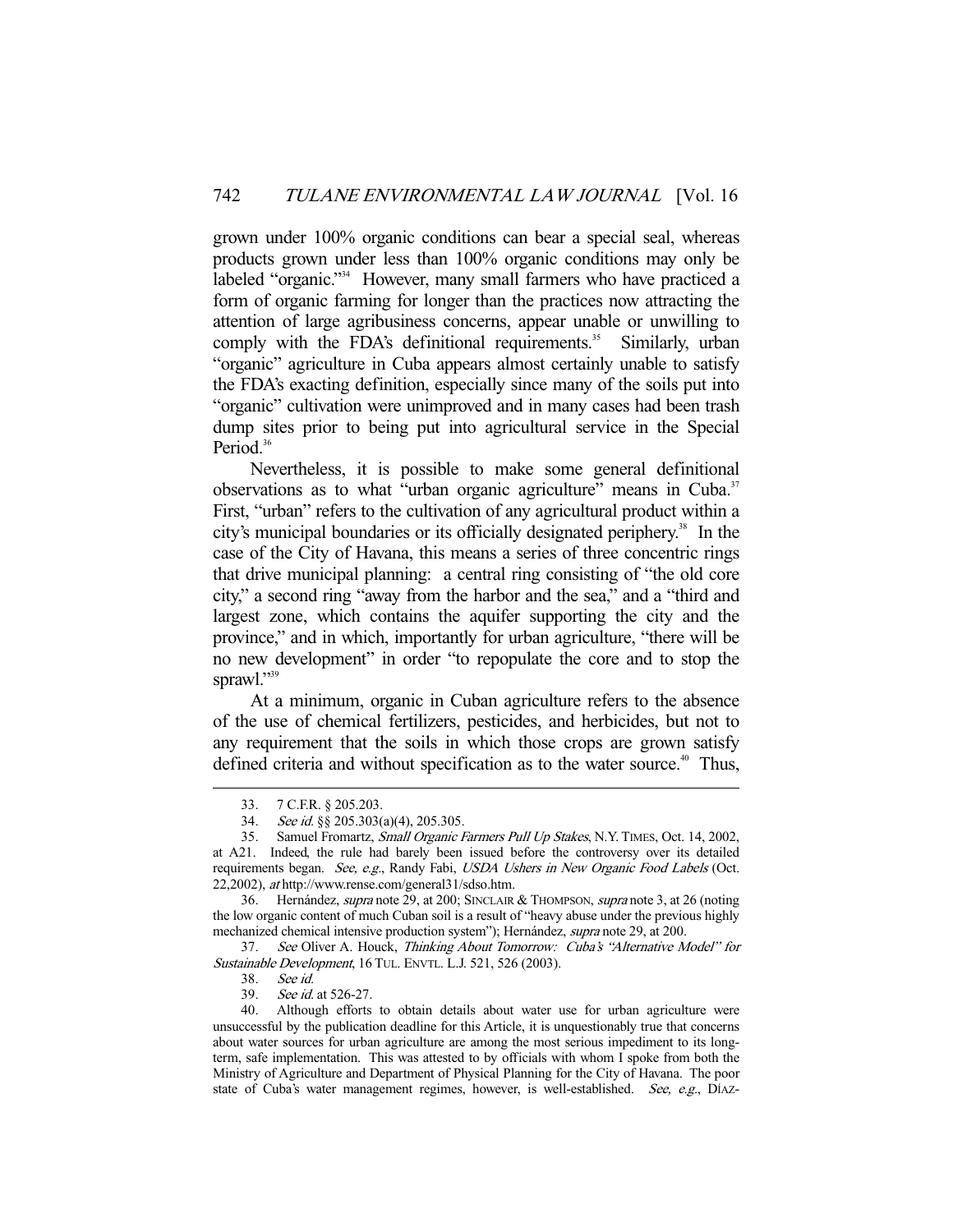grown under 100% organic conditions can bear a special seal, whereas products grown under less than 100% organic conditions may only be labeled "organic."[34] However, many small farmers who have practiced a form of organic farming for longer than the practices now attracting the attention of large agribusiness concerns, appear unable or unwilling to comply with the FDA's definitional requirements.[35] Similarly, urban "organic" agriculture in Cuba appears almost certainly unable to satisfy the FDA's exacting definition, especially since many of the soils put into "organic" cultivation were unimproved and in many cases had been trash dump sites prior to being put into agricultural service in the Special Period.[36]

Nevertheless, it is possible to make some general definitional observations as to what "urban organic agriculture" means in Cuba.[37] First, "urban" refers to the cultivation of any agricultural product within a city's municipal boundaries or its officially designated periphery.[38] In the case of the City of Havana, this means a series of three concentric rings that drive municipal planning: a central ring consisting of "the old core city," a second ring "away from the harbor and the sea," and a "third and largest zone, which contains the aquifer supporting the city and the province," and in which, importantly for urban agriculture, "there will be no new development" in order "to repopulate the core and to stop the sprawl."[39]

At a minimum, organic in Cuban agriculture refers to the absence of the use of chemical fertilizers, pesticides, and herbicides, but not to any requirement that the soils in which those crops are grown satisfy defined criteria and without specification as to the water source.[40] Thus,

---

33. 7 C.F.R. § 205.203.

34. *See id.* §§ 205.303(a)(4), 205.305.

35. Samuel Fromartz, *Small Organic Farmers Pull Up Stakes*, N.Y. TIMES, Oct. 14, 2002, at A21. Indeed, the rule had barely been issued before the controversy over its detailed requirements began. *See, e.g.*, Randy Fabi, *USDA Ushers in New Organic Food Labels* (Oct. 22,2002), *at* http://www.rense.com/general31/sdso.htm.

36. Hernández, *supra* note 29, at 200; SINCLAIR & THOMPSON, *supra* note 3, at 26 (noting the low organic content of much Cuban soil is a result of "heavy abuse under the previous highly mechanized chemical intensive production system"); Hernández, *supra* note 29, at 200.

37. *See* Oliver A. Houck, *Thinking About Tomorrow: Cuba's "Alternative Model" for Sustainable Development*, 16 TUL. ENVTL. L.J. 521, 526 (2003).

38. *See id.*

39. *See id.* at 526-27.

40. Although efforts to obtain details about water use for urban agriculture were unsuccessful by the publication deadline for this Article, it is unquestionably true that concerns about water sources for urban agriculture are among the most serious impediment to its long-term, safe implementation. This was attested to by officials with whom I spoke from both the Ministry of Agriculture and Department of Physical Planning for the City of Havana. The poor state of Cuba's water management regimes, however, is well-established. *See, e.g.*, DÍAZ-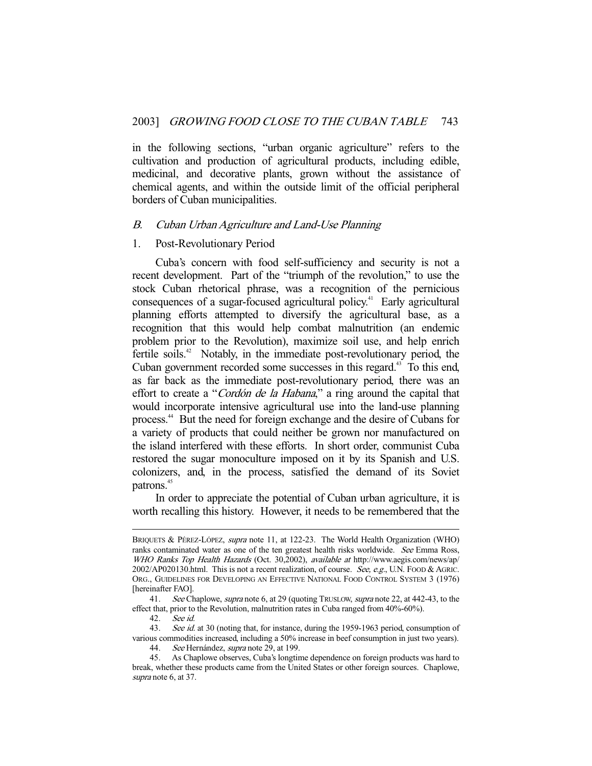in the following sections, "urban organic agriculture" refers to the cultivation and production of agricultural products, including edible, medicinal, and decorative plants, grown without the assistance of chemical agents, and within the outside limit of the official peripheral borders of Cuban municipalities.

### *B. Cuban Urban Agriculture and Land-Use Planning*

#### 1. Post-Revolutionary Period

Cuba's concern with food self-sufficiency and security is not a recent development. Part of the "triumph of the revolution," to use the stock Cuban rhetorical phrase, was a recognition of the pernicious consequences of a sugar-focused agricultural policy.[41] Early agricultural planning efforts attempted to diversify the agricultural base, as a recognition that this would help combat malnutrition (an endemic problem prior to the Revolution), maximize soil use, and help enrich fertile soils.[42] Notably, in the immediate post-revolutionary period, the Cuban government recorded some successes in this regard.[43] To this end, as far back as the immediate post-revolutionary period, there was an effort to create a "*Cordón de la Habana*," a ring around the capital that would incorporate intensive agricultural use into the land-use planning process.[44] But the need for foreign exchange and the desire of Cubans for a variety of products that could neither be grown nor manufactured on the island interfered with these efforts. In short order, communist Cuba restored the sugar monoculture imposed on it by its Spanish and U.S. colonizers, and, in the process, satisfied the demand of its Soviet patrons.[45]

In order to appreciate the potential of Cuban urban agriculture, it is worth recalling this history. However, it needs to be remembered that the

---

BRIQUETS & PÉREZ-LÓPEZ, *supra* note 11, at 122-23. The World Health Organization (WHO) ranks contaminated water as one of the ten greatest health risks worldwide. *See* Emma Ross, *WHO Ranks Top Health Hazards* (Oct. 30,2002), *available at* http://www.aegis.com/news/ap/2002/AP020130.html. This is not a recent realization, of course. *See, e.g.*, U.N. FOOD & AGRIC. ORG., GUIDELINES FOR DEVELOPING AN EFFECTIVE NATIONAL FOOD CONTROL SYSTEM 3 (1976) [hereinafter FAO].

41. *See* Chaplowe, *supra* note 6, at 29 (quoting TRUSLOW, *supra* note 22, at 442-43, to the effect that, prior to the Revolution, malnutrition rates in Cuba ranged from 40%-60%).

42. *See id.*

43. *See id.* at 30 (noting that, for instance, during the 1959-1963 period, consumption of various commodities increased, including a 50% increase in beef consumption in just two years).

44. *See* Hernández, *supra* note 29, at 199.

45. As Chaplowe observes, Cuba's longtime dependence on foreign products was hard to break, whether these products came from the United States or other foreign sources. Chaplowe, *supra* note 6, at 37.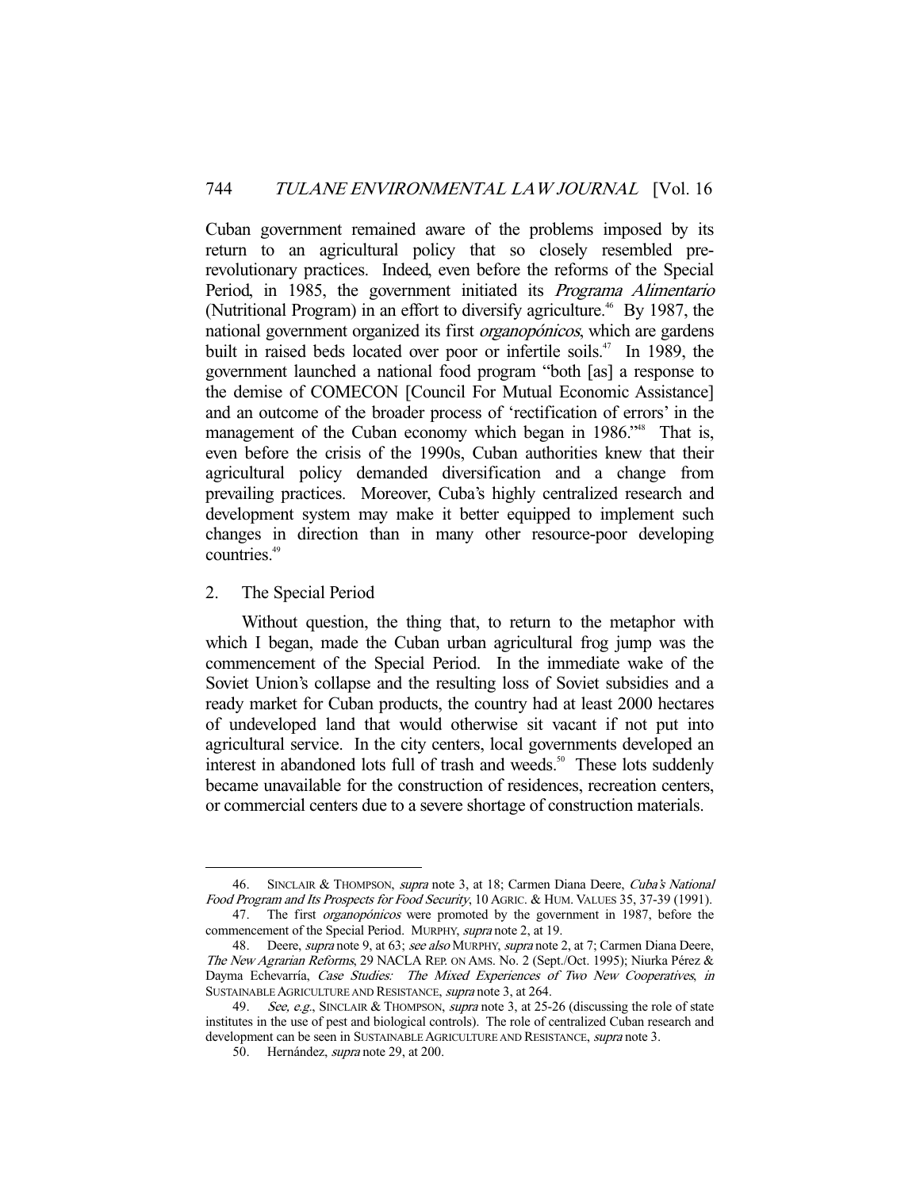Cuban government remained aware of the problems imposed by its return to an agricultural policy that so closely resembled pre-revolutionary practices. Indeed, even before the reforms of the Special Period, in 1985, the government initiated its *Programa Alimentario* (Nutritional Program) in an effort to diversify agriculture.[46] By 1987, the national government organized its first *organopónicos*, which are gardens built in raised beds located over poor or infertile soils.[47] In 1989, the government launched a national food program "both [as] a response to the demise of COMECON [Council For Mutual Economic Assistance] and an outcome of the broader process of 'rectification of errors' in the management of the Cuban economy which began in 1986."[48] That is, even before the crisis of the 1990s, Cuban authorities knew that their agricultural policy demanded diversification and a change from prevailing practices. Moreover, Cuba's highly centralized research and development system may make it better equipped to implement such changes in direction than in many other resource-poor developing countries.[49]

## 2. The Special Period

Without question, the thing that, to return to the metaphor with which I began, made the Cuban urban agricultural frog jump was the commencement of the Special Period. In the immediate wake of the Soviet Union's collapse and the resulting loss of Soviet subsidies and a ready market for Cuban products, the country had at least 2000 hectares of undeveloped land that would otherwise sit vacant if not put into agricultural service. In the city centers, local governments developed an interest in abandoned lots full of trash and weeds.[50] These lots suddenly became unavailable for the construction of residences, recreation centers, or commercial centers due to a severe shortage of construction materials.

---

46. SINCLAIR & THOMPSON, *supra* note 3, at 18; Carmen Diana Deere, *Cuba's National Food Program and Its Prospects for Food Security*, 10 AGRIC. & HUM. VALUES 35, 37-39 (1991).

47. The first *organopónicos* were promoted by the government in 1987, before the commencement of the Special Period. MURPHY, *supra* note 2, at 19.

48. Deere, *supra* note 9, at 63; *see also* MURPHY, *supra* note 2, at 7; Carmen Diana Deere, *The New Agrarian Reforms*, 29 NACLA REP. ON AMS. No. 2 (Sept./Oct. 1995); Niurka Pérez & Dayma Echevarría, *Case Studies: The Mixed Experiences of Two New Cooperatives*, *in* SUSTAINABLE AGRICULTURE AND RESISTANCE, *supra* note 3, at 264.

49. *See, e.g.*, SINCLAIR & THOMPSON, *supra* note 3, at 25-26 (discussing the role of state institutes in the use of pest and biological controls). The role of centralized Cuban research and development can be seen in SUSTAINABLE AGRICULTURE AND RESISTANCE, *supra* note 3.

50. Hernández, *supra* note 29, at 200.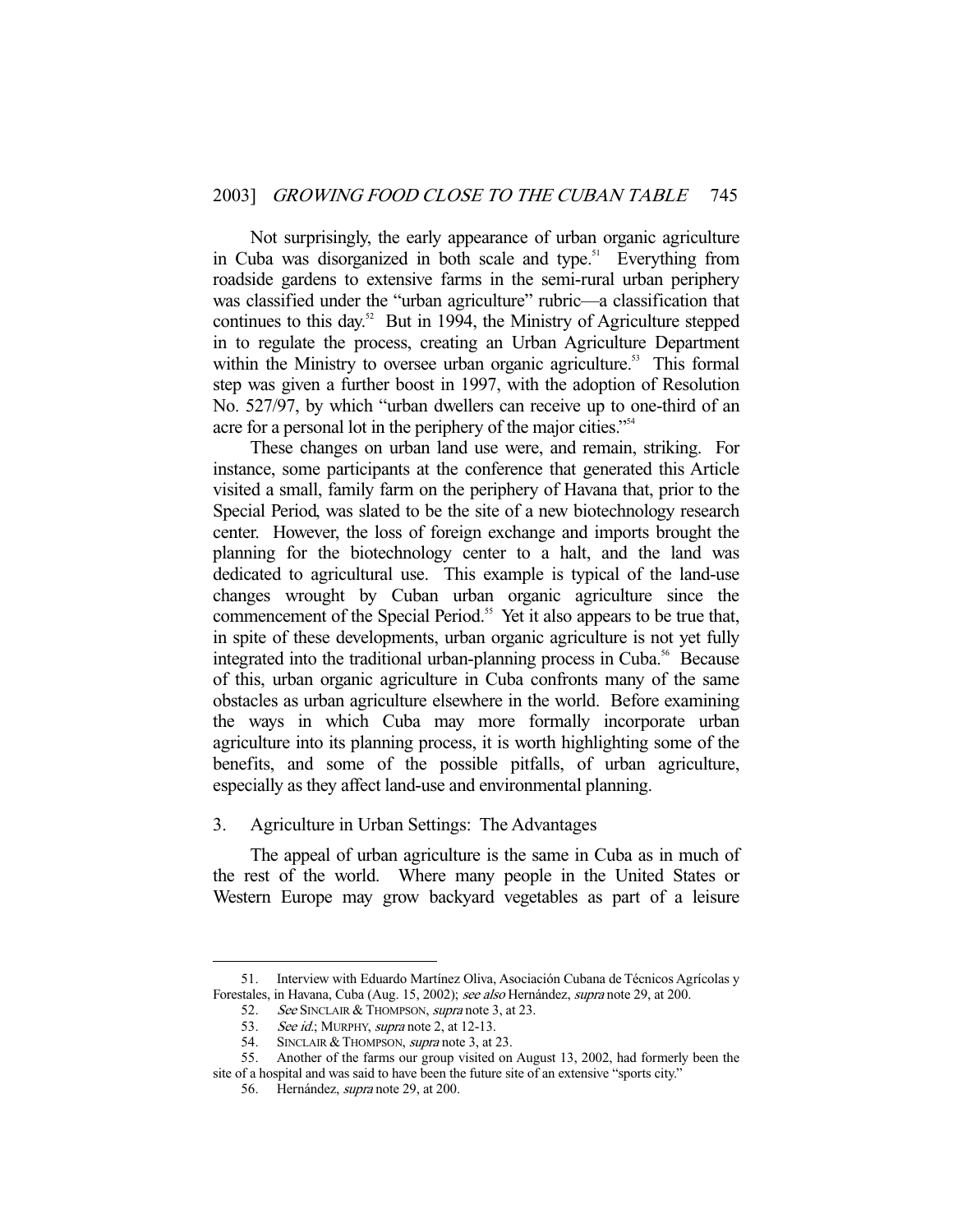Not surprisingly, the early appearance of urban organic agriculture in Cuba was disorganized in both scale and type.[51] Everything from roadside gardens to extensive farms in the semi-rural urban periphery was classified under the "urban agriculture" rubric—a classification that continues to this day.[52] But in 1994, the Ministry of Agriculture stepped in to regulate the process, creating an Urban Agriculture Department within the Ministry to oversee urban organic agriculture.[53] This formal step was given a further boost in 1997, with the adoption of Resolution No. 527/97, by which "urban dwellers can receive up to one-third of an acre for a personal lot in the periphery of the major cities."[54]

These changes on urban land use were, and remain, striking. For instance, some participants at the conference that generated this Article visited a small, family farm on the periphery of Havana that, prior to the Special Period, was slated to be the site of a new biotechnology research center. However, the loss of foreign exchange and imports brought the planning for the biotechnology center to a halt, and the land was dedicated to agricultural use. This example is typical of the land-use changes wrought by Cuban urban organic agriculture since the commencement of the Special Period.[55] Yet it also appears to be true that, in spite of these developments, urban organic agriculture is not yet fully integrated into the traditional urban-planning process in Cuba.[56] Because of this, urban organic agriculture in Cuba confronts many of the same obstacles as urban agriculture elsewhere in the world. Before examining the ways in which Cuba may more formally incorporate urban agriculture into its planning process, it is worth highlighting some of the benefits, and some of the possible pitfalls, of urban agriculture, especially as they affect land-use and environmental planning.

### 3. Agriculture in Urban Settings: The Advantages

The appeal of urban agriculture is the same in Cuba as in much of the rest of the world. Where many people in the United States or Western Europe may grow backyard vegetables as part of a leisure

---

51. Interview with Eduardo Martínez Oliva, Asociación Cubana de Técnicos Agrícolas y Forestales, in Havana, Cuba (Aug. 15, 2002); *see also* Hernández, *supra* note 29, at 200.

52. *See* SINCLAIR & THOMPSON, *supra* note 3, at 23.

53. *See id.*; MURPHY, *supra* note 2, at 12-13.

54. SINCLAIR & THOMPSON, *supra* note 3, at 23.

55. Another of the farms our group visited on August 13, 2002, had formerly been the site of a hospital and was said to have been the future site of an extensive "sports city."

56. Hernández, *supra* note 29, at 200.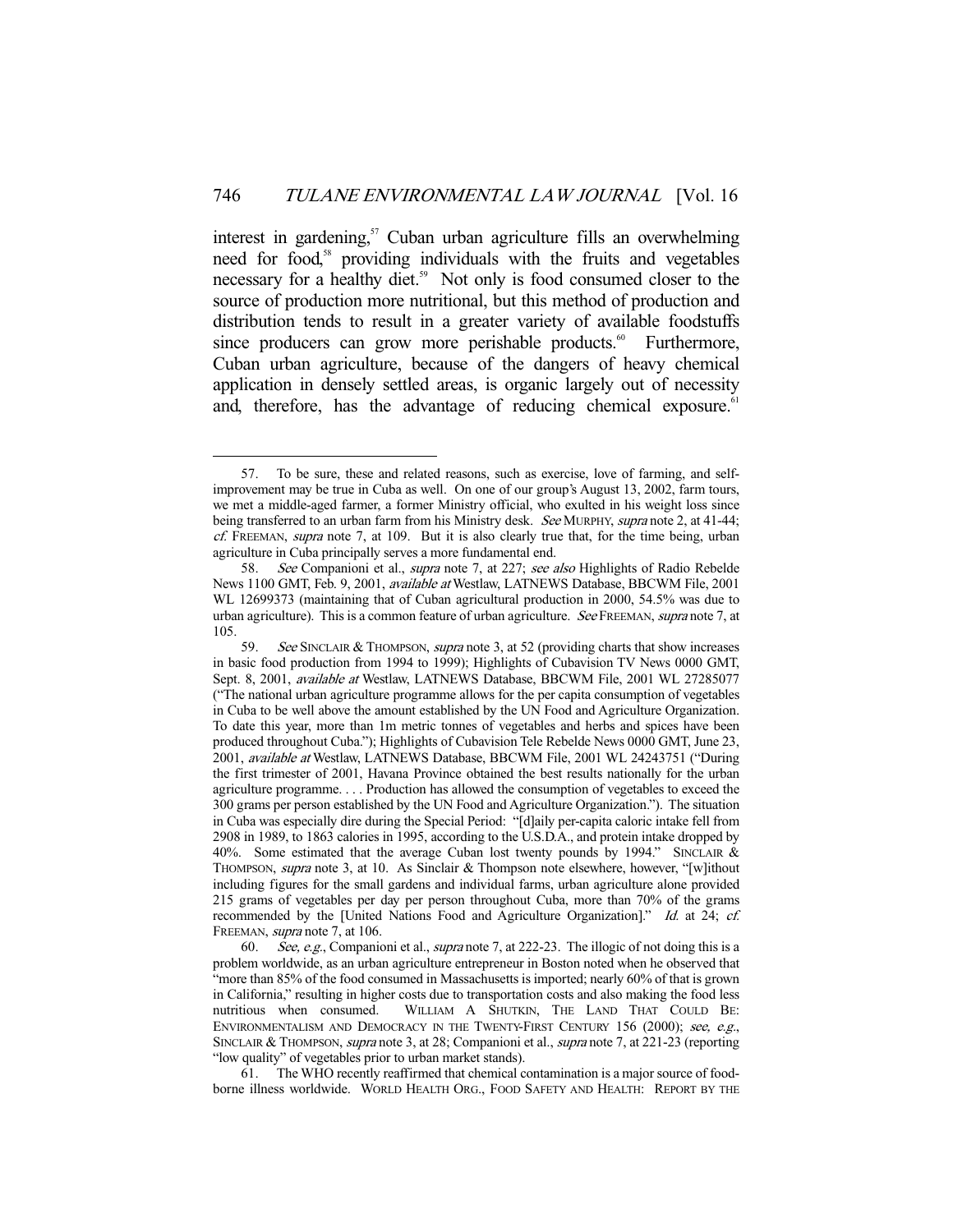interest in gardening,[57] Cuban urban agriculture fills an overwhelming need for food,[58] providing individuals with the fruits and vegetables necessary for a healthy diet.[59] Not only is food consumed closer to the source of production more nutritional, but this method of production and distribution tends to result in a greater variety of available foodstuffs since producers can grow more perishable products.[60] Furthermore, Cuban urban agriculture, because of the dangers of heavy chemical application in densely settled areas, is organic largely out of necessity and, therefore, has the advantage of reducing chemical exposure.[61]

---

57. To be sure, these and related reasons, such as exercise, love of farming, and self-improvement may be true in Cuba as well. On one of our group's August 13, 2002, farm tours, we met a middle-aged farmer, a former Ministry official, who exulted in his weight loss since being transferred to an urban farm from his Ministry desk. *See* MURPHY, *supra* note 2, at 41-44; *cf.* FREEMAN, *supra* note 7, at 109. But it is also clearly true that, for the time being, urban agriculture in Cuba principally serves a more fundamental end.

58. *See* Companioni et al., *supra* note 7, at 227; *see also* Highlights of Radio Rebelde News 1100 GMT, Feb. 9, 2001, *available at* Westlaw, LATNEWS Database, BBCWM File, 2001 WL 12699373 (maintaining that of Cuban agricultural production in 2000, 54.5% was due to urban agriculture). This is a common feature of urban agriculture. *See* FREEMAN, *supra* note 7, at 105.

59. *See* SINCLAIR & THOMPSON, *supra* note 3, at 52 (providing charts that show increases in basic food production from 1994 to 1999); Highlights of Cubavision TV News 0000 GMT, Sept. 8, 2001, *available at* Westlaw, LATNEWS Database, BBCWM File, 2001 WL 27285077 ("The national urban agriculture programme allows for the per capita consumption of vegetables in Cuba to be well above the amount established by the UN Food and Agriculture Organization. To date this year, more than 1m metric tonnes of vegetables and herbs and spices have been produced throughout Cuba."); Highlights of Cubavision Tele Rebelde News 0000 GMT, June 23, 2001, *available at* Westlaw, LATNEWS Database, BBCWM File, 2001 WL 24243751 ("During the first trimester of 2001, Havana Province obtained the best results nationally for the urban agriculture programme. . . . Production has allowed the consumption of vegetables to exceed the 300 grams per person established by the UN Food and Agriculture Organization."). The situation in Cuba was especially dire during the Special Period: "[d]aily per-capita caloric intake fell from 2908 in 1989, to 1863 calories in 1995, according to the U.S.D.A., and protein intake dropped by 40%. Some estimated that the average Cuban lost twenty pounds by 1994." SINCLAIR & THOMPSON, *supra* note 3, at 10. As Sinclair & Thompson note elsewhere, however, "[w]ithout including figures for the small gardens and individual farms, urban agriculture alone provided 215 grams of vegetables per day per person throughout Cuba, more than 70% of the grams recommended by the [United Nations Food and Agriculture Organization]." *Id.* at 24; *cf.* FREEMAN, *supra* note 7, at 106.

60. *See, e.g.*, Companioni et al., *supra* note 7, at 222-23. The illogic of not doing this is a problem worldwide, as an urban agriculture entrepreneur in Boston noted when he observed that "more than 85% of the food consumed in Massachusetts is imported; nearly 60% of that is grown in California," resulting in higher costs due to transportation costs and also making the food less nutritious when consumed. WILLIAM A SHUTKIN, THE LAND THAT COULD BE: ENVIRONMENTALISM AND DEMOCRACY IN THE TWENTY-FIRST CENTURY 156 (2000); *see, e.g.*, SINCLAIR & THOMPSON, *supra* note 3, at 28; Companioni et al., *supra* note 7, at 221-23 (reporting "low quality" of vegetables prior to urban market stands).

61. The WHO recently reaffirmed that chemical contamination is a major source of food-borne illness worldwide. WORLD HEALTH ORG., FOOD SAFETY AND HEALTH: REPORT BY THE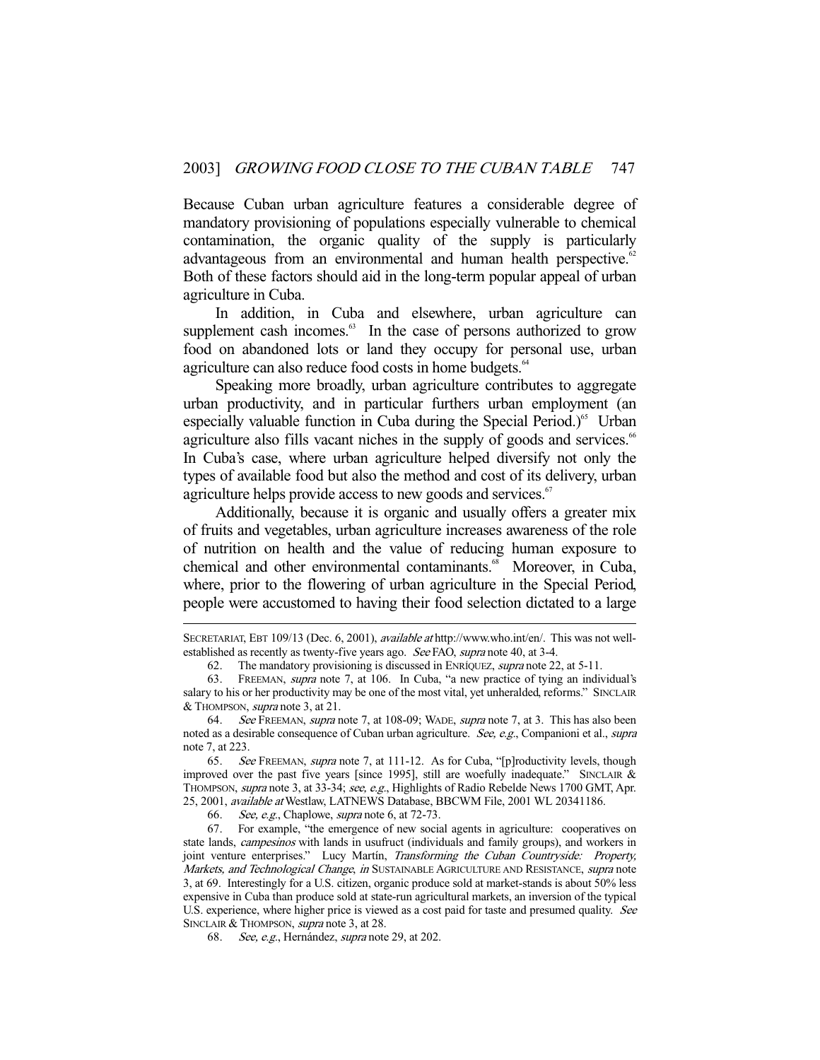Because Cuban urban agriculture features a considerable degree of mandatory provisioning of populations especially vulnerable to chemical contamination, the organic quality of the supply is particularly advantageous from an environmental and human health perspective.[62] Both of these factors should aid in the long-term popular appeal of urban agriculture in Cuba.

In addition, in Cuba and elsewhere, urban agriculture can supplement cash incomes.[63] In the case of persons authorized to grow food on abandoned lots or land they occupy for personal use, urban agriculture can also reduce food costs in home budgets.[64]

Speaking more broadly, urban agriculture contributes to aggregate urban productivity, and in particular furthers urban employment (an especially valuable function in Cuba during the Special Period.)[65] Urban agriculture also fills vacant niches in the supply of goods and services.[66] In Cuba's case, where urban agriculture helped diversify not only the types of available food but also the method and cost of its delivery, urban agriculture helps provide access to new goods and services.[67]

Additionally, because it is organic and usually offers a greater mix of fruits and vegetables, urban agriculture increases awareness of the role of nutrition on health and the value of reducing human exposure to chemical and other environmental contaminants.[68] Moreover, in Cuba, where, prior to the flowering of urban agriculture in the Special Period, people were accustomed to having their food selection dictated to a large

---

SECRETARIAT, EBT 109/13 (Dec. 6, 2001), *available at* http://www.who.int/en/. This was not well-established as recently as twenty-five years ago. *See* FAO, *supra* note 40, at 3-4.

62. The mandatory provisioning is discussed in ENRÍQUEZ, *supra* note 22, at 5-11.

63. FREEMAN, *supra* note 7, at 106. In Cuba, "a new practice of tying an individual's salary to his or her productivity may be one of the most vital, yet unheralded, reforms." SINCLAIR & THOMPSON, *supra* note 3, at 21.

64. *See* FREEMAN, *supra* note 7, at 108-09; WADE, *supra* note 7, at 3. This has also been noted as a desirable consequence of Cuban urban agriculture. *See, e.g.*, Companioni et al., *supra* note 7, at 223.

65. *See* FREEMAN, *supra* note 7, at 111-12. As for Cuba, "[p]roductivity levels, though improved over the past five years [since 1995], still are woefully inadequate." SINCLAIR & THOMPSON, *supra* note 3, at 33-34; *see, e.g.*, Highlights of Radio Rebelde News 1700 GMT, Apr. 25, 2001, *available at* Westlaw, LATNEWS Database, BBCWM File, 2001 WL 20341186.

66. *See, e.g.*, Chaplowe, *supra* note 6, at 72-73.

67. For example, "the emergence of new social agents in agriculture: cooperatives on state lands, *campesinos* with lands in usufruct (individuals and family groups), and workers in joint venture enterprises." Lucy Martín, *Transforming the Cuban Countryside: Property, Markets, and Technological Change*, *in* SUSTAINABLE AGRICULTURE AND RESISTANCE, *supra* note 3, at 69. Interestingly for a U.S. citizen, organic produce sold at market-stands is about 50% less expensive in Cuba than produce sold at state-run agricultural markets, an inversion of the typical U.S. experience, where higher price is viewed as a cost paid for taste and presumed quality. *See* SINCLAIR & THOMPSON, *supra* note 3, at 28.

68. *See, e.g.*, Hernández, *supra* note 29, at 202.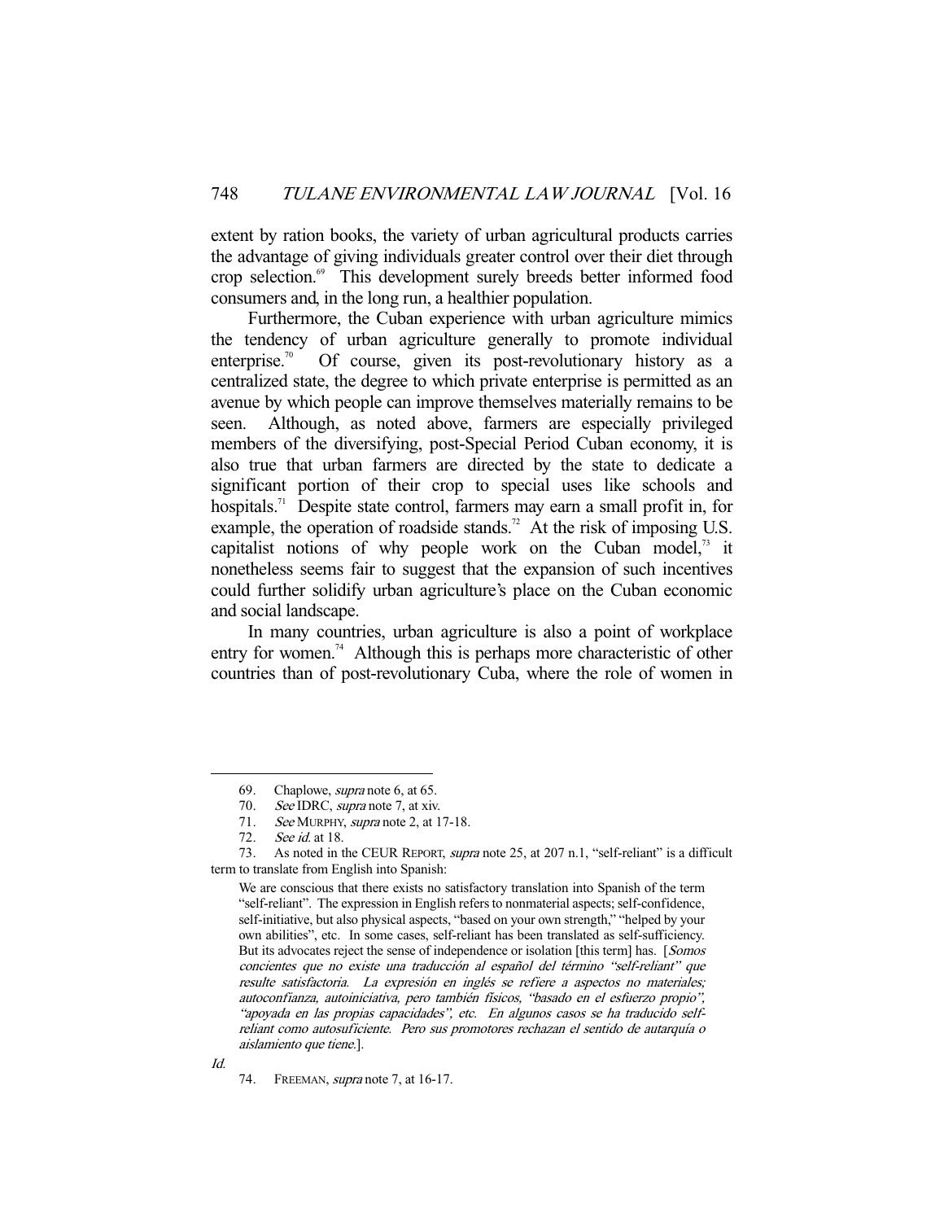extent by ration books, the variety of urban agricultural products carries the advantage of giving individuals greater control over their diet through crop selection.[69] This development surely breeds better informed food consumers and, in the long run, a healthier population.

Furthermore, the Cuban experience with urban agriculture mimics the tendency of urban agriculture generally to promote individual enterprise.[70] Of course, given its post-revolutionary history as a centralized state, the degree to which private enterprise is permitted as an avenue by which people can improve themselves materially remains to be seen. Although, as noted above, farmers are especially privileged members of the diversifying, post-Special Period Cuban economy, it is also true that urban farmers are directed by the state to dedicate a significant portion of their crop to special uses like schools and hospitals.[71] Despite state control, farmers may earn a small profit in, for example, the operation of roadside stands.[72] At the risk of imposing U.S. capitalist notions of why people work on the Cuban model,[73] it nonetheless seems fair to suggest that the expansion of such incentives could further solidify urban agriculture's place on the Cuban economic and social landscape.

In many countries, urban agriculture is also a point of workplace entry for women.[74] Although this is perhaps more characteristic of other countries than of post-revolutionary Cuba, where the role of women in

---

69. Chaplowe, *supra* note 6, at 65.

70. *See* IDRC, *supra* note 7, at xiv.

71. *See* MURPHY, *supra* note 2, at 17-18.

72. *See id.* at 18.

73. As noted in the CEUR REPORT, *supra* note 25, at 207 n.1, "self-reliant" is a difficult term to translate from English into Spanish:

> We are conscious that there exists no satisfactory translation into Spanish of the term "self-reliant". The expression in English refers to nonmaterial aspects; self-confidence, self-initiative, but also physical aspects, "based on your own strength," "helped by your own abilities", etc. In some cases, self-reliant has been translated as self-sufficiency. But its advocates reject the sense of independence or isolation [this term] has. [*Somos concientes que no existe una traducción al español del término "self-reliant" que resulte satisfactoria. La expresión en inglés se refiere a aspectos no materiales; autoconfianza, autoiniciativa, pero también físicos, "basado en el esfuerzo propio", "apoyada en las propias capacidades", etc. En algunos casos se ha traducido self-reliant como autosuficiente. Pero sus promotores rechazan el sentido de autarquía o aislamiento que tiene.*].

*Id.*

74. FREEMAN, *supra* note 7, at 16-17.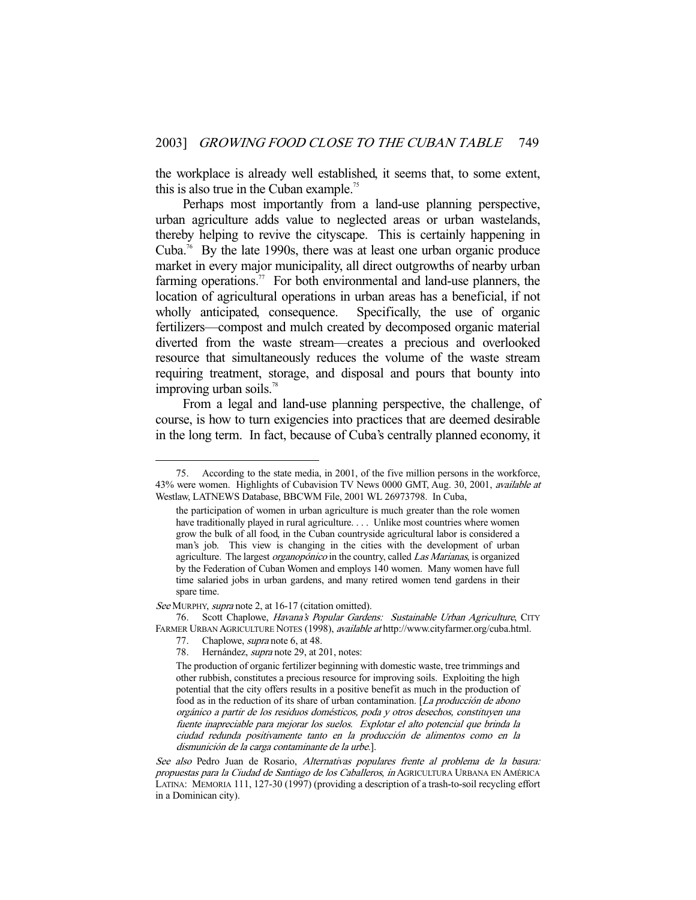the workplace is already well established, it seems that, to some extent, this is also true in the Cuban example.[75]

Perhaps most importantly from a land-use planning perspective, urban agriculture adds value to neglected areas or urban wastelands, thereby helping to revive the cityscape. This is certainly happening in Cuba.[76] By the late 1990s, there was at least one urban organic produce market in every major municipality, all direct outgrowths of nearby urban farming operations.[77] For both environmental and land-use planners, the location of agricultural operations in urban areas has a beneficial, if not wholly anticipated, consequence. Specifically, the use of organic fertilizers—compost and mulch created by decomposed organic material diverted from the waste stream—creates a precious and overlooked resource that simultaneously reduces the volume of the waste stream requiring treatment, storage, and disposal and pours that bounty into improving urban soils.[78]

From a legal and land-use planning perspective, the challenge, of course, is how to turn exigencies into practices that are deemed desirable in the long term. In fact, because of Cuba's centrally planned economy, it

---

75. According to the state media, in 2001, of the five million persons in the workforce, 43% were women. Highlights of Cubavision TV News 0000 GMT, Aug. 30, 2001, *available at* Westlaw, LATNEWS Database, BBCWM File, 2001 WL 26973798. In Cuba,

> the participation of women in urban agriculture is much greater than the role women have traditionally played in rural agriculture. . . . Unlike most countries where women grow the bulk of all food, in the Cuban countryside agricultural labor is considered a man's job. This view is changing in the cities with the development of urban agriculture. The largest *organopónico* in the country, called *Las Marianas*, is organized by the Federation of Cuban Women and employs 140 women. Many women have full time salaried jobs in urban gardens, and many retired women tend gardens in their spare time.

*See* MURPHY, *supra* note 2, at 16-17 (citation omitted).

76. Scott Chaplowe, *Havana's Popular Gardens: Sustainable Urban Agriculture*, CITY FARMER URBAN AGRICULTURE NOTES (1998), *available at* http://www.cityfarmer.org/cuba.html.

77. Chaplowe, *supra* note 6, at 48.

78. Hernández, *supra* note 29, at 201, notes:

> The production of organic fertilizer beginning with domestic waste, tree trimmings and other rubbish, constitutes a precious resource for improving soils. Exploiting the high potential that the city offers results in a positive benefit as much in the production of food as in the reduction of its share of urban contamination. [*La producción de abono orgánico a partir de los residuos domésticos, poda y otros desechos, constituyen una fuente inapreciable para mejorar los suelos. Explotar el alto potencial que brinda la ciudad redunda positivamente tanto en la producción de alimentos como en la dismunición de la carga contaminante de la urbe*.].

*See also* Pedro Juan de Rosario, *Alternativas populares frente al problema de la basura: propuestas para la Ciudad de Santiago de los Caballeros*, *in* AGRICULTURA URBANA EN AMÉRICA LATINA: MEMORIA 111, 127-30 (1997) (providing a description of a trash-to-soil recycling effort in a Dominican city).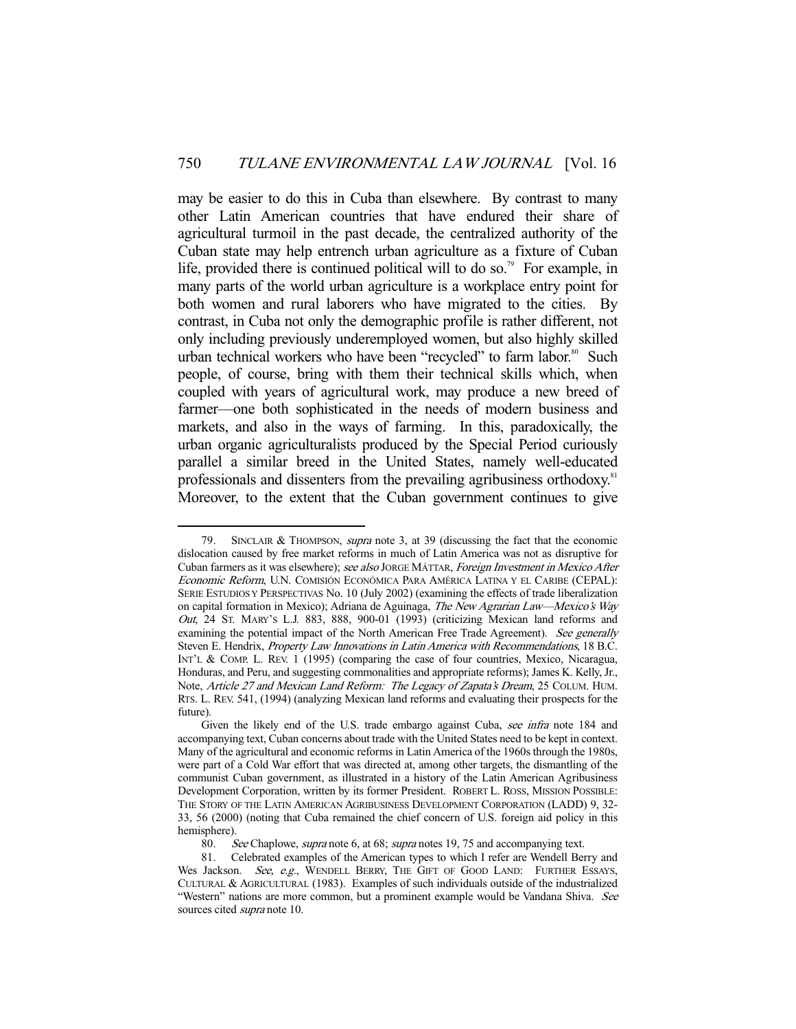may be easier to do this in Cuba than elsewhere. By contrast to many other Latin American countries that have endured their share of agricultural turmoil in the past decade, the centralized authority of the Cuban state may help entrench urban agriculture as a fixture of Cuban life, provided there is continued political will to do so.[79] For example, in many parts of the world urban agriculture is a workplace entry point for both women and rural laborers who have migrated to the cities. By contrast, in Cuba not only the demographic profile is rather different, not only including previously underemployed women, but also highly skilled urban technical workers who have been "recycled" to farm labor.[80] Such people, of course, bring with them their technical skills which, when coupled with years of agricultural work, may produce a new breed of farmer—one both sophisticated in the needs of modern business and markets, and also in the ways of farming. In this, paradoxically, the urban organic agriculturalists produced by the Special Period curiously parallel a similar breed in the United States, namely well-educated professionals and dissenters from the prevailing agribusiness orthodoxy.[81] Moreover, to the extent that the Cuban government continues to give

---

79. SINCLAIR & THOMPSON, *supra* note 3, at 39 (discussing the fact that the economic dislocation caused by free market reforms in much of Latin America was not as disruptive for Cuban farmers as it was elsewhere); *see also* JORGE MÁTTAR, *Foreign Investment in Mexico After Economic Reform*, U.N. COMISIÓN ECONÓMICA PARA AMÉRICA LATINA Y EL CARIBE (CEPAL): SERIE ESTUDIOS Y PERSPECTIVAS No. 10 (July 2002) (examining the effects of trade liberalization on capital formation in Mexico); Adriana de Aguinaga, *The New Agrarian Law—Mexico's Way Out*, 24 ST. MARY'S L.J. 883, 888, 900-01 (1993) (criticizing Mexican land reforms and examining the potential impact of the North American Free Trade Agreement). *See generally* Steven E. Hendrix, *Property Law Innovations in Latin America with Recommendations*, 18 B.C. INT'L & COMP. L. REV. 1 (1995) (comparing the case of four countries, Mexico, Nicaragua, Honduras, and Peru, and suggesting commonalities and appropriate reforms); James K. Kelly, Jr., Note, *Article 27 and Mexican Land Reform: The Legacy of Zapata's Dream*, 25 COLUM. HUM. RTS. L. REV. 541, (1994) (analyzing Mexican land reforms and evaluating their prospects for the future).

Given the likely end of the U.S. trade embargo against Cuba, *see infra* note 184 and accompanying text, Cuban concerns about trade with the United States need to be kept in context. Many of the agricultural and economic reforms in Latin America of the 1960s through the 1980s, were part of a Cold War effort that was directed at, among other targets, the dismantling of the communist Cuban government, as illustrated in a history of the Latin American Agribusiness Development Corporation, written by its former President. ROBERT L. ROSS, MISSION POSSIBLE: THE STORY OF THE LATIN AMERICAN AGRIBUSINESS DEVELOPMENT CORPORATION (LADD) 9, 32-33, 56 (2000) (noting that Cuba remained the chief concern of U.S. foreign aid policy in this hemisphere).

80. *See* Chaplowe, *supra* note 6, at 68; *supra* notes 19, 75 and accompanying text.

81. Celebrated examples of the American types to which I refer are Wendell Berry and Wes Jackson. *See, e.g.*, WENDELL BERRY, THE GIFT OF GOOD LAND: FURTHER ESSAYS, CULTURAL & AGRICULTURAL (1983). Examples of such individuals outside of the industrialized "Western" nations are more common, but a prominent example would be Vandana Shiva. *See* sources cited *supra* note 10.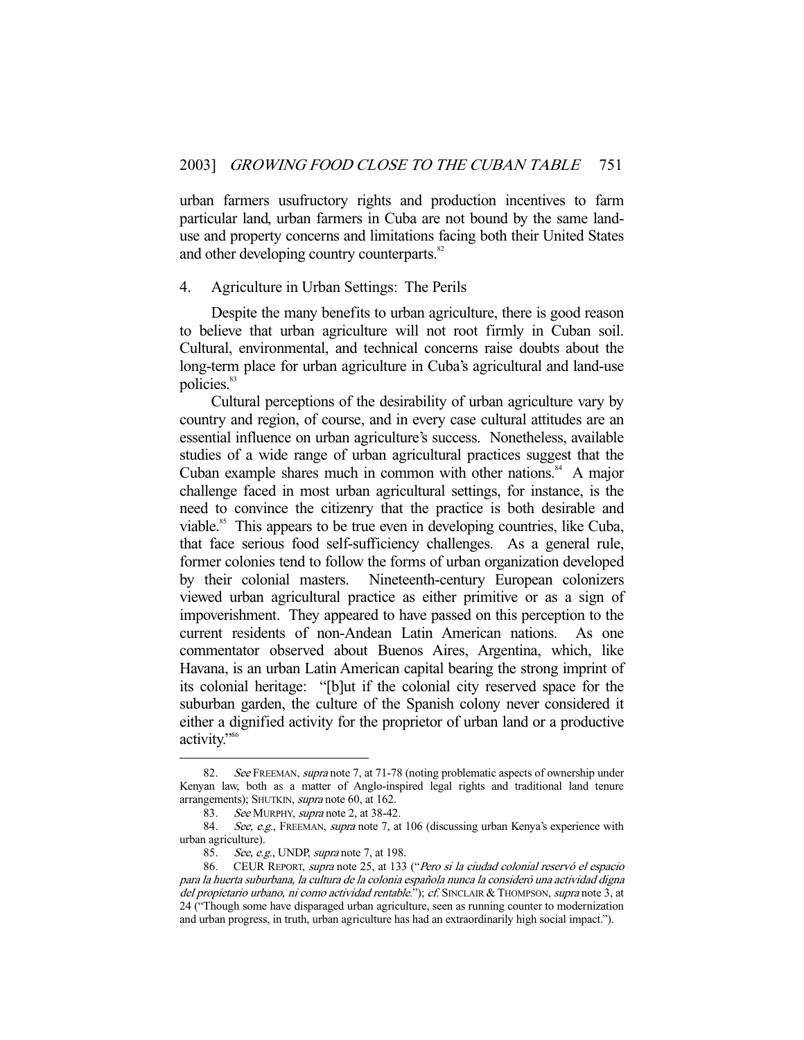urban farmers usufructory rights and production incentives to farm particular land, urban farmers in Cuba are not bound by the same land-use and property concerns and limitations facing both their United States and other developing country counterparts.[82]

### 4. Agriculture in Urban Settings: The Perils

Despite the many benefits to urban agriculture, there is good reason to believe that urban agriculture will not root firmly in Cuban soil. Cultural, environmental, and technical concerns raise doubts about the long-term place for urban agriculture in Cuba's agricultural and land-use policies.[83]

Cultural perceptions of the desirability of urban agriculture vary by country and region, of course, and in every case cultural attitudes are an essential influence on urban agriculture's success. Nonetheless, available studies of a wide range of urban agricultural practices suggest that the Cuban example shares much in common with other nations.[84] A major challenge faced in most urban agricultural settings, for instance, is the need to convince the citizenry that the practice is both desirable and viable.[85] This appears to be true even in developing countries, like Cuba, that face serious food self-sufficiency challenges. As a general rule, former colonies tend to follow the forms of urban organization developed by their colonial masters. Nineteenth-century European colonizers viewed urban agricultural practice as either primitive or as a sign of impoverishment. They appeared to have passed on this perception to the current residents of non-Andean Latin American nations. As one commentator observed about Buenos Aires, Argentina, which, like Havana, is an urban Latin American capital bearing the strong imprint of its colonial heritage: "[b]ut if the colonial city reserved space for the suburban garden, the culture of the Spanish colony never considered it either a dignified activity for the proprietor of urban land or a productive activity."[86]

---

82. *See* FREEMAN, *supra* note 7, at 71-78 (noting problematic aspects of ownership under Kenyan law, both as a matter of Anglo-inspired legal rights and traditional land tenure arrangements); SHUTKIN, *supra* note 60, at 162.

83. *See* MURPHY, *supra* note 2, at 38-42.

84. *See, e.g.*, FREEMAN, *supra* note 7, at 106 (discussing urban Kenya's experience with urban agriculture).

85. *See, e.g.*, UNDP, *supra* note 7, at 198.

86. CEUR REPORT, *supra* note 25, at 133 ("*Pero si la ciudad colonial reservó el espacio para la huerta suburbana, la cultura de la colonia española nunca la consideró una actividad digna del propietario urbano, ni como actividad rentable.*"); *cf.* SINCLAIR & THOMPSON, *supra* note 3, at 24 ("Though some have disparaged urban agriculture, seen as running counter to modernization and urban progress, in truth, urban agriculture has had an extraordinarily high social impact.").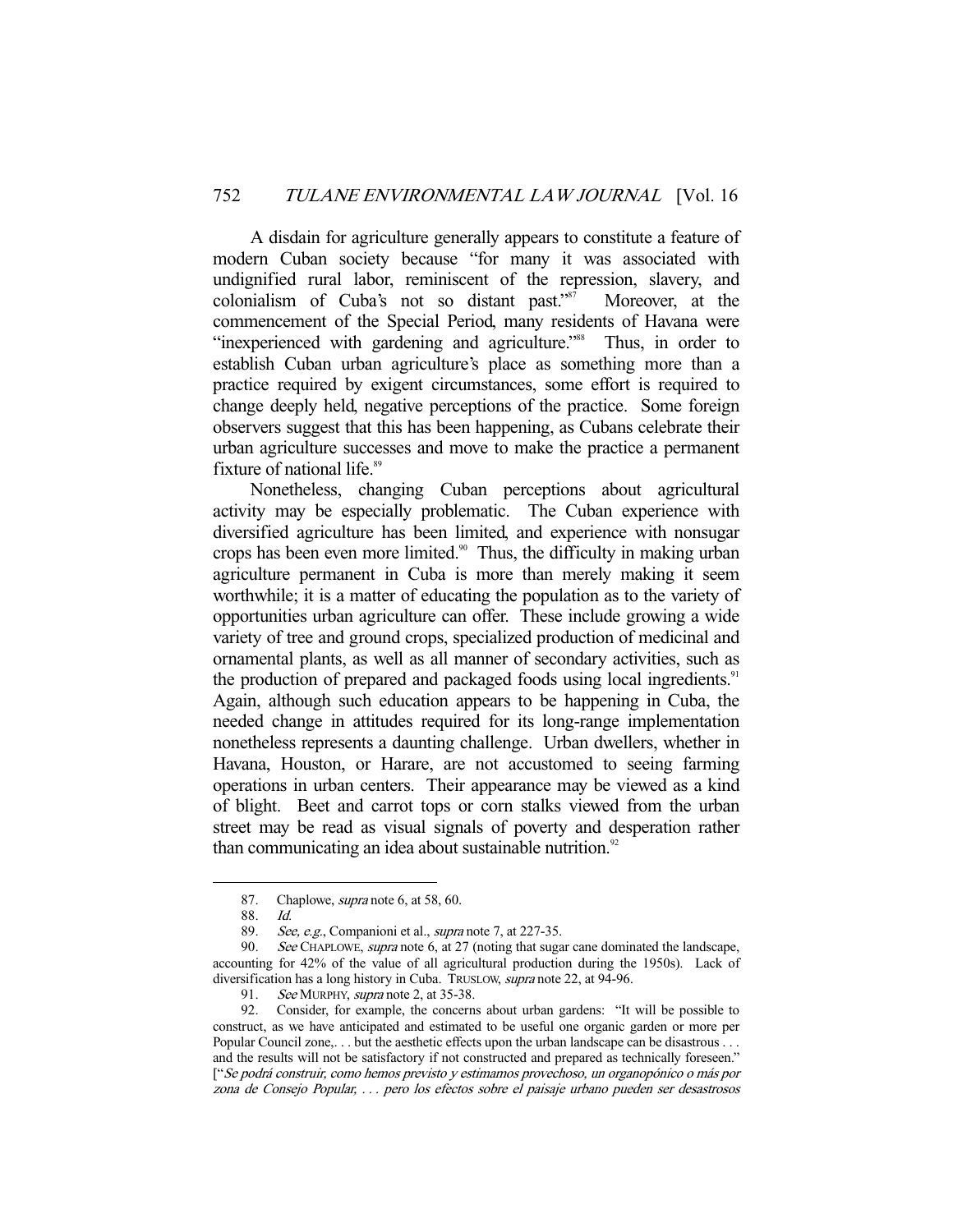A disdain for agriculture generally appears to constitute a feature of modern Cuban society because "for many it was associated with undignified rural labor, reminiscent of the repression, slavery, and colonialism of Cuba's not so distant past."[87] Moreover, at the commencement of the Special Period, many residents of Havana were "inexperienced with gardening and agriculture."[88] Thus, in order to establish Cuban urban agriculture's place as something more than a practice required by exigent circumstances, some effort is required to change deeply held, negative perceptions of the practice. Some foreign observers suggest that this has been happening, as Cubans celebrate their urban agriculture successes and move to make the practice a permanent fixture of national life.[89]

Nonetheless, changing Cuban perceptions about agricultural activity may be especially problematic. The Cuban experience with diversified agriculture has been limited, and experience with nonsugar crops has been even more limited.[90] Thus, the difficulty in making urban agriculture permanent in Cuba is more than merely making it seem worthwhile; it is a matter of educating the population as to the variety of opportunities urban agriculture can offer. These include growing a wide variety of tree and ground crops, specialized production of medicinal and ornamental plants, as well as all manner of secondary activities, such as the production of prepared and packaged foods using local ingredients.[91] Again, although such education appears to be happening in Cuba, the needed change in attitudes required for its long-range implementation nonetheless represents a daunting challenge. Urban dwellers, whether in Havana, Houston, or Harare, are not accustomed to seeing farming operations in urban centers. Their appearance may be viewed as a kind of blight. Beet and carrot tops or corn stalks viewed from the urban street may be read as visual signals of poverty and desperation rather than communicating an idea about sustainable nutrition.[92]

---

87. Chaplowe, *supra* note 6, at 58, 60.

88. *Id.*

89. *See, e.g.*, Companioni et al., *supra* note 7, at 227-35.

90. *See* CHAPLOWE, *supra* note 6, at 27 (noting that sugar cane dominated the landscape, accounting for 42% of the value of all agricultural production during the 1950s). Lack of diversification has a long history in Cuba. TRUSLOW, *supra* note 22, at 94-96.

91. *See* MURPHY, *supra* note 2, at 35-38.

92. Consider, for example, the concerns about urban gardens: "It will be possible to construct, as we have anticipated and estimated to be useful one organic garden or more per Popular Council zone,. . . but the aesthetic effects upon the urban landscape can be disastrous . . . and the results will not be satisfactory if not constructed and prepared as technically foreseen." ["*Se podrá construir, como hemos previsto y estimamos provechoso, un organopónico o más por zona de Consejo Popular, . . . pero los efectos sobre el paisaje urbano pueden ser desastrosos*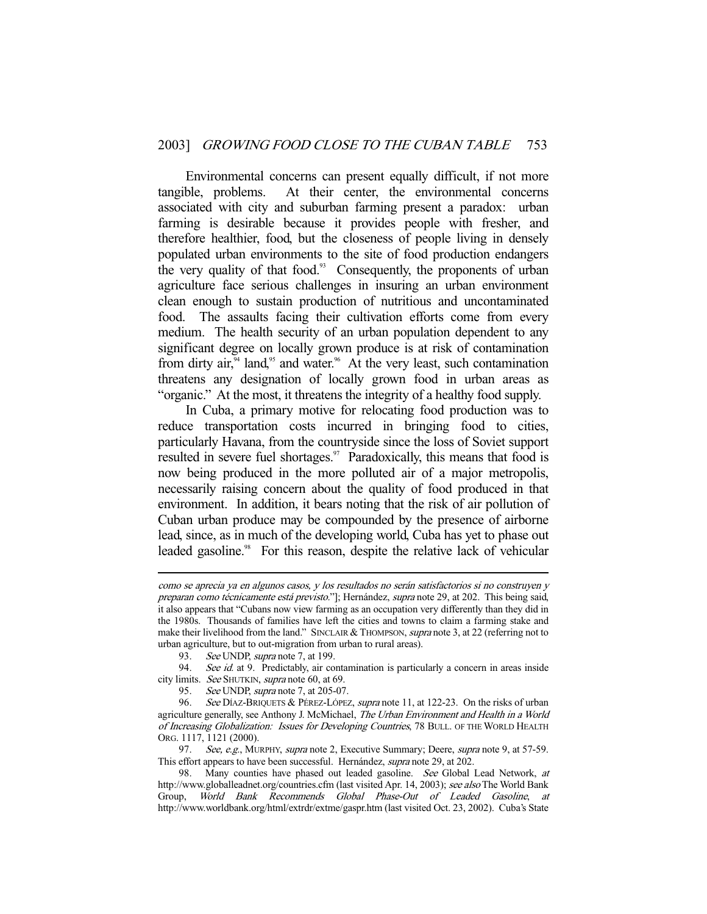Environmental concerns can present equally difficult, if not more tangible, problems. At their center, the environmental concerns associated with city and suburban farming present a paradox: urban farming is desirable because it provides people with fresher, and therefore healthier, food, but the closeness of people living in densely populated urban environments to the site of food production endangers the very quality of that food.[93] Consequently, the proponents of urban agriculture face serious challenges in insuring an urban environment clean enough to sustain production of nutritious and uncontaminated food. The assaults facing their cultivation efforts come from every medium. The health security of an urban population dependent to any significant degree on locally grown produce is at risk of contamination from dirty air,[94] land,[95] and water.[96] At the very least, such contamination threatens any designation of locally grown food in urban areas as "organic." At the most, it threatens the integrity of a healthy food supply.

In Cuba, a primary motive for relocating food production was to reduce transportation costs incurred in bringing food to cities, particularly Havana, from the countryside since the loss of Soviet support resulted in severe fuel shortages.[97] Paradoxically, this means that food is now being produced in the more polluted air of a major metropolis, necessarily raising concern about the quality of food produced in that environment. In addition, it bears noting that the risk of air pollution of Cuban urban produce may be compounded by the presence of airborne lead, since, as in much of the developing world, Cuba has yet to phase out leaded gasoline.[98] For this reason, despite the relative lack of vehicular

---

*como se aprecia ya en algunos casos, y los resultados no serán satisfactorios si no construyen y preparan como técnicamente está previsto.*"]; Hernández, *supra* note 29, at 202. This being said, it also appears that "Cubans now view farming as an occupation very differently than they did in the 1980s. Thousands of families have left the cities and towns to claim a farming stake and make their livelihood from the land." SINCLAIR & THOMPSON, *supra* note 3, at 22 (referring not to urban agriculture, but to out-migration from urban to rural areas).

93. *See* UNDP, *supra* note 7, at 199.

94. *See id.* at 9. Predictably, air contamination is particularly a concern in areas inside city limits. *See* SHUTKIN, *supra* note 60, at 69.

95. *See* UNDP, *supra* note 7, at 205-07.

96. *See* DÍAZ-BRIQUETS & PÉREZ-LÓPEZ, *supra* note 11, at 122-23. On the risks of urban agriculture generally, see Anthony J. McMichael, *The Urban Environment and Health in a World of Increasing Globalization: Issues for Developing Countries*, 78 BULL. OF THE WORLD HEALTH ORG. 1117, 1121 (2000).

97. *See, e.g.*, MURPHY, *supra* note 2, Executive Summary; Deere, *supra* note 9, at 57-59. This effort appears to have been successful. Hernández, *supra* note 29, at 202.

98. Many counties have phased out leaded gasoline. *See* Global Lead Network, *at* http://www.globalleadnet.org/countries.cfm (last visited Apr. 14, 2003); *see also* The World Bank Group, *World Bank Recommends Global Phase-Out of Leaded Gasoline*, *at* http://www.worldbank.org/html/extrdr/extme/gaspr.htm (last visited Oct. 23, 2002). Cuba's State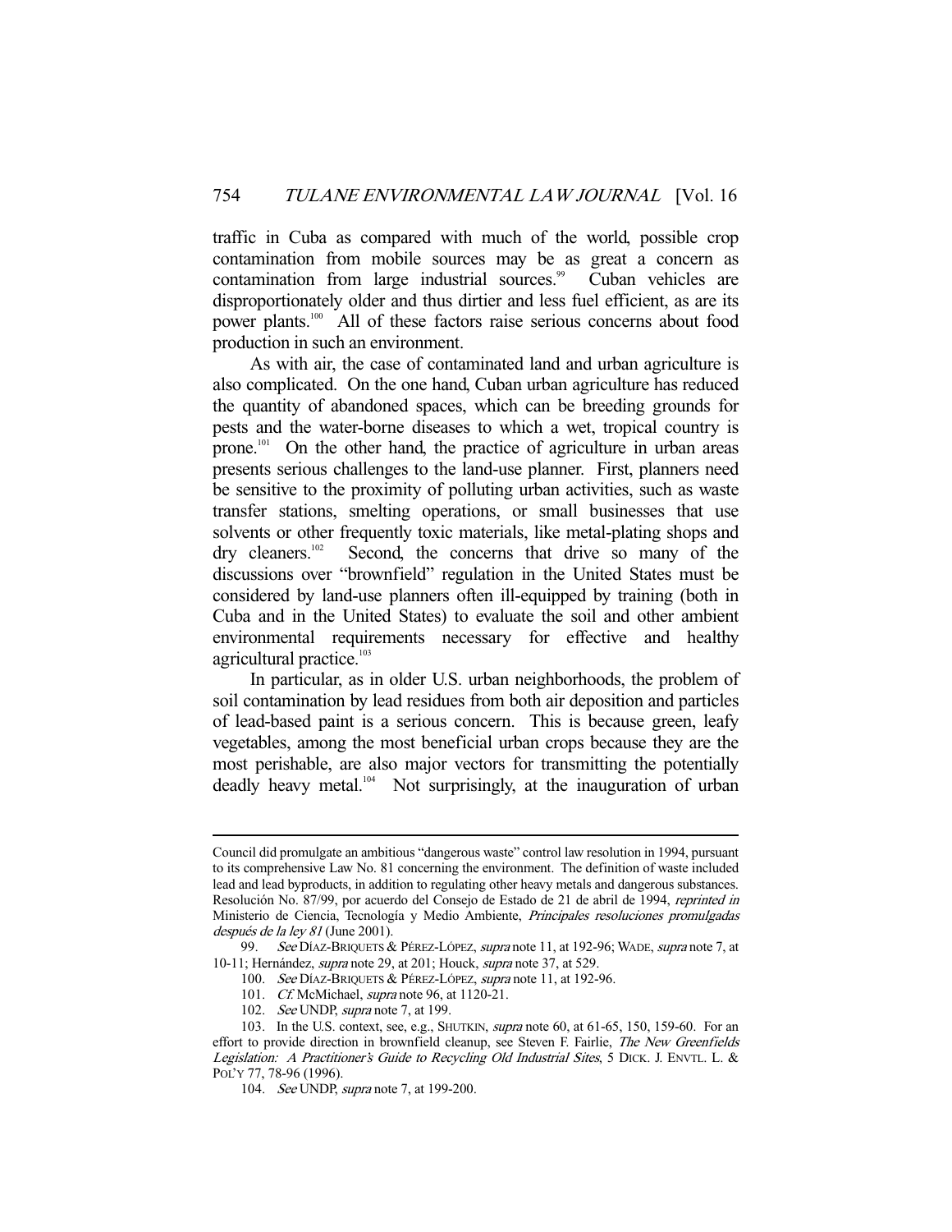traffic in Cuba as compared with much of the world, possible crop contamination from mobile sources may be as great a concern as contamination from large industrial sources.[99] Cuban vehicles are disproportionately older and thus dirtier and less fuel efficient, as are its power plants.[100] All of these factors raise serious concerns about food production in such an environment.

As with air, the case of contaminated land and urban agriculture is also complicated. On the one hand, Cuban urban agriculture has reduced the quantity of abandoned spaces, which can be breeding grounds for pests and the water-borne diseases to which a wet, tropical country is prone.[101] On the other hand, the practice of agriculture in urban areas presents serious challenges to the land-use planner. First, planners need be sensitive to the proximity of polluting urban activities, such as waste transfer stations, smelting operations, or small businesses that use solvents or other frequently toxic materials, like metal-plating shops and dry cleaners.[102] Second, the concerns that drive so many of the discussions over "brownfield" regulation in the United States must be considered by land-use planners often ill-equipped by training (both in Cuba and in the United States) to evaluate the soil and other ambient environmental requirements necessary for effective and healthy agricultural practice.[103]

In particular, as in older U.S. urban neighborhoods, the problem of soil contamination by lead residues from both air deposition and particles of lead-based paint is a serious concern. This is because green, leafy vegetables, among the most beneficial urban crops because they are the most perishable, are also major vectors for transmitting the potentially deadly heavy metal.[104] Not surprisingly, at the inauguration of urban

---

Council did promulgate an ambitious "dangerous waste" control law resolution in 1994, pursuant to its comprehensive Law No. 81 concerning the environment. The definition of waste included lead and lead byproducts, in addition to regulating other heavy metals and dangerous substances. Resolución No. 87/99, por acuerdo del Consejo de Estado de 21 de abril de 1994, *reprinted in* Ministerio de Ciencia, Tecnología y Medio Ambiente, *Principales resoluciones promulgadas después de la ley 81* (June 2001).

99. *See* DÍAZ-BRIQUETS & PÉREZ-LÓPEZ, *supra* note 11, at 192-96; WADE, *supra* note 7, at 10-11; Hernández, *supra* note 29, at 201; Houck, *supra* note 37, at 529.

100. *See* DÍAZ-BRIQUETS & PÉREZ-LÓPEZ, *supra* note 11, at 192-96.

101. *Cf.* McMichael, *supra* note 96, at 1120-21.

102. *See* UNDP, *supra* note 7, at 199.

103. In the U.S. context, see, e.g., SHUTKIN, *supra* note 60, at 61-65, 150, 159-60. For an effort to provide direction in brownfield cleanup, see Steven F. Fairlie, *The New Greenfields Legislation: A Practitioner's Guide to Recycling Old Industrial Sites*, 5 DICK. J. ENVTL. L. & POL'Y 77, 78-96 (1996).

104. *See* UNDP, *supra* note 7, at 199-200.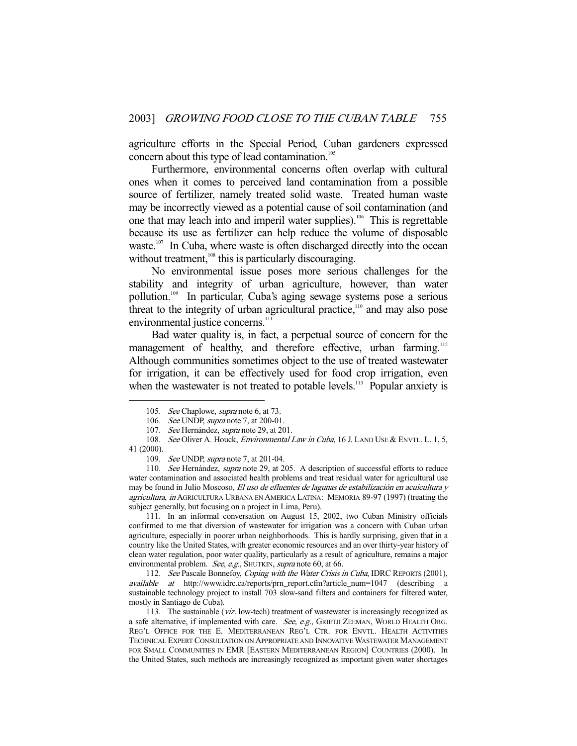agriculture efforts in the Special Period, Cuban gardeners expressed concern about this type of lead contamination.[105]

Furthermore, environmental concerns often overlap with cultural ones when it comes to perceived land contamination from a possible source of fertilizer, namely treated solid waste. Treated human waste may be incorrectly viewed as a potential cause of soil contamination (and one that may leach into and imperil water supplies).[106] This is regrettable because its use as fertilizer can help reduce the volume of disposable waste.[107] In Cuba, where waste is often discharged directly into the ocean without treatment,[108] this is particularly discouraging.

No environmental issue poses more serious challenges for the stability and integrity of urban agriculture, however, than water pollution.[109] In particular, Cuba's aging sewage systems pose a serious threat to the integrity of urban agricultural practice,[110] and may also pose environmental justice concerns.[111]

Bad water quality is, in fact, a perpetual source of concern for the management of healthy, and therefore effective, urban farming.[112] Although communities sometimes object to the use of treated wastewater for irrigation, it can be effectively used for food crop irrigation, even when the wastewater is not treated to potable levels.[113] Popular anxiety is

---

105. *See* Chaplowe, *supra* note 6, at 73.

106. *See* UNDP, *supra* note 7, at 200-01.

107. *See* Hernández, *supra* note 29, at 201.

108. *See* Oliver A. Houck, *Environmental Law in Cuba*, 16 J. LAND USE & ENVTL. L. 1, 5, 41 (2000).

109. *See* UNDP, *supra* note 7, at 201-04.

110. *See* Hernández, *supra* note 29, at 205. A description of successful efforts to reduce water contamination and associated health problems and treat residual water for agricultural use may be found in Julio Moscoso, *El uso de efluentes de lagunas de estabilización en acuicultura y agricultura*, *in* AGRICULTURA URBANA EN AMERICA LATINA: MEMORIA 89-97 (1997) (treating the subject generally, but focusing on a project in Lima, Peru).

111. In an informal conversation on August 15, 2002, two Cuban Ministry officials confirmed to me that diversion of wastewater for irrigation was a concern with Cuban urban agriculture, especially in poorer urban neighborhoods. This is hardly surprising, given that in a country like the United States, with greater economic resources and an over thirty-year history of clean water regulation, poor water quality, particularly as a result of agriculture, remains a major environmental problem. *See, e.g.*, SHUTKIN, *supra* note 60, at 66.

112. *See* Pascale Bonnefoy, *Coping with the Water Crisis in Cuba*, IDRC REPORTS (2001), *available at* http://www.idrc.ca/reports/prn_report.cfm?article_num=1047 (describing a sustainable technology project to install 703 slow-sand filters and containers for filtered water, mostly in Santiago de Cuba).

113. The sustainable (*viz.* low-tech) treatment of wastewater is increasingly recognized as a safe alternative, if implemented with care. *See, e.g.*, GRIETJI ZEEMAN, WORLD HEALTH ORG. REG'L OFFICE FOR THE E. MEDITERRANEAN REG'L CTR. FOR ENVTL. HEALTH ACTIVITIES TECHNICAL EXPERT CONSULTATION ON APPROPRIATE AND INNOVATIVE WASTEWATER MANAGEMENT FOR SMALL COMMUNITIES IN EMR [EASTERN MEDITERRANEAN REGION] COUNTRIES (2000). In the United States, such methods are increasingly recognized as important given water shortages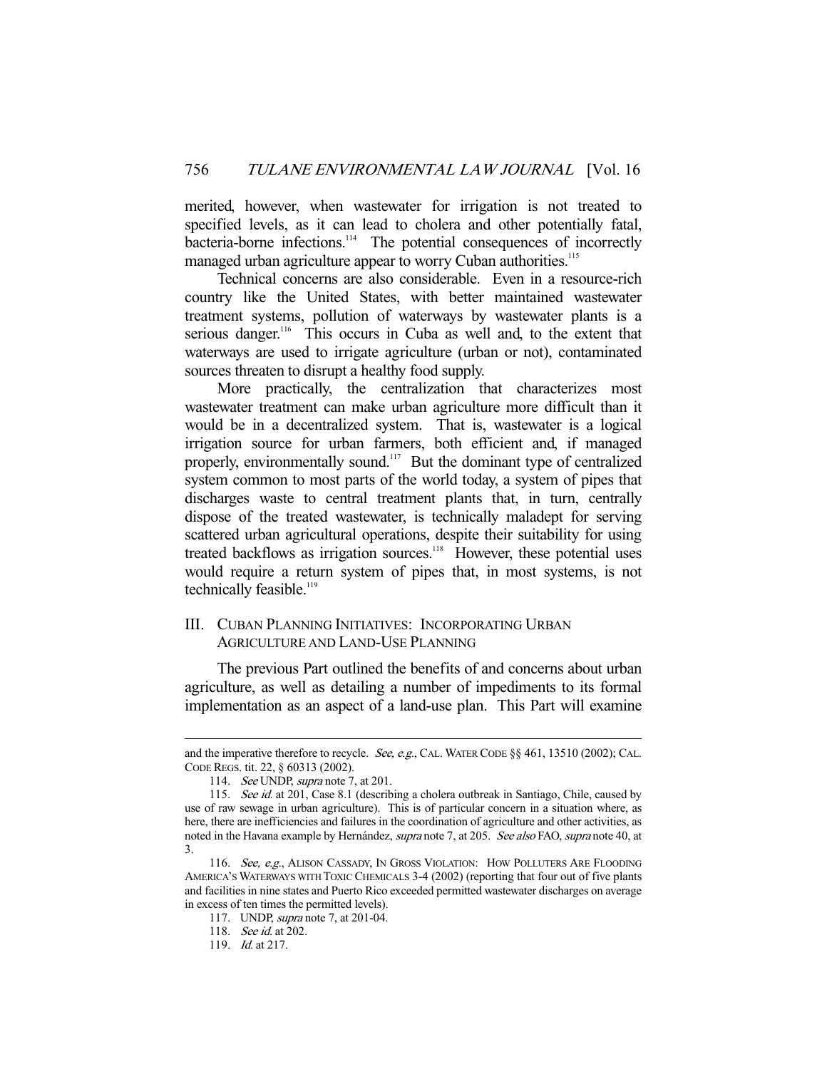merited, however, when wastewater for irrigation is not treated to specified levels, as it can lead to cholera and other potentially fatal, bacteria-borne infections.[114] The potential consequences of incorrectly managed urban agriculture appear to worry Cuban authorities.[115]

Technical concerns are also considerable. Even in a resource-rich country like the United States, with better maintained wastewater treatment systems, pollution of waterways by wastewater plants is a serious danger.[116] This occurs in Cuba as well and, to the extent that waterways are used to irrigate agriculture (urban or not), contaminated sources threaten to disrupt a healthy food supply.

More practically, the centralization that characterizes most wastewater treatment can make urban agriculture more difficult than it would be in a decentralized system. That is, wastewater is a logical irrigation source for urban farmers, both efficient and, if managed properly, environmentally sound.[117] But the dominant type of centralized system common to most parts of the world today, a system of pipes that discharges waste to central treatment plants that, in turn, centrally dispose of the treated wastewater, is technically maladept for serving scattered urban agricultural operations, despite their suitability for using treated backflows as irrigation sources.[118] However, these potential uses would require a return system of pipes that, in most systems, is not technically feasible.[119]

## III. Cuban Planning Initiatives: Incorporating Urban Agriculture and Land-Use Planning

The previous Part outlined the benefits of and concerns about urban agriculture, as well as detailing a number of impediments to its formal implementation as an aspect of a land-use plan. This Part will examine

---

and the imperative therefore to recycle. *See, e.g.*, CAL. WATER CODE §§ 461, 13510 (2002); CAL. CODE REGS. tit. 22, § 60313 (2002).

114. *See* UNDP, *supra* note 7, at 201.

115. *See id.* at 201, Case 8.1 (describing a cholera outbreak in Santiago, Chile, caused by use of raw sewage in urban agriculture). This is of particular concern in a situation where, as here, there are inefficiencies and failures in the coordination of agriculture and other activities, as noted in the Havana example by Hernández, *supra* note 7, at 205. *See also* FAO, *supra* note 40, at 3.

116. *See, e.g.*, ALISON CASSADY, IN GROSS VIOLATION: HOW POLLUTERS ARE FLOODING AMERICA'S WATERWAYS WITH TOXIC CHEMICALS 3-4 (2002) (reporting that four out of five plants and facilities in nine states and Puerto Rico exceeded permitted wastewater discharges on average in excess of ten times the permitted levels).

117. UNDP, *supra* note 7, at 201-04.

118. *See id.* at 202.

119. *Id.* at 217.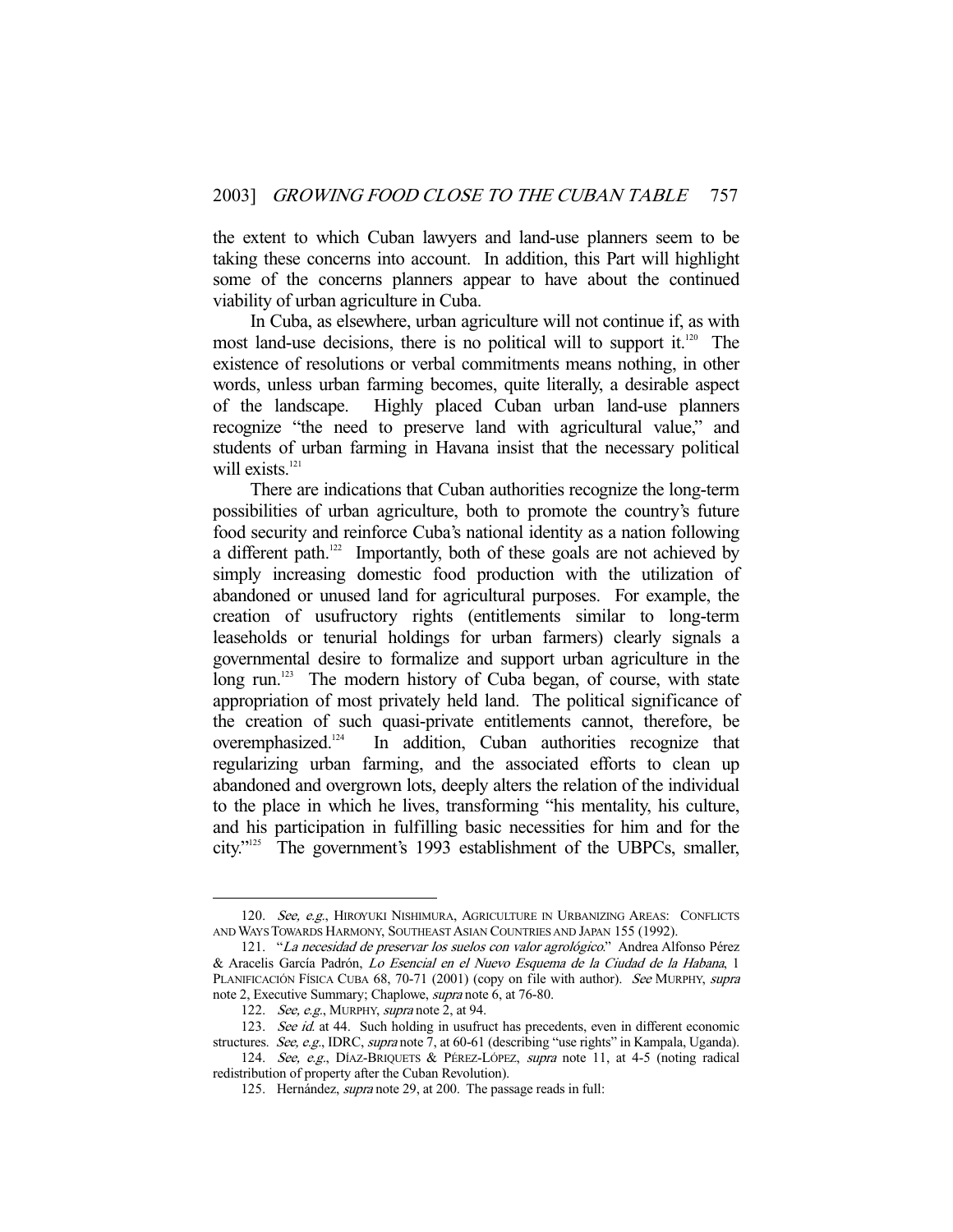the extent to which Cuban lawyers and land-use planners seem to be taking these concerns into account. In addition, this Part will highlight some of the concerns planners appear to have about the continued viability of urban agriculture in Cuba.

In Cuba, as elsewhere, urban agriculture will not continue if, as with most land-use decisions, there is no political will to support it.[120] The existence of resolutions or verbal commitments means nothing, in other words, unless urban farming becomes, quite literally, a desirable aspect of the landscape. Highly placed Cuban urban land-use planners recognize "the need to preserve land with agricultural value," and students of urban farming in Havana insist that the necessary political will exists.[121]

There are indications that Cuban authorities recognize the long-term possibilities of urban agriculture, both to promote the country's future food security and reinforce Cuba's national identity as a nation following a different path.[122] Importantly, both of these goals are not achieved by simply increasing domestic food production with the utilization of abandoned or unused land for agricultural purposes. For example, the creation of usufructory rights (entitlements similar to long-term leaseholds or tenurial holdings for urban farmers) clearly signals a governmental desire to formalize and support urban agriculture in the long run.[123] The modern history of Cuba began, of course, with state appropriation of most privately held land. The political significance of the creation of such quasi-private entitlements cannot, therefore, be overemphasized.[124] In addition, Cuban authorities recognize that regularizing urban farming, and the associated efforts to clean up abandoned and overgrown lots, deeply alters the relation of the individual to the place in which he lives, transforming "his mentality, his culture, and his participation in fulfilling basic necessities for him and for the city."[125] The government's 1993 establishment of the UBPCs, smaller,

---

120. *See, e.g.*, HIROYUKI NISHIMURA, AGRICULTURE IN URBANIZING AREAS: CONFLICTS AND WAYS TOWARDS HARMONY, SOUTHEAST ASIAN COUNTRIES AND JAPAN 155 (1992).

121. "*La necesidad de preservar los suelos con valor agrológico.*" Andrea Alfonso Pérez & Aracelis García Padrón, *Lo Esencial en el Nuevo Esquema de la Ciudad de la Habana*, 1 PLANIFICACIÓN FÍSICA CUBA 68, 70-71 (2001) (copy on file with author). *See* MURPHY, *supra* note 2, Executive Summary; Chaplowe, *supra* note 6, at 76-80.

122. *See, e.g.*, MURPHY, *supra* note 2, at 94.

123. *See id.* at 44. Such holding in usufruct has precedents, even in different economic structures. *See, e.g.*, IDRC, *supra* note 7, at 60-61 (describing "use rights" in Kampala, Uganda).

124. *See, e.g.*, DÍAZ-BRIQUETS & PÉREZ-LÓPEZ, *supra* note 11, at 4-5 (noting radical redistribution of property after the Cuban Revolution).

125. Hernández, *supra* note 29, at 200. The passage reads in full: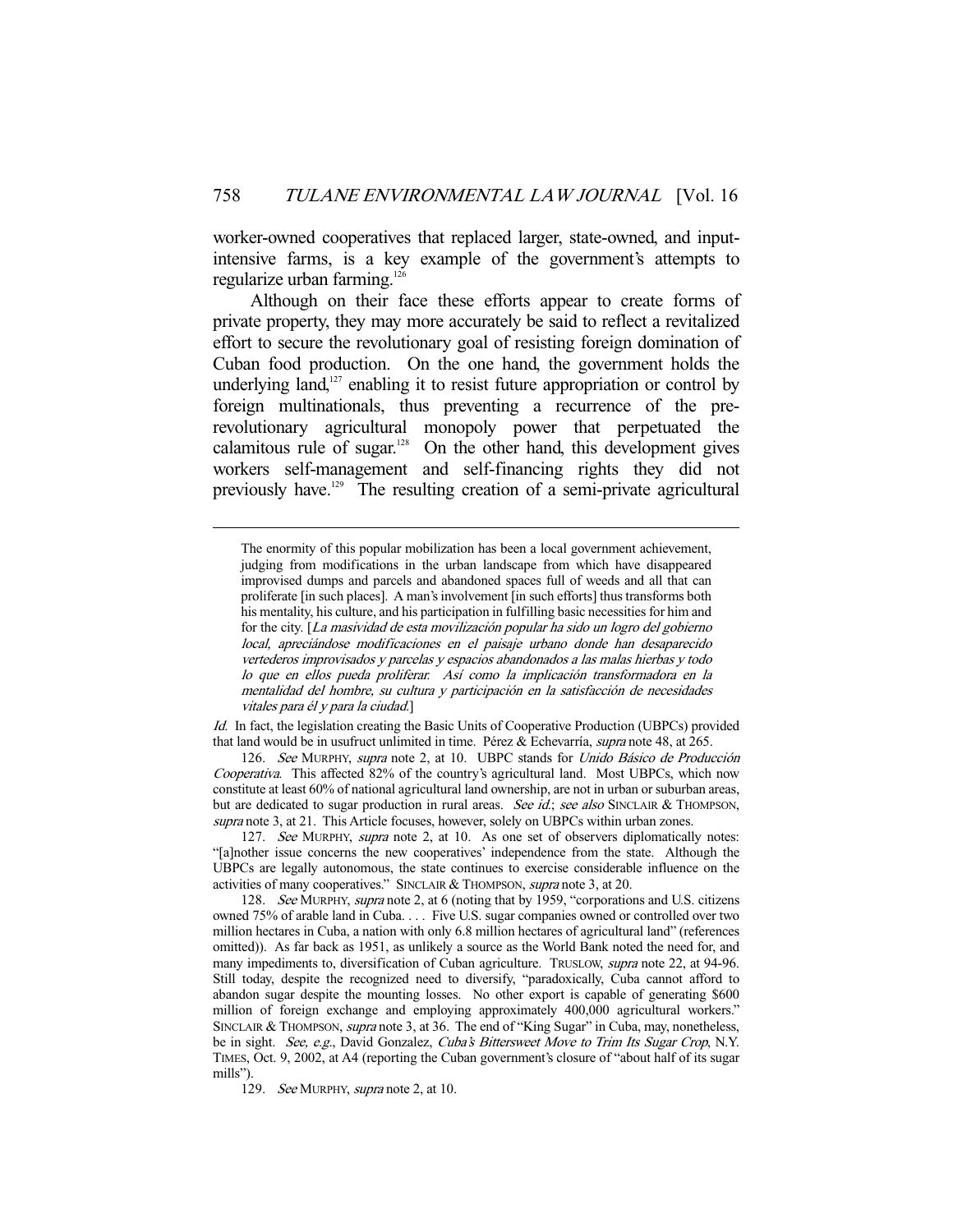worker-owned cooperatives that replaced larger, state-owned, and input-intensive farms, is a key example of the government's attempts to regularize urban farming.[126]

Although on their face these efforts appear to create forms of private property, they may more accurately be said to reflect a revitalized effort to secure the revolutionary goal of resisting foreign domination of Cuban food production. On the one hand, the government holds the underlying land,[127] enabling it to resist future appropriation or control by foreign multinationals, thus preventing a recurrence of the pre-revolutionary agricultural monopoly power that perpetuated the calamitous rule of sugar.[128] On the other hand, this development gives workers self-management and self-financing rights they did not previously have.[129] The resulting creation of a semi-private agricultural

---

> The enormity of this popular mobilization has been a local government achievement, judging from modifications in the urban landscape from which have disappeared improvised dumps and parcels and abandoned spaces full of weeds and all that can proliferate [in such places]. A man's involvement [in such efforts] thus transforms both his mentality, his culture, and his participation in fulfilling basic necessities for him and for the city. [*La masividad de esta movilización popular ha sido un logro del gobierno local, apreciándose modificaciones en el paisaje urbano donde han desaparecido vertederos improvisados y parcelas y espacios abandonados a las malas hierbas y todo lo que en ellos pueda proliferar. Así como la implicación transformadora en la mentalidad del hombre, su cultura y participación en la satisfacción de necesidades vitales para él y para la ciudad.*]

*Id.* In fact, the legislation creating the Basic Units of Cooperative Production (UBPCs) provided that land would be in usufruct unlimited in time. Pérez & Echevarría, *supra* note 48, at 265.

126. *See* MURPHY, *supra* note 2, at 10. UBPC stands for *Unido Básico de Producción Cooperativa*. This affected 82% of the country's agricultural land. Most UBPCs, which now constitute at least 60% of national agricultural land ownership, are not in urban or suburban areas, but are dedicated to sugar production in rural areas. *See id.*; *see also* SINCLAIR & THOMPSON, *supra* note 3, at 21. This Article focuses, however, solely on UBPCs within urban zones.

127. *See* MURPHY, *supra* note 2, at 10. As one set of observers diplomatically notes: "[a]nother issue concerns the new cooperatives' independence from the state. Although the UBPCs are legally autonomous, the state continues to exercise considerable influence on the activities of many cooperatives." SINCLAIR & THOMPSON, *supra* note 3, at 20.

128. *See* MURPHY, *supra* note 2, at 6 (noting that by 1959, "corporations and U.S. citizens owned 75% of arable land in Cuba. . . . Five U.S. sugar companies owned or controlled over two million hectares in Cuba, a nation with only 6.8 million hectares of agricultural land" (references omitted)). As far back as 1951, as unlikely a source as the World Bank noted the need for, and many impediments to, diversification of Cuban agriculture. TRUSLOW, *supra* note 22, at 94-96. Still today, despite the recognized need to diversify, "paradoxically, Cuba cannot afford to abandon sugar despite the mounting losses. No other export is capable of generating $600 million of foreign exchange and employing approximately 400,000 agricultural workers." SINCLAIR & THOMPSON, *supra* note 3, at 36. The end of "King Sugar" in Cuba, may, nonetheless, be in sight. *See, e.g.*, David Gonzalez, *Cuba's Bittersweet Move to Trim Its Sugar Crop*, N.Y. TIMES, Oct. 9, 2002, at A4 (reporting the Cuban government's closure of "about half of its sugar mills").

129. *See* MURPHY, *supra* note 2, at 10.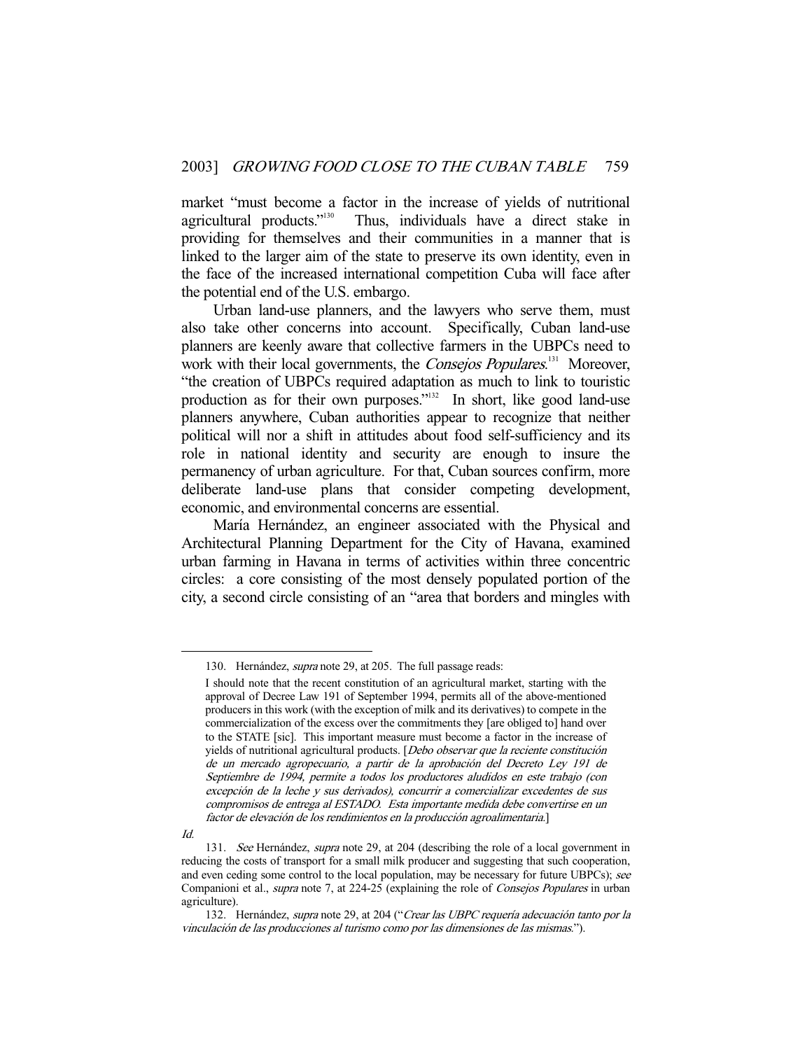market "must become a factor in the increase of yields of nutritional agricultural products."[130] Thus, individuals have a direct stake in providing for themselves and their communities in a manner that is linked to the larger aim of the state to preserve its own identity, even in the face of the increased international competition Cuba will face after the potential end of the U.S. embargo.

Urban land-use planners, and the lawyers who serve them, must also take other concerns into account. Specifically, Cuban land-use planners are keenly aware that collective farmers in the UBPCs need to work with their local governments, the *Consejos Populares*.[131] Moreover, "the creation of UBPCs required adaptation as much to link to touristic production as for their own purposes."[132] In short, like good land-use planners anywhere, Cuban authorities appear to recognize that neither political will nor a shift in attitudes about food self-sufficiency and its role in national identity and security are enough to insure the permanency of urban agriculture. For that, Cuban sources confirm, more deliberate land-use plans that consider competing development, economic, and environmental concerns are essential.

María Hernández, an engineer associated with the Physical and Architectural Planning Department for the City of Havana, examined urban farming in Havana in terms of activities within three concentric circles: a core consisting of the most densely populated portion of the city, a second circle consisting of an "area that borders and mingles with

---

130. Hernández, *supra* note 29, at 205. The full passage reads:

> I should note that the recent constitution of an agricultural market, starting with the approval of Decree Law 191 of September 1994, permits all of the above-mentioned producers in this work (with the exception of milk and its derivatives) to compete in the commercialization of the excess over the commitments they [are obliged to] hand over to the STATE [sic]. This important measure must become a factor in the increase of yields of nutritional agricultural products. [*Debo observar que la reciente constitución de un mercado agropecuario, a partir de la aprobación del Decreto Ley 191 de Septiembre de 1994, permite a todos los productores aludidos en este trabajo (con excepción de la leche y sus derivados), concurrir a comercializar excedentes de sus compromisos de entrega al ESTADO. Esta importante medida debe convertirse en un factor de elevación de los rendimientos en la producción agroalimentaria.*]

*Id.*

131. *See* Hernández, *supra* note 29, at 204 (describing the role of a local government in reducing the costs of transport for a small milk producer and suggesting that such cooperation, and even ceding some control to the local population, may be necessary for future UBPCs); *see* Companioni et al., *supra* note 7, at 224-25 (explaining the role of *Consejos Populares* in urban agriculture).

132. Hernández, *supra* note 29, at 204 ("*Crear las UBPC requería adecuación tanto por la vinculación de las producciones al turismo como por las dimensiones de las mismas.*").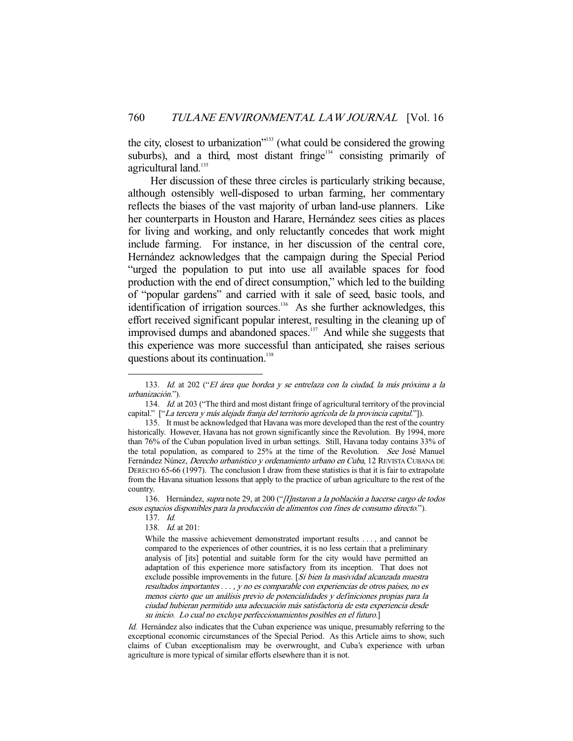the city, closest to urbanization"[133] (what could be considered the growing suburbs), and a third, most distant fringe[134] consisting primarily of agricultural land.[135]

Her discussion of these three circles is particularly striking because, although ostensibly well-disposed to urban farming, her commentary reflects the biases of the vast majority of urban land-use planners. Like her counterparts in Houston and Harare, Hernández sees cities as places for living and working, and only reluctantly concedes that work might include farming. For instance, in her discussion of the central core, Hernández acknowledges that the campaign during the Special Period "urged the population to put into use all available spaces for food production with the end of direct consumption," which led to the building of "popular gardens" and carried with it sale of seed, basic tools, and identification of irrigation sources.[136] As she further acknowledges, this effort received significant popular interest, resulting in the cleaning up of improvised dumps and abandoned spaces.[137] And while she suggests that this experience was more successful than anticipated, she raises serious questions about its continuation.[138]

---

133. *Id.* at 202 ("*El área que bordea y se entrelaza con la ciudad, la más próxima a la urbanización.*").

134. *Id.* at 203 ("The third and most distant fringe of agricultural territory of the provincial capital." ["*La tercera y más alejada franja del territorio agrícola de la provincia capital.*"]).

135. It must be acknowledged that Havana was more developed than the rest of the country historically. However, Havana has not grown significantly since the Revolution. By 1994, more than 76% of the Cuban population lived in urban settings. Still, Havana today contains 33% of the total population, as compared to 25% at the time of the Revolution. *See* José Manuel Fernández Núnez, *Derecho urbanístico y ordenamiento urbano en Cuba*, 12 REVISTA CUBANA DE DERECHO 65-66 (1997). The conclusion I draw from these statistics is that it is fair to extrapolate from the Havana situation lessons that apply to the practice of urban agriculture to the rest of the country.

136. Hernández, *supra* note 29, at 200 ("*[I]nstaron a la población a hacerse cargo de todos esos espacios disponibles para la producción de alimentos con fines de consumo directo.*").

137. *Id.*

138. *Id.* at 201:

> While the massive achievement demonstrated important results . . . , and cannot be compared to the experiences of other countries, it is no less certain that a preliminary analysis of [its] potential and suitable form for the city would have permitted an adaptation of this experience more satisfactory from its inception. That does not exclude possible improvements in the future. [*Si bien la masividad alcanzada muestra resultados importantes . . . , y no es comparable con experiencias de otros países, no es menos cierto que un análisis previo de potencialidades y definiciones propias para la ciudad hubieran permitido una adecuación más satisfactoria de esta experiencia desde su inicio. Lo cual no excluye perfeccionamientos posibles en el futuro.*]

*Id.* Hernández also indicates that the Cuban experience was unique, presumably referring to the exceptional economic circumstances of the Special Period. As this Article aims to show, such claims of Cuban exceptionalism may be overwrought, and Cuba's experience with urban agriculture is more typical of similar efforts elsewhere than it is not.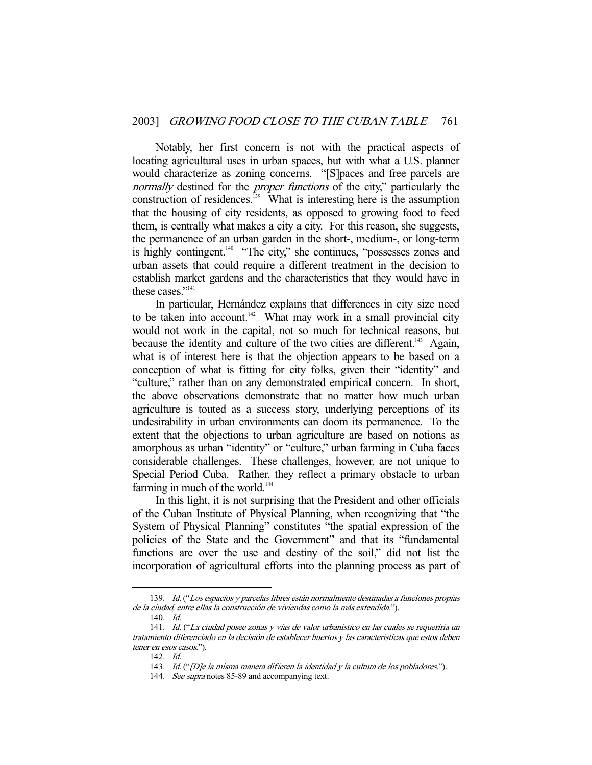Notably, her first concern is not with the practical aspects of locating agricultural uses in urban spaces, but with what a U.S. planner would characterize as zoning concerns. "[S]paces and free parcels are *normally* destined for the *proper functions* of the city," particularly the construction of residences.[139] What is interesting here is the assumption that the housing of city residents, as opposed to growing food to feed them, is centrally what makes a city a city. For this reason, she suggests, the permanence of an urban garden in the short-, medium-, or long-term is highly contingent.[140] "The city," she continues, "possesses zones and urban assets that could require a different treatment in the decision to establish market gardens and the characteristics that they would have in these cases."[141]

In particular, Hernández explains that differences in city size need to be taken into account.[142] What may work in a small provincial city would not work in the capital, not so much for technical reasons, but because the identity and culture of the two cities are different.[143] Again, what is of interest here is that the objection appears to be based on a conception of what is fitting for city folks, given their "identity" and "culture," rather than on any demonstrated empirical concern. In short, the above observations demonstrate that no matter how much urban agriculture is touted as a success story, underlying perceptions of its undesirability in urban environments can doom its permanence. To the extent that the objections to urban agriculture are based on notions as amorphous as urban "identity" or "culture," urban farming in Cuba faces considerable challenges. These challenges, however, are not unique to Special Period Cuba. Rather, they reflect a primary obstacle to urban farming in much of the world.[144]

In this light, it is not surprising that the President and other officials of the Cuban Institute of Physical Planning, when recognizing that "the System of Physical Planning" constitutes "the spatial expression of the policies of the State and the Government" and that its "fundamental functions are over the use and destiny of the soil," did not list the incorporation of agricultural efforts into the planning process as part of

---

139. *Id.* ("*Los espacios y parcelas libres están normalmente destinadas a funciones propias de la ciudad, entre ellas la construcción de viviendas como la más extendida.*").

140. *Id.*

141. *Id.* ("*La ciudad posee zonas y vías de valor urbanístico en las cuales se requeriría un tratamiento diferenciado en la decisión de establecer huertos y las características que estos deben tener en esos casos.*").

142. *Id.*

143. *Id.* ("*[D]e la misma manera difieren la identidad y la cultura de los pobladores.*").

144. *See supra* notes 85-89 and accompanying text.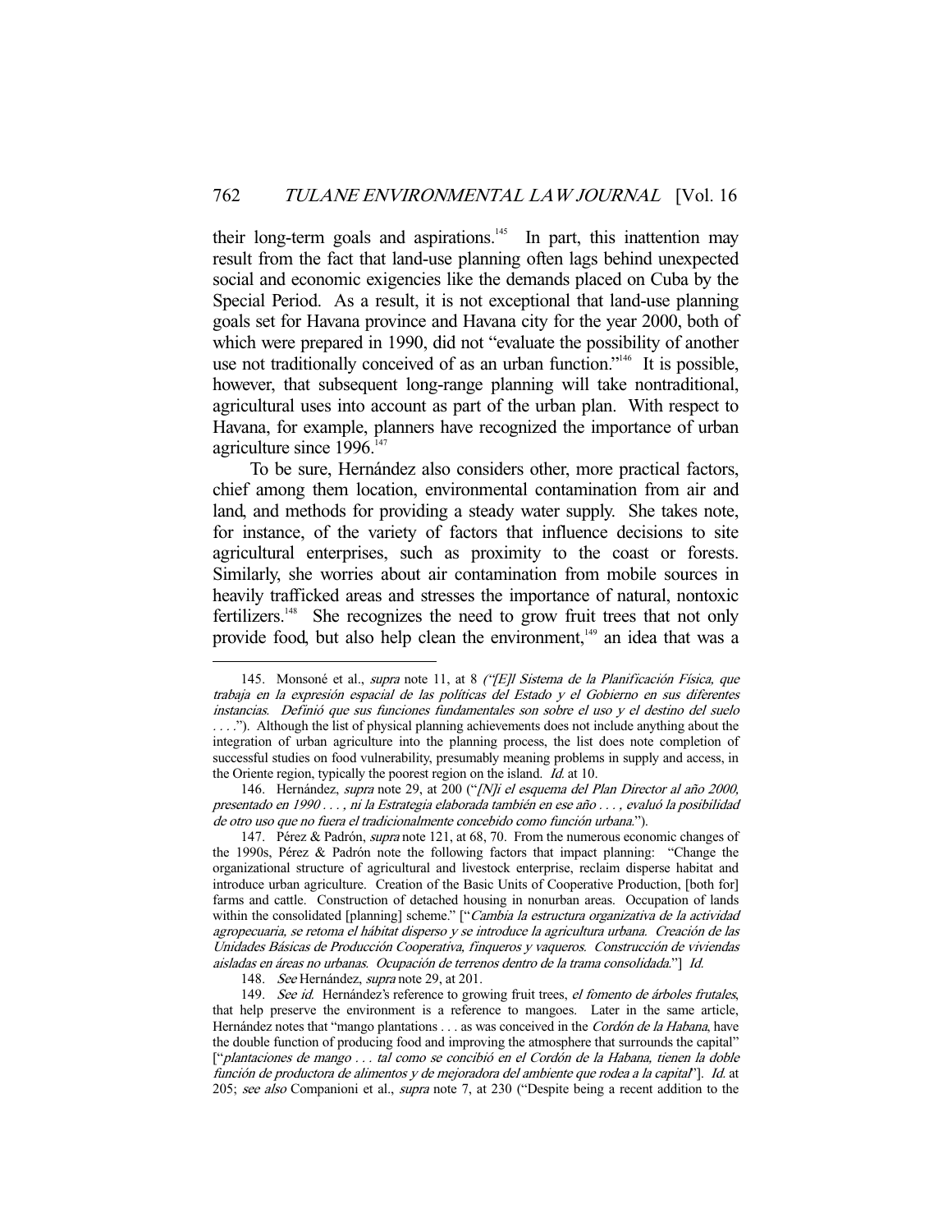their long-term goals and aspirations.[145] In part, this inattention may result from the fact that land-use planning often lags behind unexpected social and economic exigencies like the demands placed on Cuba by the Special Period. As a result, it is not exceptional that land-use planning goals set for Havana province and Havana city for the year 2000, both of which were prepared in 1990, did not "evaluate the possibility of another use not traditionally conceived of as an urban function."[146] It is possible, however, that subsequent long-range planning will take nontraditional, agricultural uses into account as part of the urban plan. With respect to Havana, for example, planners have recognized the importance of urban agriculture since 1996.[147]

To be sure, Hernández also considers other, more practical factors, chief among them location, environmental contamination from air and land, and methods for providing a steady water supply. She takes note, for instance, of the variety of factors that influence decisions to site agricultural enterprises, such as proximity to the coast or forests. Similarly, she worries about air contamination from mobile sources in heavily trafficked areas and stresses the importance of natural, nontoxic fertilizers.[148] She recognizes the need to grow fruit trees that not only provide food, but also help clean the environment,[149] an idea that was a

---

145. Monsoné et al., *supra* note 11, at 8 *("[E]l Sistema de la Planificación Física, que trabaja en la expresión espacial de las políticas del Estado y el Gobierno en sus diferentes instancias. Definió que sus funciones fundamentales son sobre el uso y el destino del suelo . . . .")*. Although the list of physical planning achievements does not include anything about the integration of urban agriculture into the planning process, the list does note completion of successful studies on food vulnerability, presumably meaning problems in supply and access, in the Oriente region, typically the poorest region on the island. *Id.* at 10.

146. Hernández, *supra* note 29, at 200 ("*[N]i el esquema del Plan Director al año 2000, presentado en 1990 . . . , ni la Estrategia elaborada también en ese año . . . , evaluó la posibilidad de otro uso que no fuera el tradicionalmente concebido como función urbana.*").

147. Pérez & Padrón, *supra* note 121, at 68, 70. From the numerous economic changes of the 1990s, Pérez & Padrón note the following factors that impact planning: "Change the organizational structure of agricultural and livestock enterprise, reclaim disperse habitat and introduce urban agriculture. Creation of the Basic Units of Cooperative Production, [both for] farms and cattle. Construction of detached housing in nonurban areas. Occupation of lands within the consolidated [planning] scheme." ["*Cambia la estructura organizativa de la actividad agropecuaria, se retoma el hábitat disperso y se introduce la agricultura urbana. Creación de las Unidades Básicas de Producción Cooperativa, finqueros y vaqueros. Construcción de viviendas aisladas en áreas no urbanas. Ocupación de terrenos dentro de la trama consolidada.*"] *Id.*

148. *See* Hernández, *supra* note 29, at 201.

149. *See id.* Hernández's reference to growing fruit trees, *el fomento de árboles frutales*, that help preserve the environment is a reference to mangoes. Later in the same article, Hernández notes that "mango plantations . . . as was conceived in the *Cordón de la Habana*, have the double function of producing food and improving the atmosphere that surrounds the capital" ["*plantaciones de mango . . . tal como se concibió en el Cordón de la Habana, tienen la doble función de productora de alimentos y de mejoradora del ambiente que rodea a la capital*"]. *Id.* at 205; *see also* Companioni et al., *supra* note 7, at 230 ("Despite being a recent addition to the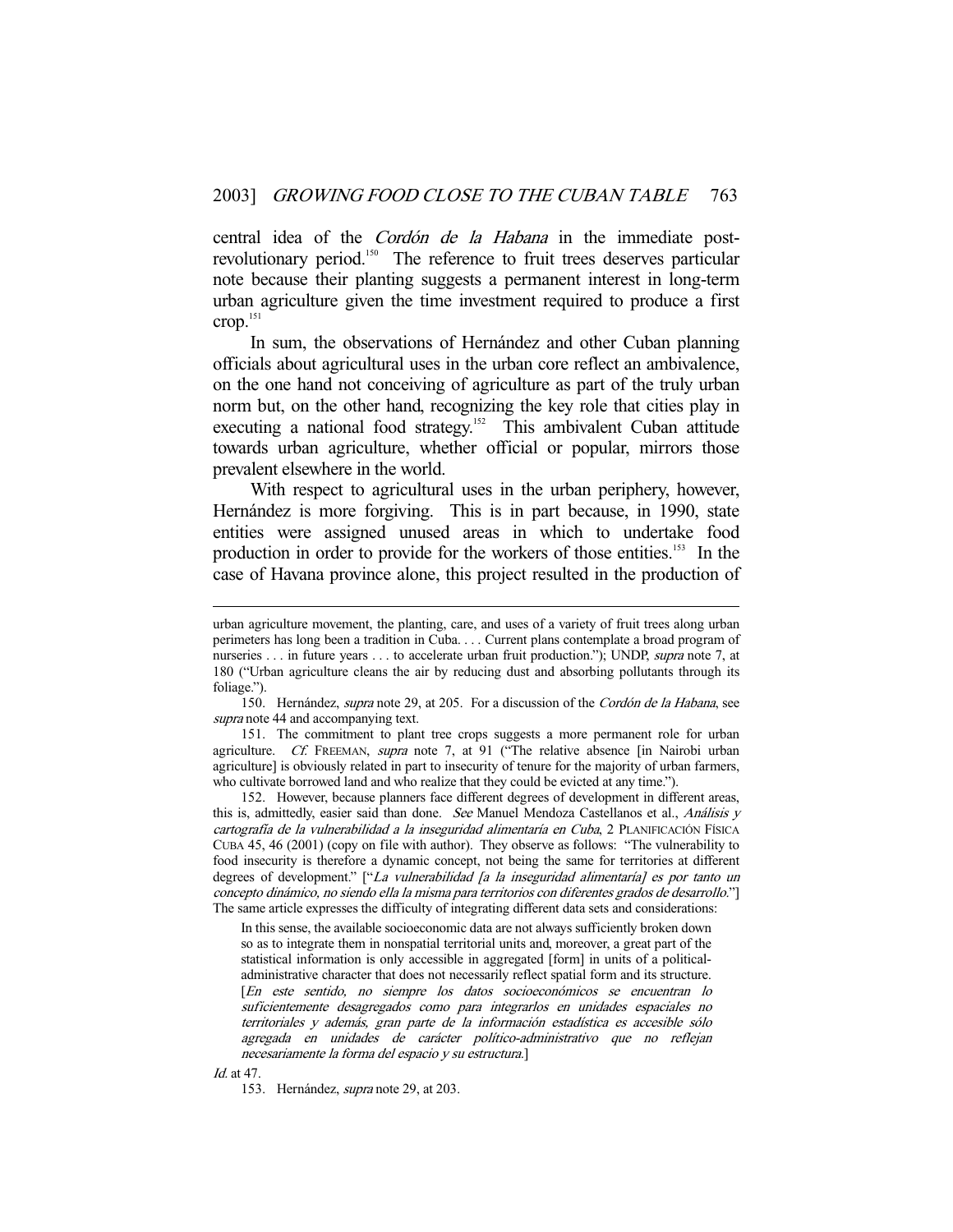central idea of the *Cordón de la Habana* in the immediate post-revolutionary period.[150] The reference to fruit trees deserves particular note because their planting suggests a permanent interest in long-term urban agriculture given the time investment required to produce a first crop.[151]

In sum, the observations of Hernández and other Cuban planning officials about agricultural uses in the urban core reflect an ambivalence, on the one hand not conceiving of agriculture as part of the truly urban norm but, on the other hand, recognizing the key role that cities play in executing a national food strategy.[152] This ambivalent Cuban attitude towards urban agriculture, whether official or popular, mirrors those prevalent elsewhere in the world.

With respect to agricultural uses in the urban periphery, however, Hernández is more forgiving. This is in part because, in 1990, state entities were assigned unused areas in which to undertake food production in order to provide for the workers of those entities.[153] In the case of Havana province alone, this project resulted in the production of

---

urban agriculture movement, the planting, care, and uses of a variety of fruit trees along urban perimeters has long been a tradition in Cuba. . . . Current plans contemplate a broad program of nurseries . . . in future years . . . to accelerate urban fruit production."); UNDP, *supra* note 7, at 180 ("Urban agriculture cleans the air by reducing dust and absorbing pollutants through its foliage.").

150. Hernández, *supra* note 29, at 205. For a discussion of the *Cordón de la Habana*, see *supra* note 44 and accompanying text.

151. The commitment to plant tree crops suggests a more permanent role for urban agriculture. *Cf.* FREEMAN, *supra* note 7, at 91 ("The relative absence [in Nairobi urban agriculture] is obviously related in part to insecurity of tenure for the majority of urban farmers, who cultivate borrowed land and who realize that they could be evicted at any time.").

152. However, because planners face different degrees of development in different areas, this is, admittedly, easier said than done. *See* Manuel Mendoza Castellanos et al., *Análisis y cartografía de la vulnerabilidad a la inseguridad alimentaría en Cuba*, 2 PLANIFICACIÓN FÍSICA CUBA 45, 46 (2001) (copy on file with author). They observe as follows: "The vulnerability to food insecurity is therefore a dynamic concept, not being the same for territories at different degrees of development." ["*La vulnerabilidad [a la inseguridad alimentaría] es por tanto un concepto dinámico, no siendo ella la misma para territorios con diferentes grados de desarrollo.*"] The same article expresses the difficulty of integrating different data sets and considerations:

> In this sense, the available socioeconomic data are not always sufficiently broken down so as to integrate them in nonspatial territorial units and, moreover, a great part of the statistical information is only accessible in aggregated [form] in units of a political-administrative character that does not necessarily reflect spatial form and its structure. [*En este sentido, no siempre los datos socioeconómicos se encuentran lo suficientemente desagregados como para integrarlos en unidades espaciales no territoriales y además, gran parte de la información estadística es accesible sólo agregada en unidades de carácter político-administrativo que no reflejan necesariamente la forma del espacio y su estructura.*]

*Id.* at 47.

153. Hernández, *supra* note 29, at 203.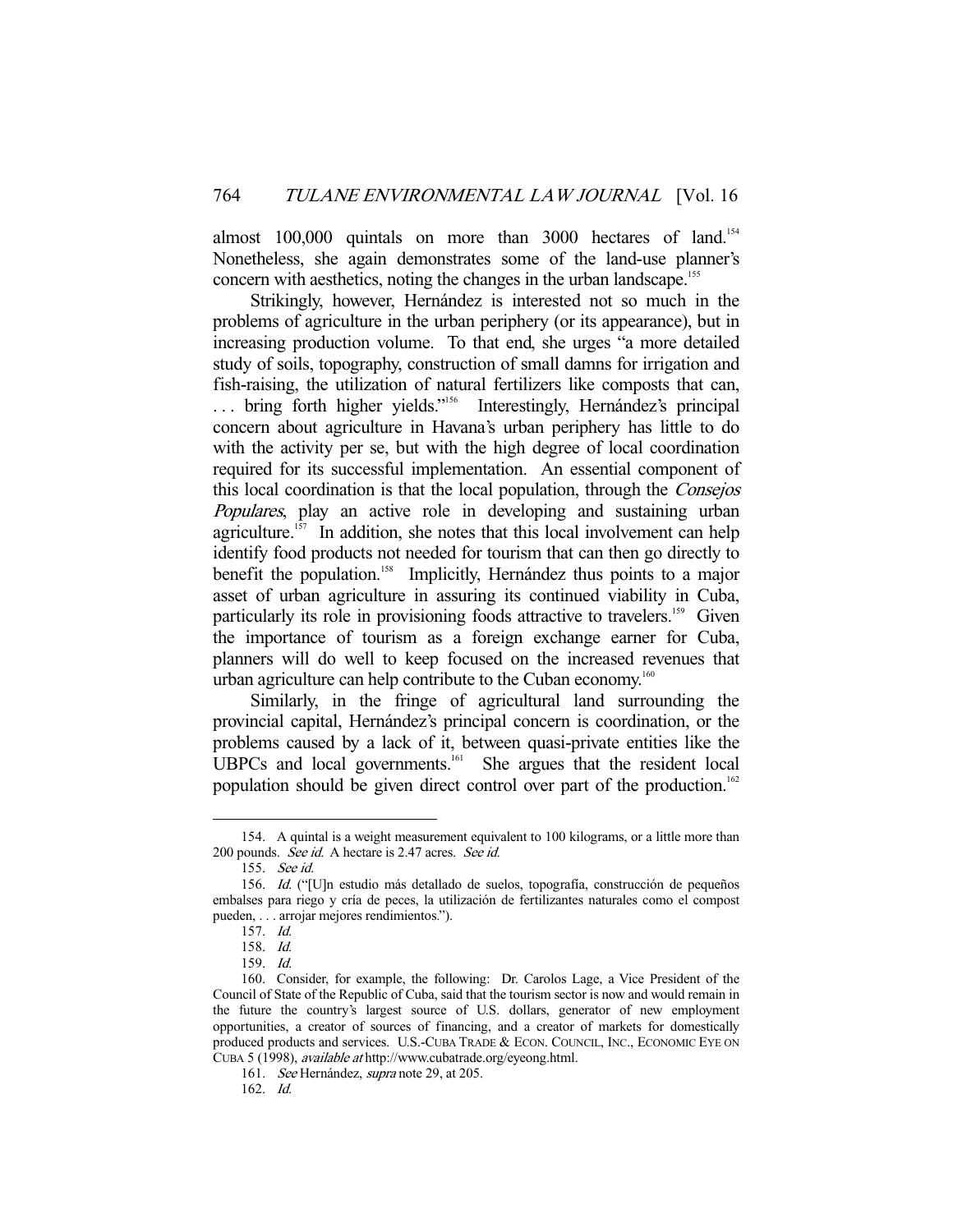almost 100,000 quintals on more than 3000 hectares of land.[154] Nonetheless, she again demonstrates some of the land-use planner's concern with aesthetics, noting the changes in the urban landscape.[155]

Strikingly, however, Hernández is interested not so much in the problems of agriculture in the urban periphery (or its appearance), but in increasing production volume. To that end, she urges "a more detailed study of soils, topography, construction of small damns for irrigation and fish-raising, the utilization of natural fertilizers like composts that can, . . . bring forth higher yields."[156] Interestingly, Hernández's principal concern about agriculture in Havana's urban periphery has little to do with the activity per se, but with the high degree of local coordination required for its successful implementation. An essential component of this local coordination is that the local population, through the *Consejos Populares*, play an active role in developing and sustaining urban agriculture.[157] In addition, she notes that this local involvement can help identify food products not needed for tourism that can then go directly to benefit the population.[158] Implicitly, Hernández thus points to a major asset of urban agriculture in assuring its continued viability in Cuba, particularly its role in provisioning foods attractive to travelers.[159] Given the importance of tourism as a foreign exchange earner for Cuba, planners will do well to keep focused on the increased revenues that urban agriculture can help contribute to the Cuban economy.[160]

Similarly, in the fringe of agricultural land surrounding the provincial capital, Hernández's principal concern is coordination, or the problems caused by a lack of it, between quasi-private entities like the UBPCs and local governments.[161] She argues that the resident local population should be given direct control over part of the production.[162]

---

154. A quintal is a weight measurement equivalent to 100 kilograms, or a little more than 200 pounds. *See id.* A hectare is 2.47 acres. *See id.*

155. *See id.*

156. *Id.* ("[U]n estudio más detallado de suelos, topografía, construcción de pequeños embalses para riego y cría de peces, la utilización de fertilizantes naturales como el compost pueden, . . . arrojar mejores rendimientos.").

157. *Id.*

158. *Id.*

159. *Id.*

160. Consider, for example, the following: Dr. Carolos Lage, a Vice President of the Council of State of the Republic of Cuba, said that the tourism sector is now and would remain in the future the country's largest source of U.S. dollars, generator of new employment opportunities, a creator of sources of financing, and a creator of markets for domestically produced products and services. U.S.-CUBA TRADE & ECON. COUNCIL, INC., ECONOMIC EYE ON CUBA 5 (1998), *available at* http://www.cubatrade.org/eyeong.html.

161. *See* Hernández, *supra* note 29, at 205.

162. *Id.*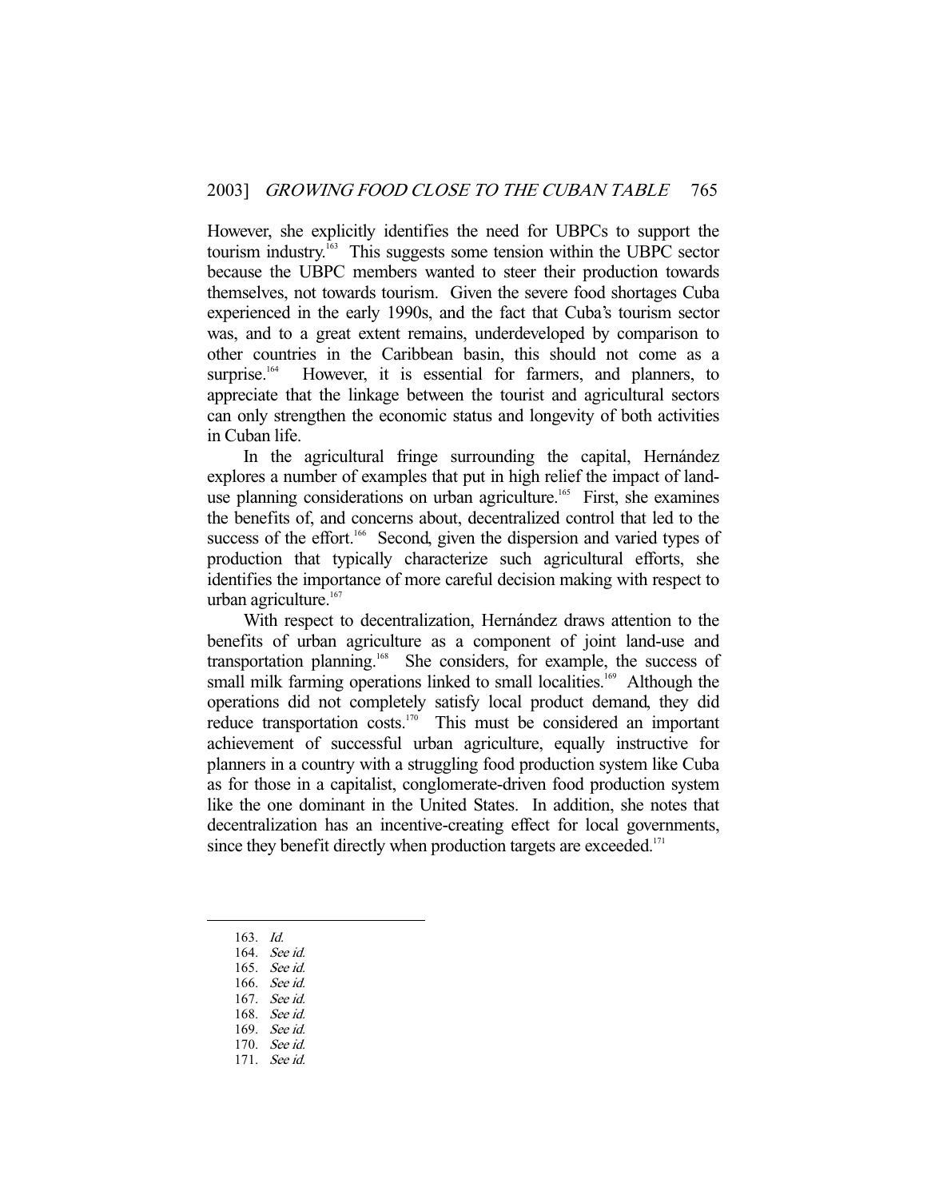However, she explicitly identifies the need for UBPCs to support the tourism industry.[163] This suggests some tension within the UBPC sector because the UBPC members wanted to steer their production towards themselves, not towards tourism. Given the severe food shortages Cuba experienced in the early 1990s, and the fact that Cuba's tourism sector was, and to a great extent remains, underdeveloped by comparison to other countries in the Caribbean basin, this should not come as a surprise.[164] However, it is essential for farmers, and planners, to appreciate that the linkage between the tourist and agricultural sectors can only strengthen the economic status and longevity of both activities in Cuban life.

In the agricultural fringe surrounding the capital, Hernández explores a number of examples that put in high relief the impact of land-use planning considerations on urban agriculture.[165] First, she examines the benefits of, and concerns about, decentralized control that led to the success of the effort.[166] Second, given the dispersion and varied types of production that typically characterize such agricultural efforts, she identifies the importance of more careful decision making with respect to urban agriculture.[167]

With respect to decentralization, Hernández draws attention to the benefits of urban agriculture as a component of joint land-use and transportation planning.[168] She considers, for example, the success of small milk farming operations linked to small localities.[169] Although the operations did not completely satisfy local product demand, they did reduce transportation costs.[170] This must be considered an important achievement of successful urban agriculture, equally instructive for planners in a country with a struggling food production system like Cuba as for those in a capitalist, conglomerate-driven food production system like the one dominant in the United States. In addition, she notes that decentralization has an incentive-creating effect for local governments, since they benefit directly when production targets are exceeded.[171]

---

163. *Id.*
164. *See id.*
165. *See id.*
166. *See id.*
167. *See id.*
168. *See id.*
169. *See id.*
170. *See id.*
171. *See id.*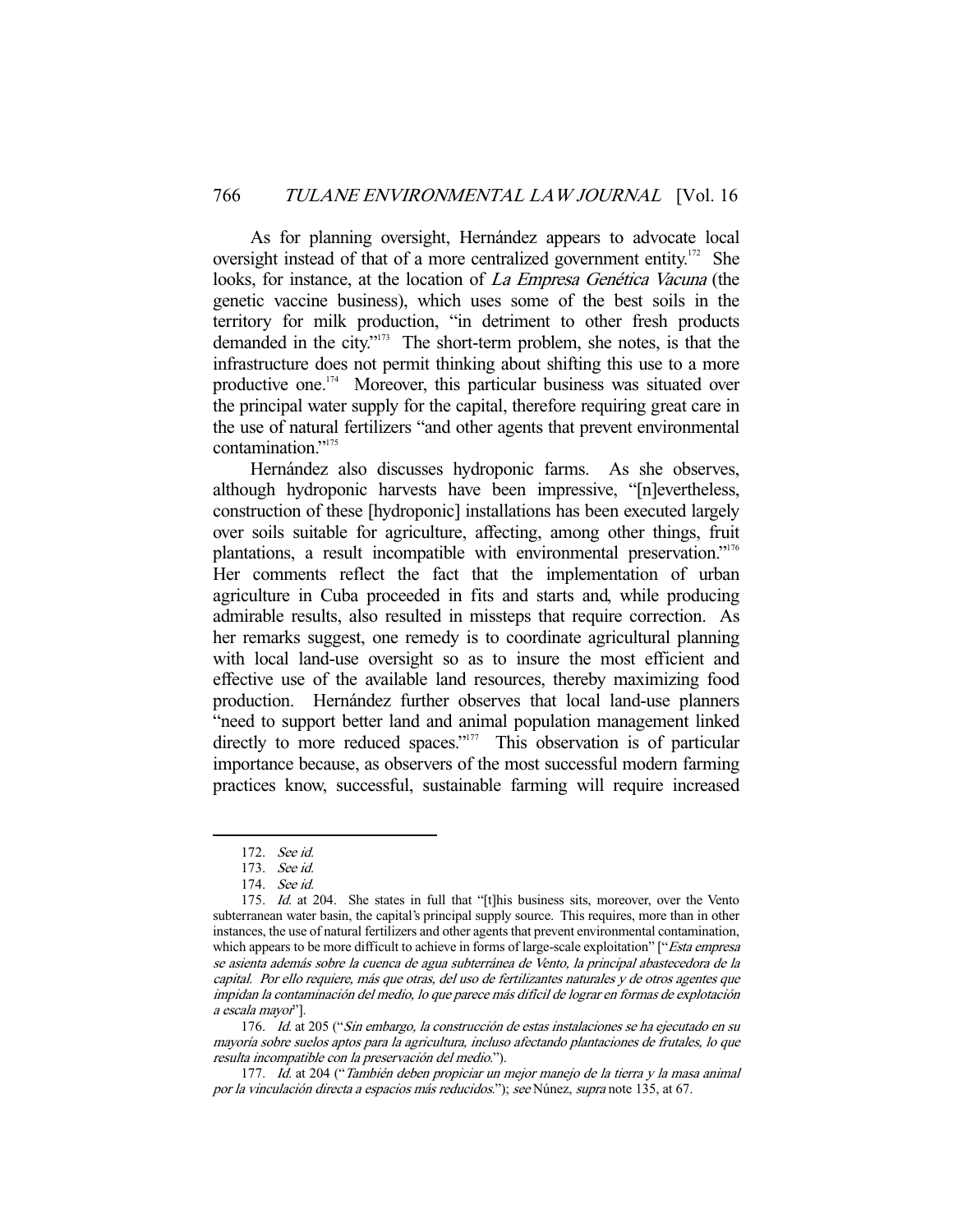As for planning oversight, Hernández appears to advocate local oversight instead of that of a more centralized government entity.[172] She looks, for instance, at the location of *La Empresa Genética Vacuna* (the genetic vaccine business), which uses some of the best soils in the territory for milk production, "in detriment to other fresh products demanded in the city."[173] The short-term problem, she notes, is that the infrastructure does not permit thinking about shifting this use to a more productive one.[174] Moreover, this particular business was situated over the principal water supply for the capital, therefore requiring great care in the use of natural fertilizers "and other agents that prevent environmental contamination."[175]

Hernández also discusses hydroponic farms. As she observes, although hydroponic harvests have been impressive, "[n]evertheless, construction of these [hydroponic] installations has been executed largely over soils suitable for agriculture, affecting, among other things, fruit plantations, a result incompatible with environmental preservation."[176] Her comments reflect the fact that the implementation of urban agriculture in Cuba proceeded in fits and starts and, while producing admirable results, also resulted in missteps that require correction. As her remarks suggest, one remedy is to coordinate agricultural planning with local land-use oversight so as to insure the most efficient and effective use of the available land resources, thereby maximizing food production. Hernández further observes that local land-use planners "need to support better land and animal population management linked directly to more reduced spaces."[177] This observation is of particular importance because, as observers of the most successful modern farming practices know, successful, sustainable farming will require increased

---

172. *See id.*

173. *See id.*

174. *See id.*

175. *Id.* at 204. She states in full that "[t]his business sits, moreover, over the Vento subterranean water basin, the capital's principal supply source. This requires, more than in other instances, the use of natural fertilizers and other agents that prevent environmental contamination, which appears to be more difficult to achieve in forms of large-scale exploitation" ["*Esta empresa se asienta además sobre la cuenca de agua subterránea de Vento, la principal abastecedora de la capital. Por ello requiere, más que otras, del uso de fertilizantes naturales y de otros agentes que impidan la contaminación del medio, lo que parece más difícil de lograr en formas de explotación a escala mayor*"].

176. *Id.* at 205 ("*Sin embargo, la construcción de estas instalaciones se ha ejecutado en su mayoría sobre suelos aptos para la agricultura, incluso afectando plantaciones de frutales, lo que resulta incompatible con la preservación del medio.*").

177. *Id.* at 204 ("*También deben propiciar un mejor manejo de la tierra y la masa animal por la vinculación directa a espacios más reducidos.*"); *see* Núnez, *supra* note 135, at 67.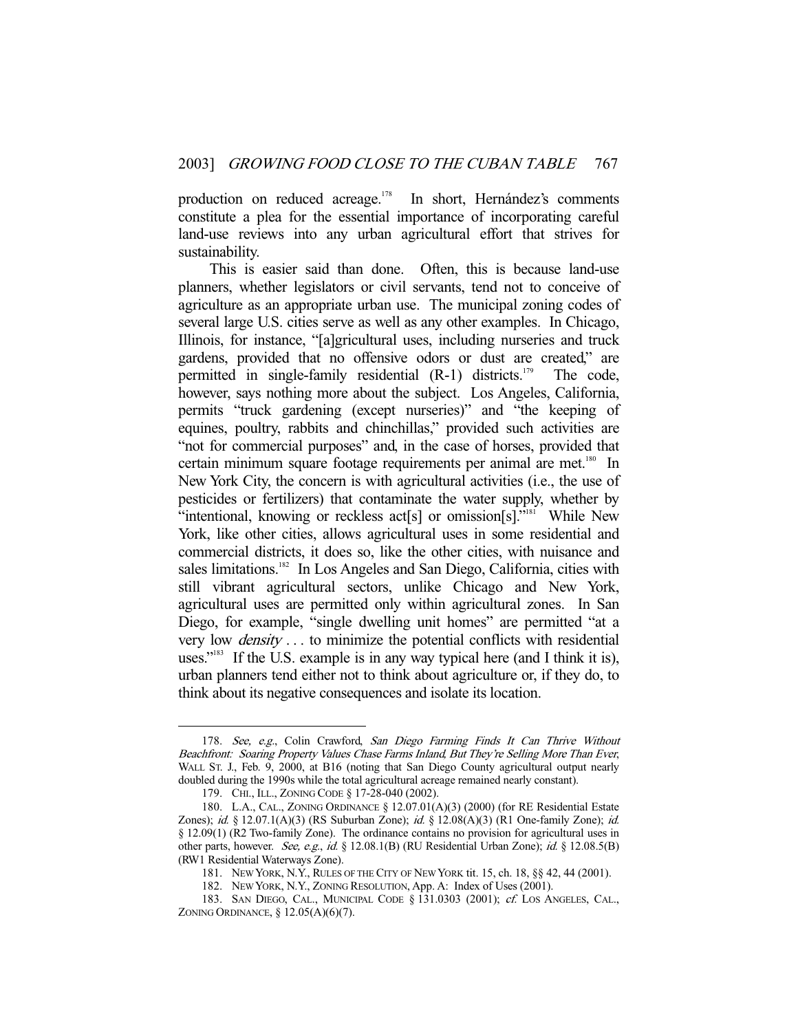production on reduced acreage.[178] In short, Hernández's comments constitute a plea for the essential importance of incorporating careful land-use reviews into any urban agricultural effort that strives for sustainability.

This is easier said than done. Often, this is because land-use planners, whether legislators or civil servants, tend not to conceive of agriculture as an appropriate urban use. The municipal zoning codes of several large U.S. cities serve as well as any other examples. In Chicago, Illinois, for instance, "[a]gricultural uses, including nurseries and truck gardens, provided that no offensive odors or dust are created," are permitted in single-family residential (R-1) districts.[179] The code, however, says nothing more about the subject. Los Angeles, California, permits "truck gardening (except nurseries)" and "the keeping of equines, poultry, rabbits and chinchillas," provided such activities are "not for commercial purposes" and, in the case of horses, provided that certain minimum square footage requirements per animal are met.[180] In New York City, the concern is with agricultural activities (i.e., the use of pesticides or fertilizers) that contaminate the water supply, whether by "intentional, knowing or reckless act[s] or omission[s]."[181] While New York, like other cities, allows agricultural uses in some residential and commercial districts, it does so, like the other cities, with nuisance and sales limitations.[182] In Los Angeles and San Diego, California, cities with still vibrant agricultural sectors, unlike Chicago and New York, agricultural uses are permitted only within agricultural zones. In San Diego, for example, "single dwelling unit homes" are permitted "at a very low *density* . . . to minimize the potential conflicts with residential uses."[183] If the U.S. example is in any way typical here (and I think it is), urban planners tend either not to think about agriculture or, if they do, to think about its negative consequences and isolate its location.

---

178. *See, e.g.*, Colin Crawford, *San Diego Farming Finds It Can Thrive Without Beachfront: Soaring Property Values Chase Farms Inland, But They're Selling More Than Ever*, WALL ST. J., Feb. 9, 2000, at B16 (noting that San Diego County agricultural output nearly doubled during the 1990s while the total agricultural acreage remained nearly constant).

179. CHI., ILL., ZONING CODE § 17-28-040 (2002).

180. L.A., CAL., ZONING ORDINANCE § 12.07.01(A)(3) (2000) (for RE Residential Estate Zones); *id.* § 12.07.1(A)(3) (RS Suburban Zone); *id.* § 12.08(A)(3) (R1 One-family Zone); *id.* § 12.09(1) (R2 Two-family Zone). The ordinance contains no provision for agricultural uses in other parts, however. *See, e.g.*, *id.* § 12.08.1(B) (RU Residential Urban Zone); *id.* § 12.08.5(B) (RW1 Residential Waterways Zone).

181. NEW YORK, N.Y., RULES OF THE CITY OF NEW YORK tit. 15, ch. 18, §§ 42, 44 (2001).

182. NEW YORK, N.Y., ZONING RESOLUTION, App. A: Index of Uses (2001).

183. SAN DIEGO, CAL., MUNICIPAL CODE § 131.0303 (2001); *cf.* LOS ANGELES, CAL., ZONING ORDINANCE, § 12.05(A)(6)(7).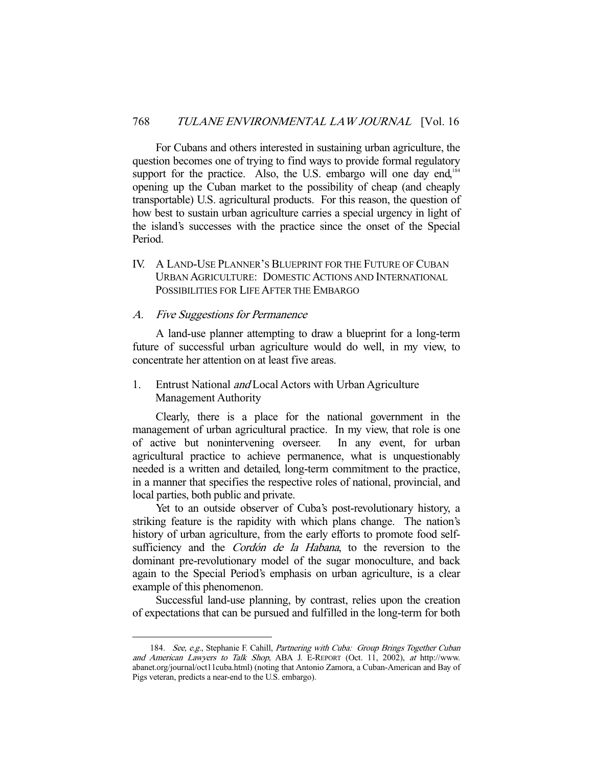For Cubans and others interested in sustaining urban agriculture, the question becomes one of trying to find ways to provide formal regulatory support for the practice. Also, the U.S. embargo will one day end,[184] opening up the Cuban market to the possibility of cheap (and cheaply transportable) U.S. agricultural products. For this reason, the question of how best to sustain urban agriculture carries a special urgency in light of the island's successes with the practice since the onset of the Special Period.

## IV. A LAND-USE PLANNER'S BLUEPRINT FOR THE FUTURE OF CUBAN URBAN AGRICULTURE: DOMESTIC ACTIONS AND INTERNATIONAL POSSIBILITIES FOR LIFE AFTER THE EMBARGO

### A. *Five Suggestions for Permanence*

A land-use planner attempting to draw a blueprint for a long-term future of successful urban agriculture would do well, in my view, to concentrate her attention on at least five areas.

#### 1. Entrust National *and* Local Actors with Urban Agriculture Management Authority

Clearly, there is a place for the national government in the management of urban agricultural practice. In my view, that role is one of active but nonintervening overseer. In any event, for urban agricultural practice to achieve permanence, what is unquestionably needed is a written and detailed, long-term commitment to the practice, in a manner that specifies the respective roles of national, provincial, and local parties, both public and private.

Yet to an outside observer of Cuba's post-revolutionary history, a striking feature is the rapidity with which plans change. The nation's history of urban agriculture, from the early efforts to promote food self-sufficiency and the *Cordón de la Habana*, to the reversion to the dominant pre-revolutionary model of the sugar monoculture, and back again to the Special Period's emphasis on urban agriculture, is a clear example of this phenomenon.

Successful land-use planning, by contrast, relies upon the creation of expectations that can be pursued and fulfilled in the long-term for both

---

184. *See, e.g.*, Stephanie F. Cahill, *Partnering with Cuba: Group Brings Together Cuban and American Lawyers to Talk Shop*, ABA J. E-REPORT (Oct. 11, 2002), *at* http://www.abanet.org/journal/oct11cuba.html) (noting that Antonio Zamora, a Cuban-American and Bay of Pigs veteran, predicts a near-end to the U.S. embargo).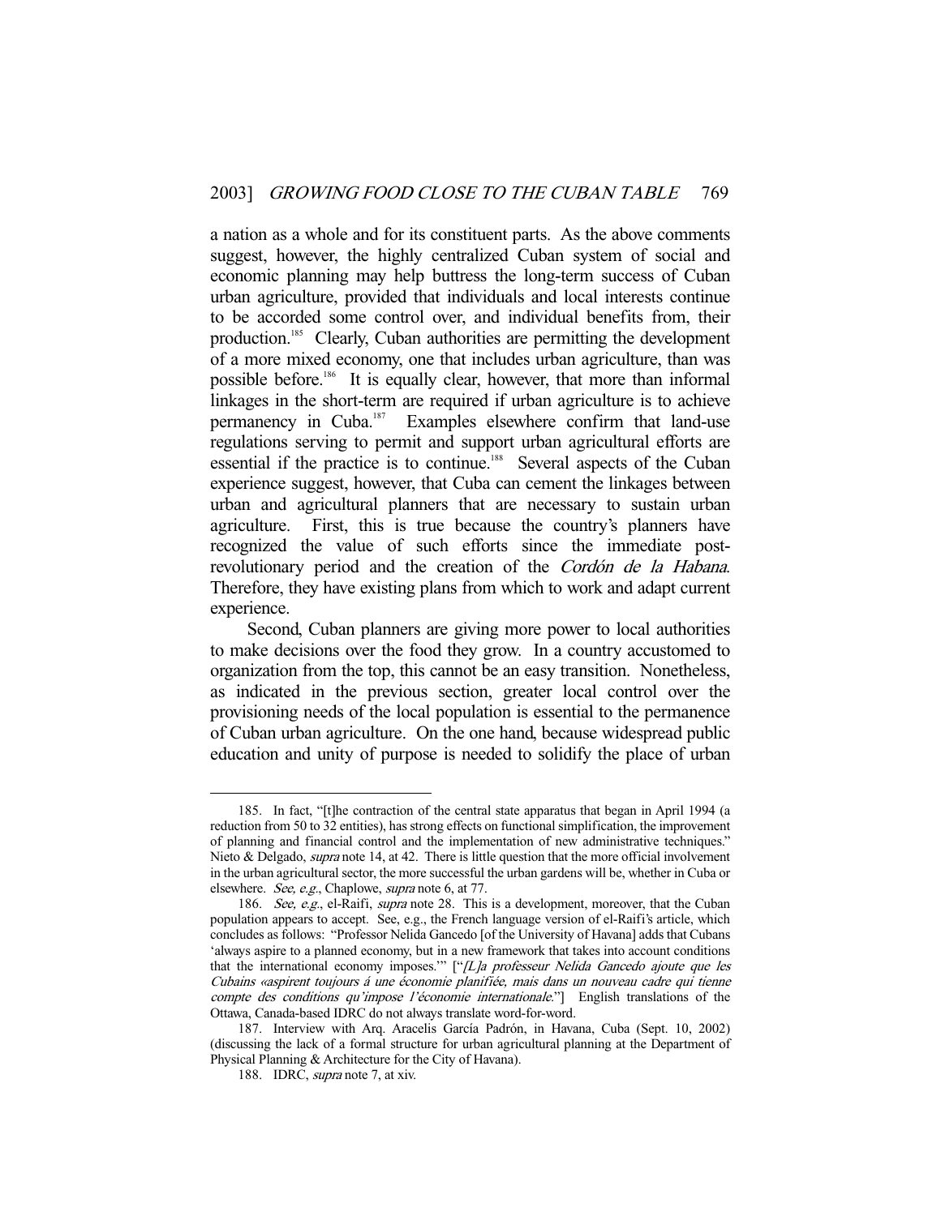a nation as a whole and for its constituent parts. As the above comments suggest, however, the highly centralized Cuban system of social and economic planning may help buttress the long-term success of Cuban urban agriculture, provided that individuals and local interests continue to be accorded some control over, and individual benefits from, their production.[185] Clearly, Cuban authorities are permitting the development of a more mixed economy, one that includes urban agriculture, than was possible before.[186] It is equally clear, however, that more than informal linkages in the short-term are required if urban agriculture is to achieve permanency in Cuba.[187] Examples elsewhere confirm that land-use regulations serving to permit and support urban agricultural efforts are essential if the practice is to continue.[188] Several aspects of the Cuban experience suggest, however, that Cuba can cement the linkages between urban and agricultural planners that are necessary to sustain urban agriculture. First, this is true because the country's planners have recognized the value of such efforts since the immediate post-revolutionary period and the creation of the *Cordón de la Habana*. Therefore, they have existing plans from which to work and adapt current experience.

Second, Cuban planners are giving more power to local authorities to make decisions over the food they grow. In a country accustomed to organization from the top, this cannot be an easy transition. Nonetheless, as indicated in the previous section, greater local control over the provisioning needs of the local population is essential to the permanence of Cuban urban agriculture. On the one hand, because widespread public education and unity of purpose is needed to solidify the place of urban

---

185. In fact, "[t]he contraction of the central state apparatus that began in April 1994 (a reduction from 50 to 32 entities), has strong effects on functional simplification, the improvement of planning and financial control and the implementation of new administrative techniques." Nieto & Delgado, *supra* note 14, at 42. There is little question that the more official involvement in the urban agricultural sector, the more successful the urban gardens will be, whether in Cuba or elsewhere. *See, e.g.*, Chaplowe, *supra* note 6, at 77.

186. *See, e.g.*, el-Raifi, *supra* note 28. This is a development, moreover, that the Cuban population appears to accept. See, e.g., the French language version of el-Raifi's article, which concludes as follows: "Professor Nelida Gancedo [of the University of Havana] adds that Cubans 'always aspire to a planned economy, but in a new framework that takes into account conditions that the international economy imposes.'" ["*[L]a professeur Nelida Gancedo ajoute que les Cubains «aspirent toujours á une économie planifiée, mais dans un nouveau cadre qui tienne compte des conditions qu'impose l'économie internationale.*"] English translations of the Ottawa, Canada-based IDRC do not always translate word-for-word.

187. Interview with Arq. Aracelis García Padrón, in Havana, Cuba (Sept. 10, 2002) (discussing the lack of a formal structure for urban agricultural planning at the Department of Physical Planning & Architecture for the City of Havana).

188. IDRC, *supra* note 7, at xiv.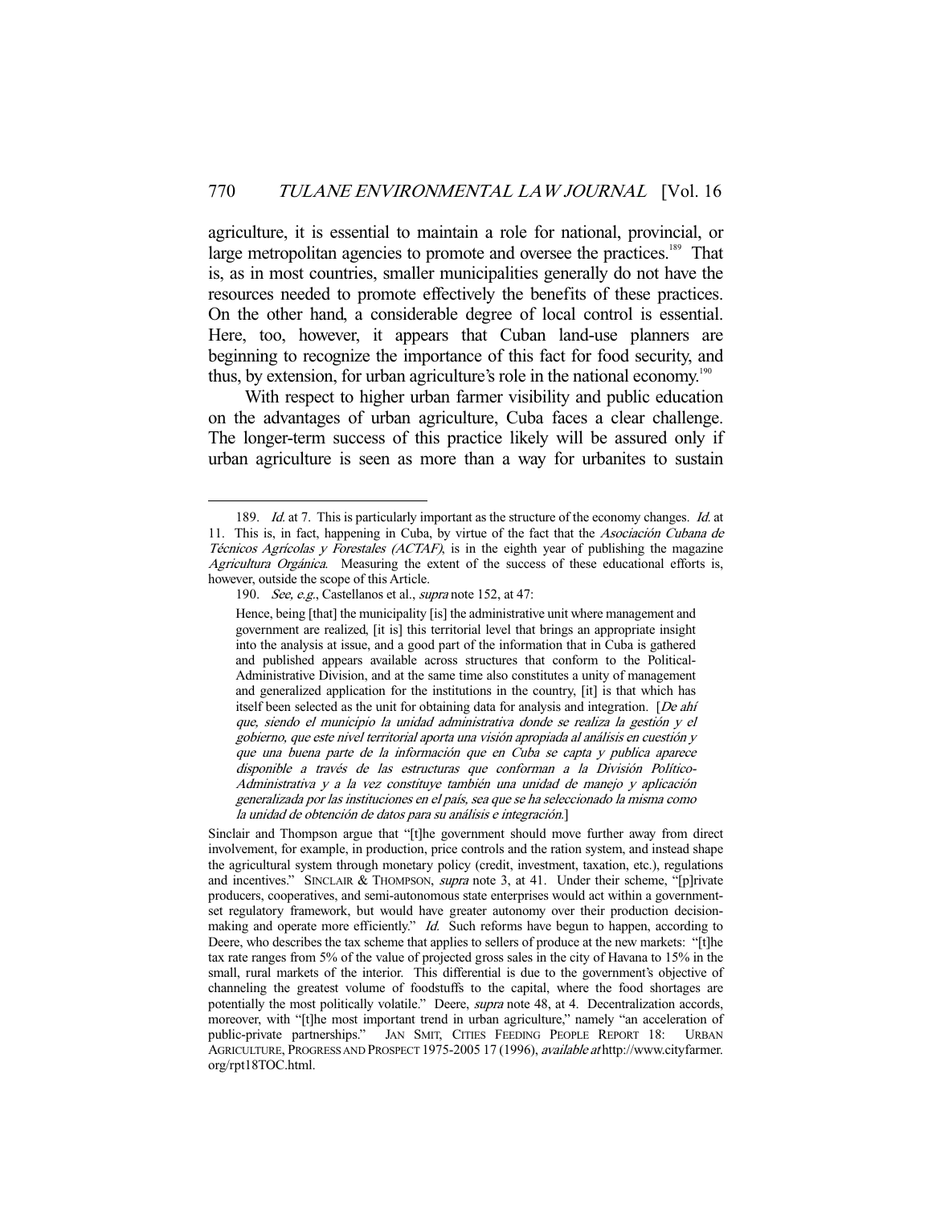agriculture, it is essential to maintain a role for national, provincial, or large metropolitan agencies to promote and oversee the practices.[189] That is, as in most countries, smaller municipalities generally do not have the resources needed to promote effectively the benefits of these practices. On the other hand, a considerable degree of local control is essential. Here, too, however, it appears that Cuban land-use planners are beginning to recognize the importance of this fact for food security, and thus, by extension, for urban agriculture's role in the national economy.[190]

With respect to higher urban farmer visibility and public education on the advantages of urban agriculture, Cuba faces a clear challenge. The longer-term success of this practice likely will be assured only if urban agriculture is seen as more than a way for urbanites to sustain

---

189. *Id.* at 7. This is particularly important as the structure of the economy changes. *Id.* at 11. This is, in fact, happening in Cuba, by virtue of the fact that the *Asociación Cubana de Técnicos Agrícolas y Forestales (ACTAF)*, is in the eighth year of publishing the magazine *Agricultura Orgánica*. Measuring the extent of the success of these educational efforts is, however, outside the scope of this Article.

190. *See, e.g.*, Castellanos et al., *supra* note 152, at 47:

> Hence, being [that] the municipality [is] the administrative unit where management and government are realized, [it is] this territorial level that brings an appropriate insight into the analysis at issue, and a good part of the information that in Cuba is gathered and published appears available across structures that conform to the Political-Administrative Division, and at the same time also constitutes a unity of management and generalized application for the institutions in the country, [it] is that which has itself been selected as the unit for obtaining data for analysis and integration. [*De ahí que, siendo el municipio la unidad administrativa donde se realiza la gestión y el gobierno, que este nivel territorial aporta una visión apropiada al análisis en cuestión y que una buena parte de la información que en Cuba se capta y publica aparece disponible a través de las estructuras que conforman a la División Político-Administrativa y a la vez constituye también una unidad de manejo y aplicación generalizada por las instituciones en el país, sea que se ha seleccionado la misma como la unidad de obtención de datos para su análisis e integración.*]

Sinclair and Thompson argue that "[t]he government should move further away from direct involvement, for example, in production, price controls and the ration system, and instead shape the agricultural system through monetary policy (credit, investment, taxation, etc.), regulations and incentives." SINCLAIR & THOMPSON, *supra* note 3, at 41. Under their scheme, "[p]rivate producers, cooperatives, and semi-autonomous state enterprises would act within a government-set regulatory framework, but would have greater autonomy over their production decision-making and operate more efficiently." *Id.* Such reforms have begun to happen, according to Deere, who describes the tax scheme that applies to sellers of produce at the new markets: "[t]he tax rate ranges from 5% of the value of projected gross sales in the city of Havana to 15% in the small, rural markets of the interior. This differential is due to the government's objective of channeling the greatest volume of foodstuffs to the capital, where the food shortages are potentially the most politically volatile." Deere, *supra* note 48, at 4. Decentralization accords, moreover, with "[t]he most important trend in urban agriculture," namely "an acceleration of public-private partnerships." JAN SMIT, CITIES FEEDING PEOPLE REPORT 18: URBAN AGRICULTURE, PROGRESS AND PROSPECT 1975-2005 17 (1996), *available at* http://www.cityfarmer.org/rpt18TOC.html.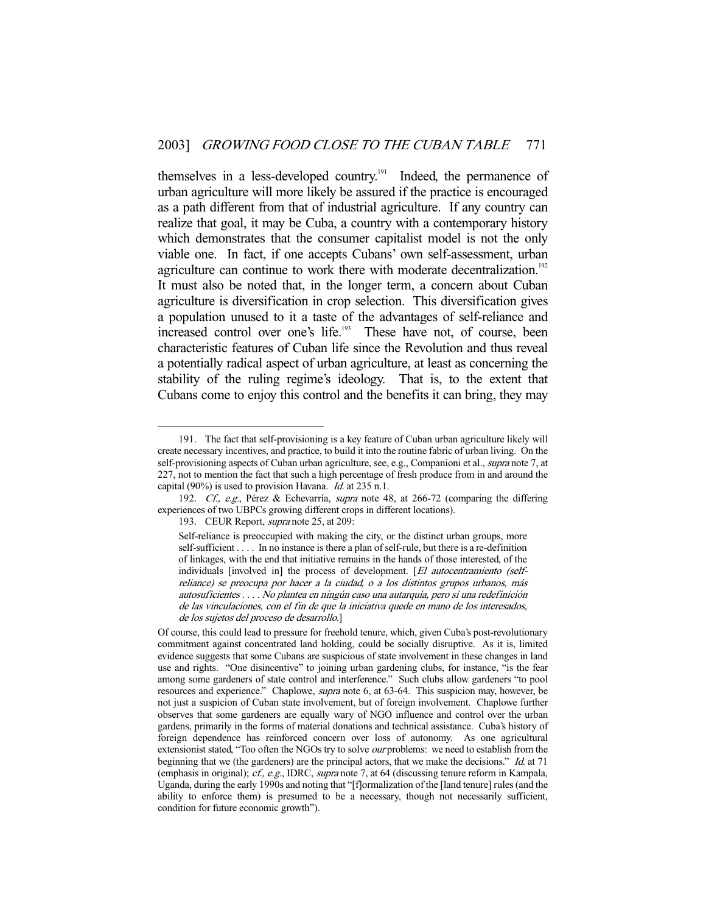themselves in a less-developed country.[191] Indeed, the permanence of urban agriculture will more likely be assured if the practice is encouraged as a path different from that of industrial agriculture. If any country can realize that goal, it may be Cuba, a country with a contemporary history which demonstrates that the consumer capitalist model is not the only viable one. In fact, if one accepts Cubans' own self-assessment, urban agriculture can continue to work there with moderate decentralization.[192] It must also be noted that, in the longer term, a concern about Cuban agriculture is diversification in crop selection. This diversification gives a population unused to it a taste of the advantages of self-reliance and increased control over one's life.[193] These have not, of course, been characteristic features of Cuban life since the Revolution and thus reveal a potentially radical aspect of urban agriculture, at least as concerning the stability of the ruling regime's ideology. That is, to the extent that Cubans come to enjoy this control and the benefits it can bring, they may

---

191. The fact that self-provisioning is a key feature of Cuban urban agriculture likely will create necessary incentives, and practice, to build it into the routine fabric of urban living. On the self-provisioning aspects of Cuban urban agriculture, see, e.g., Companioni et al., *supra* note 7, at 227, not to mention the fact that such a high percentage of fresh produce from in and around the capital (90%) is used to provision Havana. *Id.* at 235 n.1.

192. *Cf., e.g.*, Pérez & Echevarría, *supra* note 48, at 266-72 (comparing the differing experiences of two UBPCs growing different crops in different locations).

193. CEUR Report, *supra* note 25, at 209:

> Self-reliance is preoccupied with making the city, or the distinct urban groups, more self-sufficient . . . . In no instance is there a plan of self-rule, but there is a re-definition of linkages, with the end that initiative remains in the hands of those interested, of the individuals [involved in] the process of development. [*El autocentramiento (self-reliance) se preocupa por hacer a la ciudad, o a los distintos grupos urbanos, más autosuficientes . . . . No plantea en ningún caso una autarquía, pero sí una redefinición de las vinculaciones, con el fin de que la iniciativa quede en mano de los interesados, de los sujetos del proceso de desarrollo.*]

Of course, this could lead to pressure for freehold tenure, which, given Cuba's post-revolutionary commitment against concentrated land holding, could be socially disruptive. As it is, limited evidence suggests that some Cubans are suspicious of state involvement in these changes in land use and rights. "One disincentive" to joining urban gardening clubs, for instance, "is the fear among some gardeners of state control and interference." Such clubs allow gardeners "to pool resources and experience." Chaplowe, *supra* note 6, at 63-64. This suspicion may, however, be not just a suspicion of Cuban state involvement, but of foreign involvement. Chaplowe further observes that some gardeners are equally wary of NGO influence and control over the urban gardens, primarily in the forms of material donations and technical assistance. Cuba's history of foreign dependence has reinforced concern over loss of autonomy. As one agricultural extensionist stated, "Too often the NGOs try to solve *our* problems: we need to establish from the beginning that we (the gardeners) are the principal actors, that we make the decisions." *Id.* at 71 (emphasis in original); *cf., e.g.*, IDRC, *supra* note 7, at 64 (discussing tenure reform in Kampala, Uganda, during the early 1990s and noting that "[f]ormalization of the [land tenure] rules (and the ability to enforce them) is presumed to be a necessary, though not necessarily sufficient, condition for future economic growth").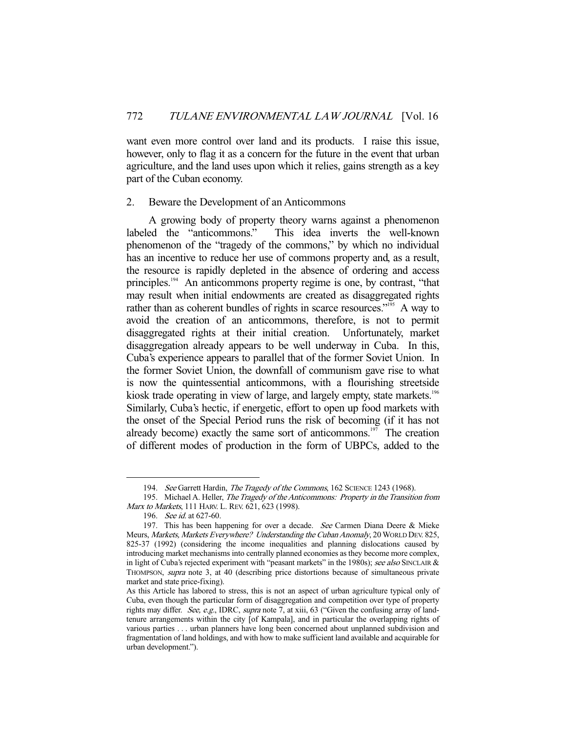want even more control over land and its products. I raise this issue, however, only to flag it as a concern for the future in the event that urban agriculture, and the land uses upon which it relies, gains strength as a key part of the Cuban economy.

### 2. Beware the Development of an Anticommons

A growing body of property theory warns against a phenomenon labeled the "anticommons." This idea inverts the well-known phenomenon of the "tragedy of the commons," by which no individual has an incentive to reduce her use of commons property and, as a result, the resource is rapidly depleted in the absence of ordering and access principles.[194] An anticommons property regime is one, by contrast, "that may result when initial endowments are created as disaggregated rights rather than as coherent bundles of rights in scarce resources."[195] A way to avoid the creation of an anticommons, therefore, is not to permit disaggregated rights at their initial creation. Unfortunately, market disaggregation already appears to be well underway in Cuba. In this, Cuba's experience appears to parallel that of the former Soviet Union. In the former Soviet Union, the downfall of communism gave rise to what is now the quintessential anticommons, with a flourishing streetside kiosk trade operating in view of large, and largely empty, state markets.[196] Similarly, Cuba's hectic, if energetic, effort to open up food markets with the onset of the Special Period runs the risk of becoming (if it has not already become) exactly the same sort of anticommons.[197] The creation of different modes of production in the form of UBPCs, added to the

---

194. *See* Garrett Hardin, *The Tragedy of the Commons*, 162 SCIENCE 1243 (1968).

195. Michael A. Heller, *The Tragedy of the Anticommons: Property in the Transition from Marx to Markets*, 111 HARV. L. REV. 621, 623 (1998).

196. *See id.* at 627-60.

197. This has been happening for over a decade. *See* Carmen Diana Deere & Mieke Meurs, *Markets, Markets Everywhere? Understanding the Cuban Anomaly*, 20 WORLD DEV. 825, 825-37 (1992) (considering the income inequalities and planning dislocations caused by introducing market mechanisms into centrally planned economies as they become more complex, in light of Cuba's rejected experiment with "peasant markets" in the 1980s); *see also* SINCLAIR & THOMPSON, *supra* note 3, at 40 (describing price distortions because of simultaneous private market and state price-fixing).

As this Article has labored to stress, this is not an aspect of urban agriculture typical only of Cuba, even though the particular form of disaggregation and competition over type of property rights may differ. *See, e.g.*, IDRC, *supra* note 7, at xiii, 63 ("Given the confusing array of land-tenure arrangements within the city [of Kampala], and in particular the overlapping rights of various parties . . . urban planners have long been concerned about unplanned subdivision and fragmentation of land holdings, and with how to make sufficient land available and acquirable for urban development.").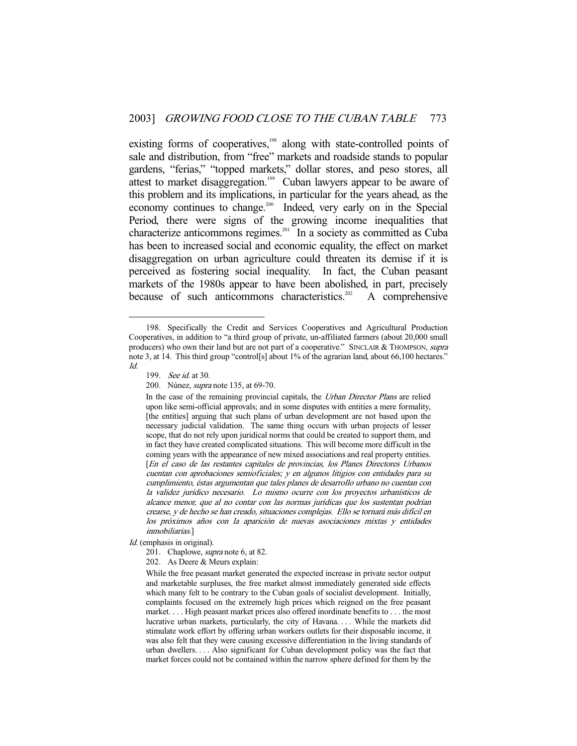existing forms of cooperatives,[198] along with state-controlled points of sale and distribution, from "free" markets and roadside stands to popular gardens, "ferias," "topped markets," dollar stores, and peso stores, all attest to market disaggregation.[199] Cuban lawyers appear to be aware of this problem and its implications, in particular for the years ahead, as the economy continues to change.[200] Indeed, very early on in the Special Period, there were signs of the growing income inequalities that characterize anticommons regimes.[201] In a society as committed as Cuba has been to increased social and economic equality, the effect on market disaggregation on urban agriculture could threaten its demise if it is perceived as fostering social inequality. In fact, the Cuban peasant markets of the 1980s appear to have been abolished, in part, precisely because of such anticommons characteristics.[202] A comprehensive

---

198. Specifically the Credit and Services Cooperatives and Agricultural Production Cooperatives, in addition to "a third group of private, un-affiliated farmers (about 20,000 small producers) who own their land but are not part of a cooperative." SINCLAIR & THOMPSON, *supra* note 3, at 14. This third group "control[s] about 1% of the agrarian land, about 66,100 hectares." *Id.*

199. *See id.* at 30.

200. Núnez, *supra* note 135, at 69-70.

> In the case of the remaining provincial capitals, the *Urban Director Plans* are relied upon like semi-official approvals; and in some disputes with entities a mere formality, [the entities] arguing that such plans of urban development are not based upon the necessary judicial validation. The same thing occurs with urban projects of lesser scope, that do not rely upon juridical norms that could be created to support them, and in fact they have created complicated situations. This will become more difficult in the coming years with the appearance of new mixed associations and real property entities. [*En el caso de las restantes capitales de provincias, los Planes Directores Urbanos cuentan con aprobaciones semioficiales; y en algunos litigios con entidades para su cumplimiento, éstas argumentan que tales planes de desarrollo urbano no cuentan con la validez jurídico necesario. Lo mismo ocurre con los proyectos urbanísticos de alcance menor, que al no contar con las normas jurídicas que los sustentan podrían crearse, y de hecho se han creado, situaciones complejas. Ello se tornará más difícil en los próximos años con la aparición de nuevas asociaciones mixtas y entidades inmobiliarias.*]

*Id.* (emphasis in original).

201. Chaplowe, *supra* note 6, at 82.

202. As Deere & Meurs explain:

> While the free peasant market generated the expected increase in private sector output and marketable surpluses, the free market almost immediately generated side effects which many felt to be contrary to the Cuban goals of socialist development. Initially, complaints focused on the extremely high prices which reigned on the free peasant market. . . . High peasant market prices also offered inordinate benefits to . . . the most lucrative urban markets, particularly, the city of Havana. . . . While the markets did stimulate work effort by offering urban workers outlets for their disposable income, it was also felt that they were causing excessive differentiation in the living standards of urban dwellers. . . . Also significant for Cuban development policy was the fact that market forces could not be contained within the narrow sphere defined for them by the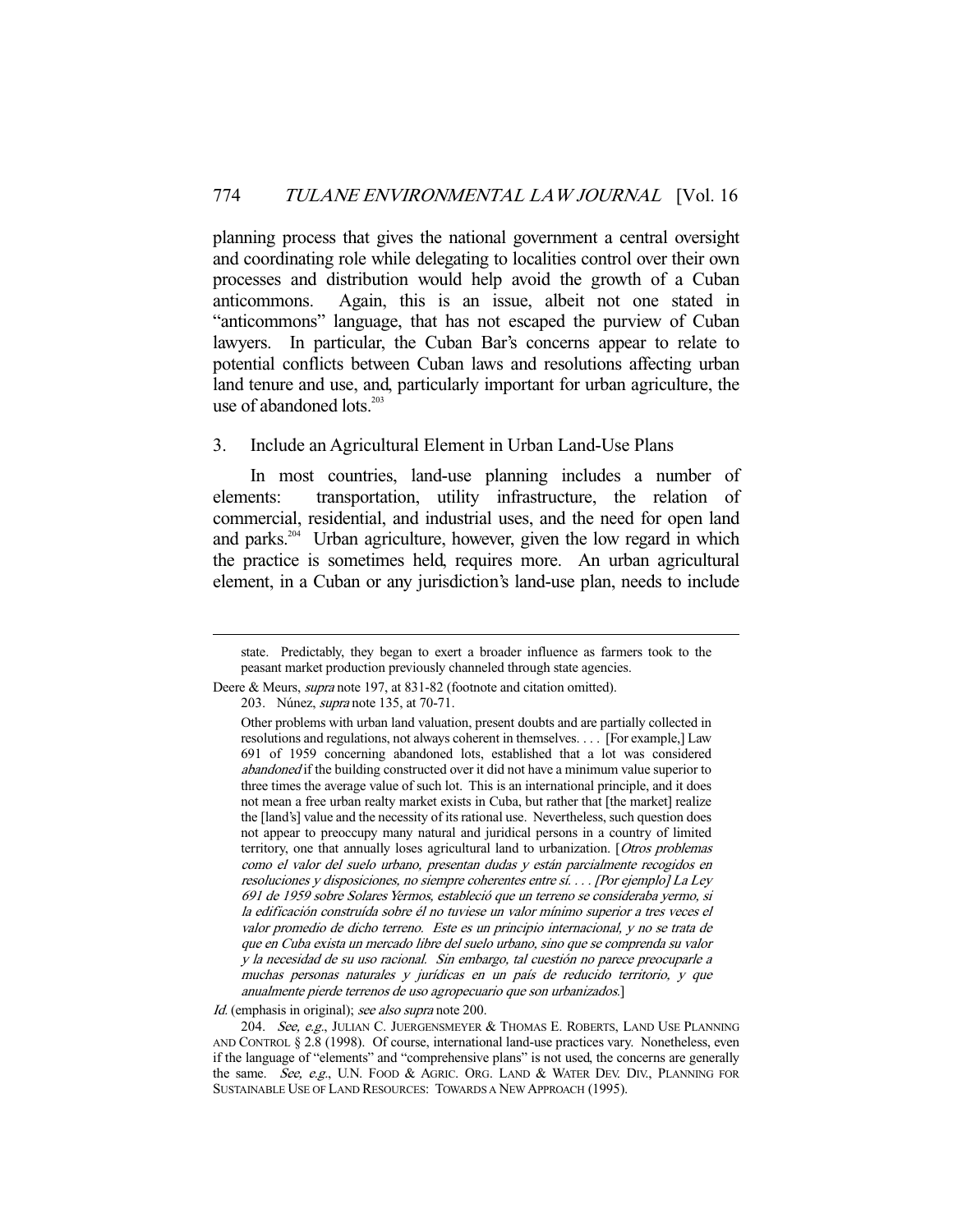planning process that gives the national government a central oversight and coordinating role while delegating to localities control over their own processes and distribution would help avoid the growth of a Cuban anticommons. Again, this is an issue, albeit not one stated in "anticommons" language, that has not escaped the purview of Cuban lawyers. In particular, the Cuban Bar's concerns appear to relate to potential conflicts between Cuban laws and resolutions affecting urban land tenure and use, and, particularly important for urban agriculture, the use of abandoned lots.[203]

### 3. Include an Agricultural Element in Urban Land-Use Plans

In most countries, land-use planning includes a number of elements: transportation, utility infrastructure, the relation of commercial, residential, and industrial uses, and the need for open land and parks.[204] Urban agriculture, however, given the low regard in which the practice is sometimes held, requires more. An urban agricultural element, in a Cuban or any jurisdiction's land-use plan, needs to include

---

> state. Predictably, they began to exert a broader influence as farmers took to the peasant market production previously channeled through state agencies.

Deere & Meurs, *supra* note 197, at 831-82 (footnote and citation omitted).

203. Núnez, *supra* note 135, at 70-71.

> Other problems with urban land valuation, present doubts and are partially collected in resolutions and regulations, not always coherent in themselves. . . . [For example,] Law 691 of 1959 concerning abandoned lots, established that a lot was considered *abandoned* if the building constructed over it did not have a minimum value superior to three times the average value of such lot. This is an international principle, and it does not mean a free urban realty market exists in Cuba, but rather that [the market] realize the [land's] value and the necessity of its rational use. Nevertheless, such question does not appear to preoccupy many natural and juridical persons in a country of limited territory, one that annually loses agricultural land to urbanization. [*Otros problemas como el valor del suelo urbano, presentan dudas y están parcialmente recogidos en resoluciones y disposiciones, no siempre coherentes entre sí. . . . [Por ejemplo] La Ley 691 de 1959 sobre Solares Yermos, estableció que un terreno se consideraba yermo, si la edificación construída sobre él no tuviese un valor mínimo superior a tres veces el valor promedio de dicho terreno. Este es un principio internacional, y no se trata de que en Cuba exista un mercado libre del suelo urbano, sino que se comprenda su valor y la necesidad de su uso racional. Sin embargo, tal cuestión no parece preocuparle a muchas personas naturales y jurídicas en un país de reducido territorio, y que anualmente pierde terrenos de uso agropecuario que son urbanizados.*]

*Id.* (emphasis in original); *see also supra* note 200.

204. *See, e.g.*, JULIAN C. JUERGENSMEYER & THOMAS E. ROBERTS, LAND USE PLANNING AND CONTROL § 2.8 (1998). Of course, international land-use practices vary. Nonetheless, even if the language of "elements" and "comprehensive plans" is not used, the concerns are generally the same. *See, e.g.*, U.N. FOOD & AGRIC. ORG. LAND & WATER DEV. DIV., PLANNING FOR SUSTAINABLE USE OF LAND RESOURCES: TOWARDS A NEW APPROACH (1995).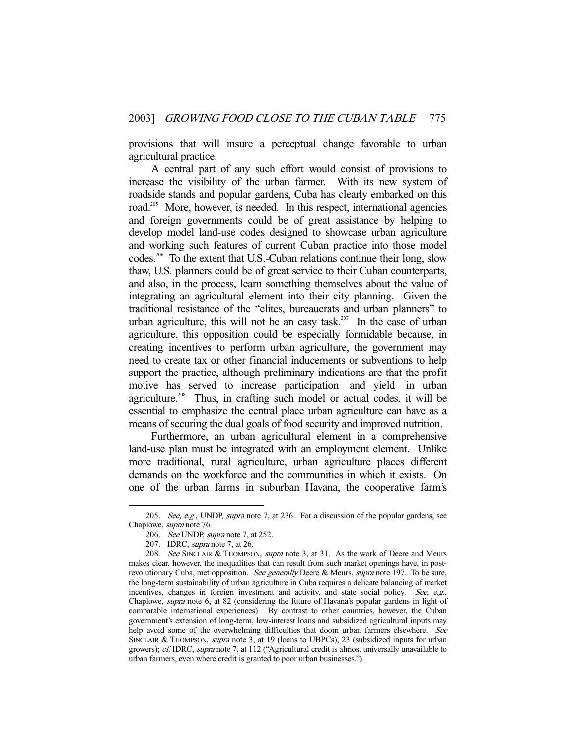provisions that will insure a perceptual change favorable to urban agricultural practice.

A central part of any such effort would consist of provisions to increase the visibility of the urban farmer. With its new system of roadside stands and popular gardens, Cuba has clearly embarked on this road.[205] More, however, is needed. In this respect, international agencies and foreign governments could be of great assistance by helping to develop model land-use codes designed to showcase urban agriculture and working such features of current Cuban practice into those model codes.[206] To the extent that U.S.-Cuban relations continue their long, slow thaw, U.S. planners could be of great service to their Cuban counterparts, and also, in the process, learn something themselves about the value of integrating an agricultural element into their city planning. Given the traditional resistance of the "elites, bureaucrats and urban planners" to urban agriculture, this will not be an easy task.[207] In the case of urban agriculture, this opposition could be especially formidable because, in creating incentives to perform urban agriculture, the government may need to create tax or other financial inducements or subventions to help support the practice, although preliminary indications are that the profit motive has served to increase participation—and yield—in urban agriculture.[208] Thus, in crafting such model or actual codes, it will be essential to emphasize the central place urban agriculture can have as a means of securing the dual goals of food security and improved nutrition.

Furthermore, an urban agricultural element in a comprehensive land-use plan must be integrated with an employment element. Unlike more traditional, rural agriculture, urban agriculture places different demands on the workforce and the communities in which it exists. On one of the urban farms in suburban Havana, the cooperative farm's

---

205. *See, e.g.*, UNDP, *supra* note 7, at 236. For a discussion of the popular gardens, see Chaplowe, *supra* note 76.

206. *See* UNDP, *supra* note 7, at 252.

207. IDRC, *supra* note 7, at 26.

208. *See* SINCLAIR & THOMPSON, *supra* note 3, at 31. As the work of Deere and Meurs makes clear, however, the inequalities that can result from such market openings have, in post-revolutionary Cuba, met opposition. *See generally* Deere & Meurs, *supra* note 197. To be sure, the long-term sustainability of urban agriculture in Cuba requires a delicate balancing of market incentives, changes in foreign investment and activity, and state social policy. *See, e.g.*, Chaplowe, *supra* note 6, at 82 (considering the future of Havana's popular gardens in light of comparable international experiences). By contrast to other countries, however, the Cuban government's extension of long-term, low-interest loans and subsidized agricultural inputs may help avoid some of the overwhelming difficulties that doom urban farmers elsewhere. *See* SINCLAIR & THOMPSON, *supra* note 3, at 19 (loans to UBPCs), 23 (subsidized inputs for urban growers); *cf.* IDRC, *supra* note 7, at 112 ("Agricultural credit is almost universally unavailable to urban farmers, even where credit is granted to poor urban businesses.").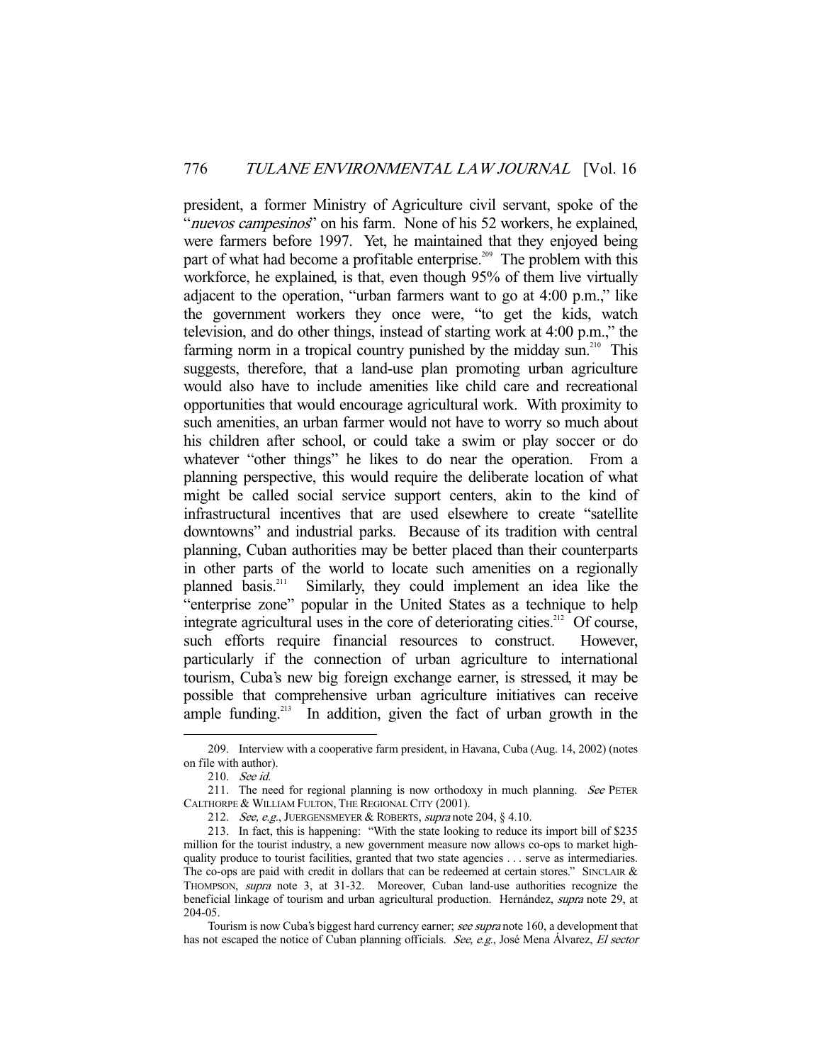president, a former Ministry of Agriculture civil servant, spoke of the "*nuevos campesinos*" on his farm. None of his 52 workers, he explained, were farmers before 1997. Yet, he maintained that they enjoyed being part of what had become a profitable enterprise.[209] The problem with this workforce, he explained, is that, even though 95% of them live virtually adjacent to the operation, "urban farmers want to go at 4:00 p.m.," like the government workers they once were, "to get the kids, watch television, and do other things, instead of starting work at 4:00 p.m.," the farming norm in a tropical country punished by the midday sun.[210] This suggests, therefore, that a land-use plan promoting urban agriculture would also have to include amenities like child care and recreational opportunities that would encourage agricultural work. With proximity to such amenities, an urban farmer would not have to worry so much about his children after school, or could take a swim or play soccer or do whatever "other things" he likes to do near the operation. From a planning perspective, this would require the deliberate location of what might be called social service support centers, akin to the kind of infrastructural incentives that are used elsewhere to create "satellite downtowns" and industrial parks. Because of its tradition with central planning, Cuban authorities may be better placed than their counterparts in other parts of the world to locate such amenities on a regionally planned basis.[211] Similarly, they could implement an idea like the "enterprise zone" popular in the United States as a technique to help integrate agricultural uses in the core of deteriorating cities.[212] Of course, such efforts require financial resources to construct. However, particularly if the connection of urban agriculture to international tourism, Cuba's new big foreign exchange earner, is stressed, it may be possible that comprehensive urban agriculture initiatives can receive ample funding.[213] In addition, given the fact of urban growth in the

---

209. Interview with a cooperative farm president, in Havana, Cuba (Aug. 14, 2002) (notes on file with author).

210. *See id.*

211. The need for regional planning is now orthodoxy in much planning. *See* PETER CALTHORPE & WILLIAM FULTON, THE REGIONAL CITY (2001).

212. *See, e.g.*, JUERGENSMEYER & ROBERTS, *supra* note 204, § 4.10.

213. In fact, this is happening: "With the state looking to reduce its import bill of $235 million for the tourist industry, a new government measure now allows co-ops to market high-quality produce to tourist facilities, granted that two state agencies . . . serve as intermediaries. The co-ops are paid with credit in dollars that can be redeemed at certain stores." SINCLAIR & THOMPSON, *supra* note 3, at 31-32. Moreover, Cuban land-use authorities recognize the beneficial linkage of tourism and urban agricultural production. Hernández, *supra* note 29, at 204-05.

Tourism is now Cuba's biggest hard currency earner; *see supra* note 160, a development that has not escaped the notice of Cuban planning officials. *See, e.g.*, José Mena Álvarez, *El sector*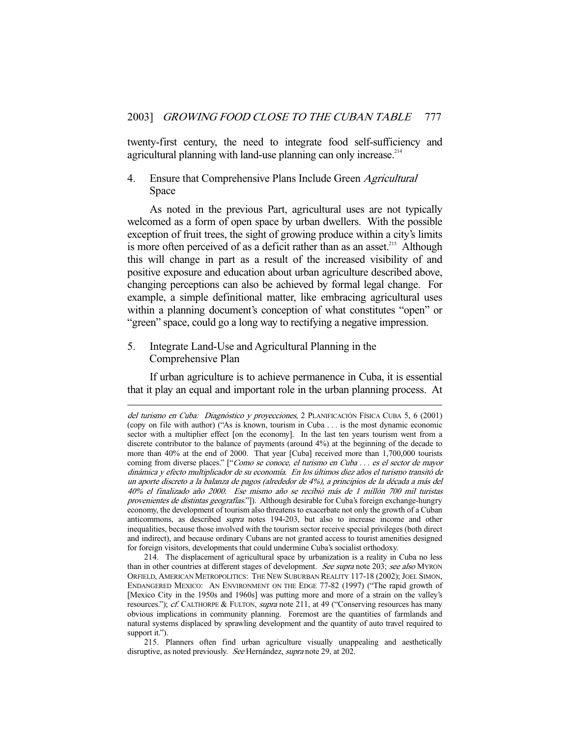twenty-first century, the need to integrate food self-sufficiency and agricultural planning with land-use planning can only increase.[214]

### 4. Ensure that Comprehensive Plans Include Green *Agricultural* Space

As noted in the previous Part, agricultural uses are not typically welcomed as a form of open space by urban dwellers. With the possible exception of fruit trees, the sight of growing produce within a city's limits is more often perceived of as a deficit rather than as an asset.[215] Although this will change in part as a result of the increased visibility of and positive exposure and education about urban agriculture described above, changing perceptions can also be achieved by formal legal change. For example, a simple definitional matter, like embracing agricultural uses within a planning document's conception of what constitutes "open" or "green" space, could go a long way to rectifying a negative impression.

### 5. Integrate Land-Use and Agricultural Planning in the Comprehensive Plan

If urban agriculture is to achieve permanence in Cuba, it is essential that it play an equal and important role in the urban planning process. At

---

*del turismo en Cuba: Diagnóstico y proyecciones*, 2 PLANIFICACIÓN FÍSICA CUBA 5, 6 (2001) (copy on file with author) ("As is known, tourism in Cuba . . . is the most dynamic economic sector with a multiplier effect [on the economy]. In the last ten years tourism went from a discrete contributor to the balance of payments (around 4%) at the beginning of the decade to more than 40% at the end of 2000. That year [Cuba] received more than 1,700,000 tourists coming from diverse places." ["*Como se conoce, el turismo en Cuba . . . es el sector de mayor dinámica y efecto multiplicador de su economía. En los últimos diez años el turismo transitó de un aporte discreto a la balanza de pagos (alrededor de 4%), a principios de la década a más del 40% el finalizado año 2000. Ese mismo año se recibió más de 1 millón 700 mil turistas provenientes de distintas geografías.*"]). Although desirable for Cuba's foreign exchange-hungry economy, the development of tourism also threatens to exacerbate not only the growth of a Cuban anticommons, as described *supra* notes 194-203, but also to increase income and other inequalities, because those involved with the tourism sector receive special privileges (both direct and indirect), and because ordinary Cubans are not granted access to tourist amenities designed for foreign visitors, developments that could undermine Cuba's socialist orthodoxy.

214. The displacement of agricultural space by urbanization is a reality in Cuba no less than in other countries at different stages of development. *See supra* note 203; *see also* MYRON ORFIELD, AMERICAN METROPOLITICS: THE NEW SUBURBAN REALITY 117-18 (2002); JOEL SIMON, ENDANGERED MEXICO: AN ENVIRONMENT ON THE EDGE 77-82 (1997) ("The rapid growth of [Mexico City in the 1950s and 1960s] was putting more and more of a strain on the valley's resources."); *cf.* CALTHORPE & FULTON, *supra* note 211, at 49 ("Conserving resources has many obvious implications in community planning. Foremost are the quantities of farmlands and natural systems displaced by sprawling development and the quantity of auto travel required to support it.").

215. Planners often find urban agriculture visually unappealing and aesthetically disruptive, as noted previously. *See* Hernández, *supra* note 29, at 202.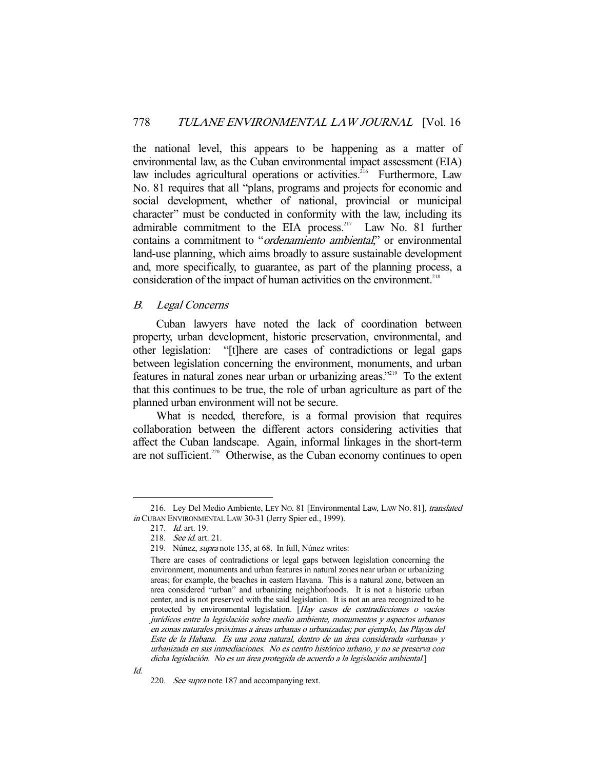the national level, this appears to be happening as a matter of environmental law, as the Cuban environmental impact assessment (EIA) law includes agricultural operations or activities.[216] Furthermore, Law No. 81 requires that all "plans, programs and projects for economic and social development, whether of national, provincial or municipal character" must be conducted in conformity with the law, including its admirable commitment to the EIA process.[217] Law No. 81 further contains a commitment to "*ordenamiento ambiental*," or environmental land-use planning, which aims broadly to assure sustainable development and, more specifically, to guarantee, as part of the planning process, a consideration of the impact of human activities on the environment.[218]

## *B. Legal Concerns*

Cuban lawyers have noted the lack of coordination between property, urban development, historic preservation, environmental, and other legislation: "[t]here are cases of contradictions or legal gaps between legislation concerning the environment, monuments, and urban features in natural zones near urban or urbanizing areas."[219] To the extent that this continues to be true, the role of urban agriculture as part of the planned urban environment will not be secure.

What is needed, therefore, is a formal provision that requires collaboration between the different actors considering activities that affect the Cuban landscape. Again, informal linkages in the short-term are not sufficient.[220] Otherwise, as the Cuban economy continues to open

---

216. Ley Del Medio Ambiente, LEY NO. 81 [Environmental Law, LAW NO. 81], *translated in* CUBAN ENVIRONMENTAL LAW 30-31 (Jerry Spier ed., 1999).

217. *Id.* art. 19.

218. *See id.* art. 21.

219. Núnez, *supra* note 135, at 68. In full, Núnez writes:

> There are cases of contradictions or legal gaps between legislation concerning the environment, monuments and urban features in natural zones near urban or urbanizing areas; for example, the beaches in eastern Havana. This is a natural zone, between an area considered "urban" and urbanizing neighborhoods. It is not a historic urban center, and is not preserved with the said legislation. It is not an area recognized to be protected by environmental legislation. [*Hay casos de contradicciones o vacíos jurídicos entre la legislación sobre medio ambiente, monumentos y aspectos urbanos en zonas naturales próximas a áreas urbanas o urbanizadas; por ejemplo, las Playas del Este de la Habana. Es una zona natural, dentro de un área considerada «urbana» y urbanizada en sus inmediaciones. No es centro histórico urbano, y no se preserva con dicha legislación. No es un área protegida de acuerdo a la legislación ambiental.*]

*Id.*

220. *See supra* note 187 and accompanying text.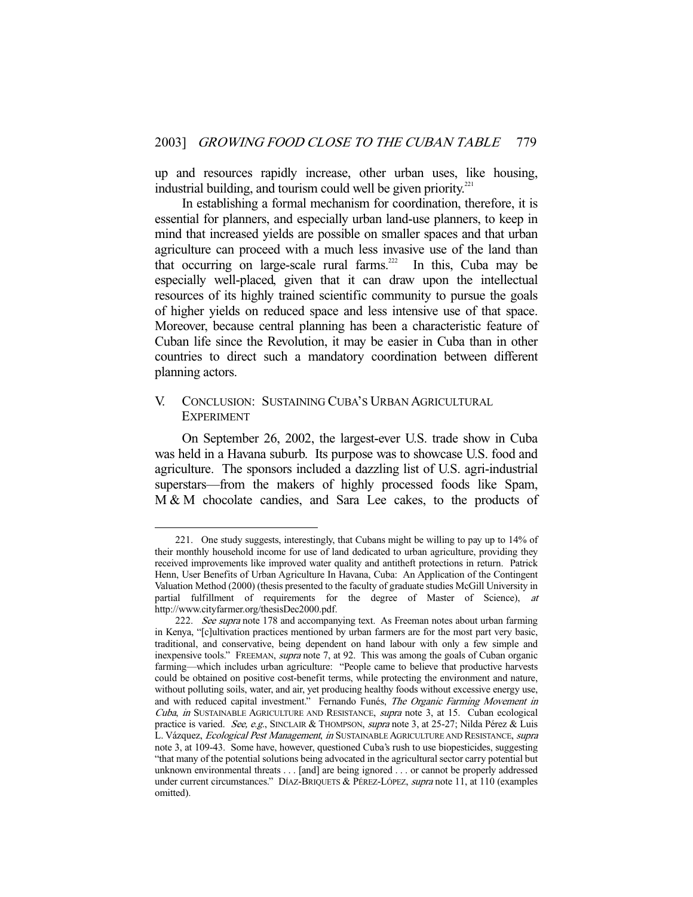up and resources rapidly increase, other urban uses, like housing, industrial building, and tourism could well be given priority.[221]

In establishing a formal mechanism for coordination, therefore, it is essential for planners, and especially urban land-use planners, to keep in mind that increased yields are possible on smaller spaces and that urban agriculture can proceed with a much less invasive use of the land than that occurring on large-scale rural farms.[222] In this, Cuba may be especially well-placed, given that it can draw upon the intellectual resources of its highly trained scientific community to pursue the goals of higher yields on reduced space and less intensive use of that space. Moreover, because central planning has been a characteristic feature of Cuban life since the Revolution, it may be easier in Cuba than in other countries to direct such a mandatory coordination between different planning actors.

## V. CONCLUSION: SUSTAINING CUBA'S URBAN AGRICULTURAL EXPERIMENT

On September 26, 2002, the largest-ever U.S. trade show in Cuba was held in a Havana suburb. Its purpose was to showcase U.S. food and agriculture. The sponsors included a dazzling list of U.S. agri-industrial superstars—from the makers of highly processed foods like Spam, M & M chocolate candies, and Sara Lee cakes, to the products of

---

221. One study suggests, interestingly, that Cubans might be willing to pay up to 14% of their monthly household income for use of land dedicated to urban agriculture, providing they received improvements like improved water quality and antitheft protections in return. Patrick Henn, User Benefits of Urban Agriculture In Havana, Cuba: An Application of the Contingent Valuation Method (2000) (thesis presented to the faculty of graduate studies McGill University in partial fulfillment of requirements for the degree of Master of Science), *at* http://www.cityfarmer.org/thesisDec2000.pdf.

222. *See supra* note 178 and accompanying text. As Freeman notes about urban farming in Kenya, "[c]ultivation practices mentioned by urban farmers are for the most part very basic, traditional, and conservative, being dependent on hand labour with only a few simple and inexpensive tools." FREEMAN, *supra* note 7, at 92. This was among the goals of Cuban organic farming—which includes urban agriculture: "People came to believe that productive harvests could be obtained on positive cost-benefit terms, while protecting the environment and nature, without polluting soils, water, and air, yet producing healthy foods without excessive energy use, and with reduced capital investment." Fernando Funés, *The Organic Farming Movement in Cuba*, *in* SUSTAINABLE AGRICULTURE AND RESISTANCE, *supra* note 3, at 15. Cuban ecological practice is varied. *See, e.g.*, SINCLAIR & THOMPSON, *supra* note 3, at 25-27; Nilda Pérez & Luis L. Vázquez, *Ecological Pest Management*, *in* SUSTAINABLE AGRICULTURE AND RESISTANCE, *supra* note 3, at 109-43. Some have, however, questioned Cuba's rush to use biopesticides, suggesting "that many of the potential solutions being advocated in the agricultural sector carry potential but unknown environmental threats . . . [and] are being ignored . . . or cannot be properly addressed under current circumstances." DÍAZ-BRIQUETS & PÉREZ-LÓPEZ, *supra* note 11, at 110 (examples omitted).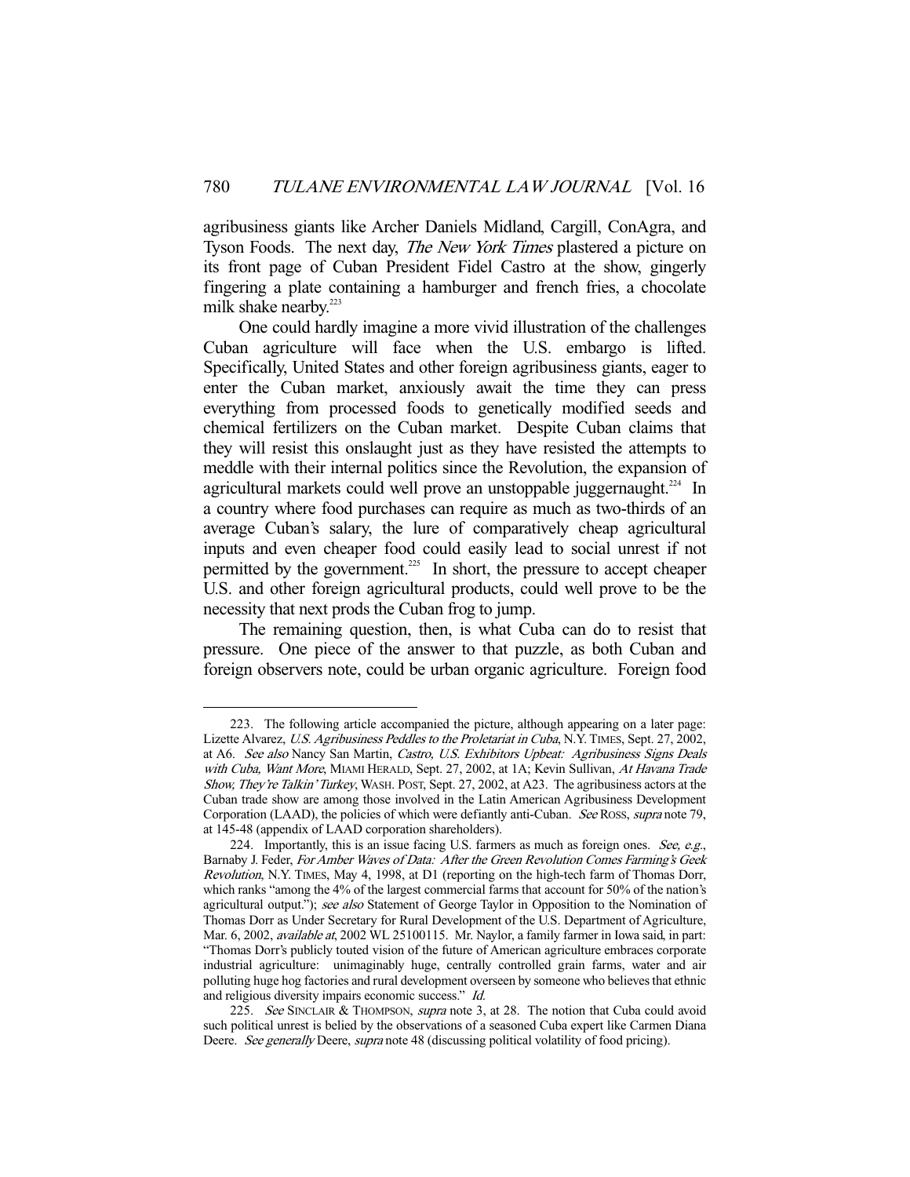agribusiness giants like Archer Daniels Midland, Cargill, ConAgra, and Tyson Foods. The next day, *The New York Times* plastered a picture on its front page of Cuban President Fidel Castro at the show, gingerly fingering a plate containing a hamburger and french fries, a chocolate milk shake nearby.[223]

One could hardly imagine a more vivid illustration of the challenges Cuban agriculture will face when the U.S. embargo is lifted. Specifically, United States and other foreign agribusiness giants, eager to enter the Cuban market, anxiously await the time they can press everything from processed foods to genetically modified seeds and chemical fertilizers on the Cuban market. Despite Cuban claims that they will resist this onslaught just as they have resisted the attempts to meddle with their internal politics since the Revolution, the expansion of agricultural markets could well prove an unstoppable juggernaught.[224] In a country where food purchases can require as much as two-thirds of an average Cuban's salary, the lure of comparatively cheap agricultural inputs and even cheaper food could easily lead to social unrest if not permitted by the government.[225] In short, the pressure to accept cheaper U.S. and other foreign agricultural products, could well prove to be the necessity that next prods the Cuban frog to jump.

The remaining question, then, is what Cuba can do to resist that pressure. One piece of the answer to that puzzle, as both Cuban and foreign observers note, could be urban organic agriculture. Foreign food

---

223. The following article accompanied the picture, although appearing on a later page: Lizette Alvarez, *U.S. Agribusiness Peddles to the Proletariat in Cuba*, N.Y. TIMES, Sept. 27, 2002, at A6. *See also* Nancy San Martin, *Castro, U.S. Exhibitors Upbeat: Agribusiness Signs Deals with Cuba, Want More*, MIAMI HERALD, Sept. 27, 2002, at 1A; Kevin Sullivan, *At Havana Trade Show, They're Talkin' Turkey*, WASH. POST, Sept. 27, 2002, at A23. The agribusiness actors at the Cuban trade show are among those involved in the Latin American Agribusiness Development Corporation (LAAD), the policies of which were defiantly anti-Cuban. *See* ROSS, *supra* note 79, at 145-48 (appendix of LAAD corporation shareholders).

224. Importantly, this is an issue facing U.S. farmers as much as foreign ones. *See, e.g.*, Barnaby J. Feder, *For Amber Waves of Data: After the Green Revolution Comes Farming's Geek Revolution*, N.Y. TIMES, May 4, 1998, at D1 (reporting on the high-tech farm of Thomas Dorr, which ranks "among the 4% of the largest commercial farms that account for 50% of the nation's agricultural output."); *see also* Statement of George Taylor in Opposition to the Nomination of Thomas Dorr as Under Secretary for Rural Development of the U.S. Department of Agriculture, Mar. 6, 2002, *available at*, 2002 WL 25100115. Mr. Naylor, a family farmer in Iowa said, in part: "Thomas Dorr's publicly touted vision of the future of American agriculture embraces corporate industrial agriculture: unimaginably huge, centrally controlled grain farms, water and air polluting huge hog factories and rural development overseen by someone who believes that ethnic and religious diversity impairs economic success." *Id.*

225. *See* SINCLAIR & THOMPSON, *supra* note 3, at 28. The notion that Cuba could avoid such political unrest is belied by the observations of a seasoned Cuba expert like Carmen Diana Deere. *See generally* Deere, *supra* note 48 (discussing political volatility of food pricing).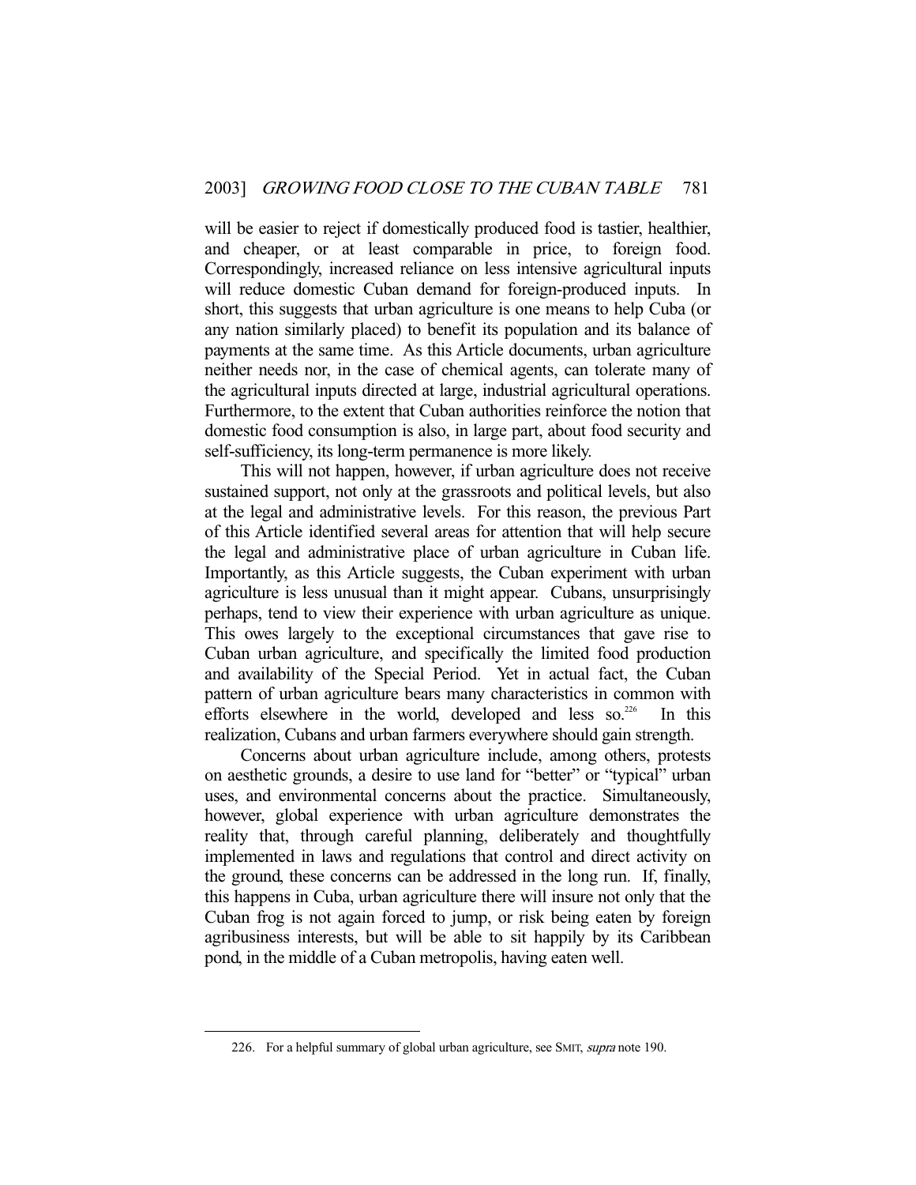will be easier to reject if domestically produced food is tastier, healthier, and cheaper, or at least comparable in price, to foreign food. Correspondingly, increased reliance on less intensive agricultural inputs will reduce domestic Cuban demand for foreign-produced inputs. In short, this suggests that urban agriculture is one means to help Cuba (or any nation similarly placed) to benefit its population and its balance of payments at the same time. As this Article documents, urban agriculture neither needs nor, in the case of chemical agents, can tolerate many of the agricultural inputs directed at large, industrial agricultural operations. Furthermore, to the extent that Cuban authorities reinforce the notion that domestic food consumption is also, in large part, about food security and self-sufficiency, its long-term permanence is more likely.

This will not happen, however, if urban agriculture does not receive sustained support, not only at the grassroots and political levels, but also at the legal and administrative levels. For this reason, the previous Part of this Article identified several areas for attention that will help secure the legal and administrative place of urban agriculture in Cuban life. Importantly, as this Article suggests, the Cuban experiment with urban agriculture is less unusual than it might appear. Cubans, unsurprisingly perhaps, tend to view their experience with urban agriculture as unique. This owes largely to the exceptional circumstances that gave rise to Cuban urban agriculture, and specifically the limited food production and availability of the Special Period. Yet in actual fact, the Cuban pattern of urban agriculture bears many characteristics in common with efforts elsewhere in the world, developed and less so.[226] In this realization, Cubans and urban farmers everywhere should gain strength.

Concerns about urban agriculture include, among others, protests on aesthetic grounds, a desire to use land for "better" or "typical" urban uses, and environmental concerns about the practice. Simultaneously, however, global experience with urban agriculture demonstrates the reality that, through careful planning, deliberately and thoughtfully implemented in laws and regulations that control and direct activity on the ground, these concerns can be addressed in the long run. If, finally, this happens in Cuba, urban agriculture there will insure not only that the Cuban frog is not again forced to jump, or risk being eaten by foreign agribusiness interests, but will be able to sit happily by its Caribbean pond, in the middle of a Cuban metropolis, having eaten well.

---

226. For a helpful summary of global urban agriculture, see SMIT, *supra* note 190.